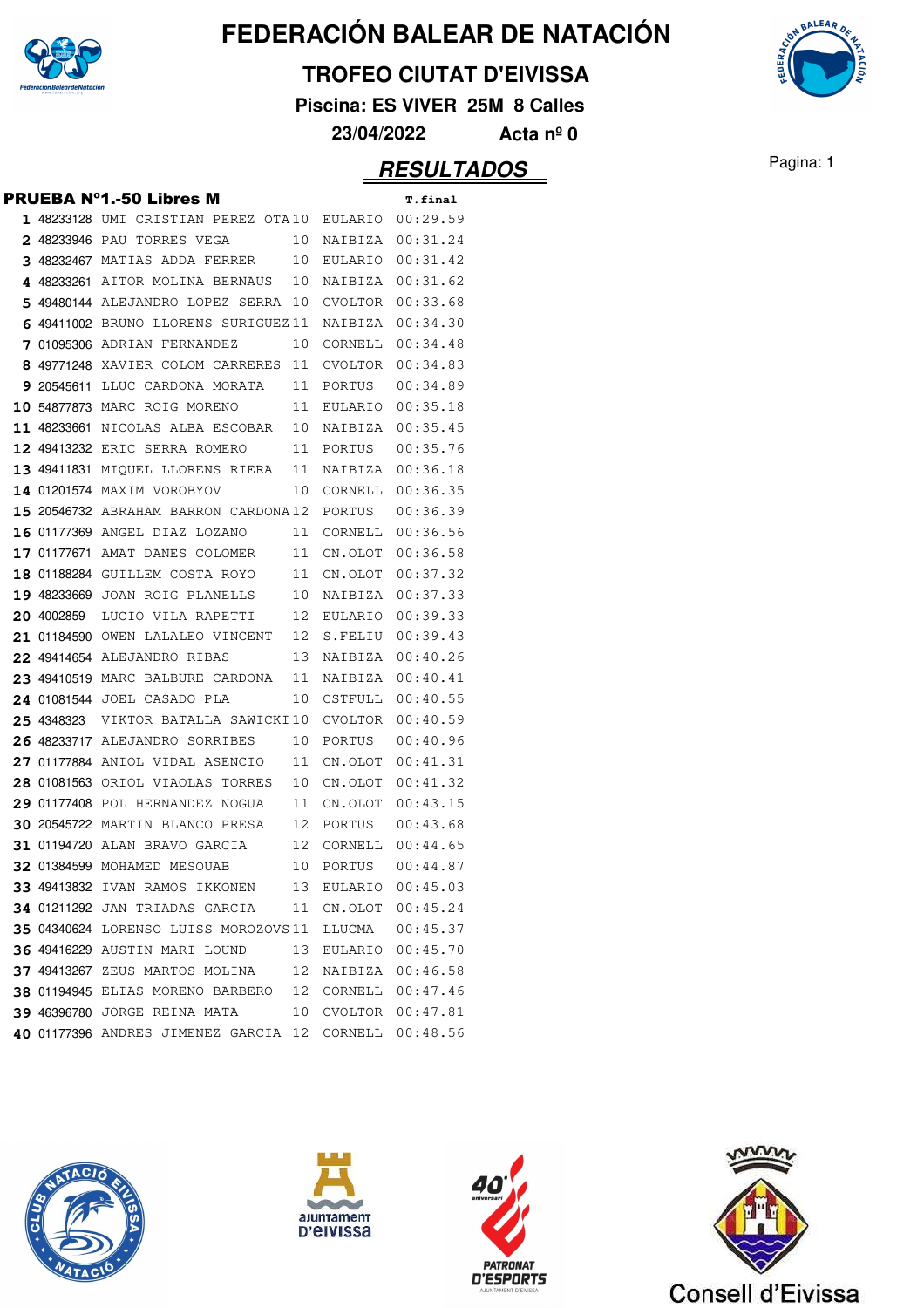# FEDERACIÓN BALEAR DE NATACIÓN

## TROFEO CIUTAT D'EIVISSA

**Piscina: ES VIVER 25M 8 Calles**

**23/04/2022 Acta nº 0**

## RESULTADOS

### PRUEBA Nº1.-50 Libres M

| | Licencia | Nombre | Año | Club | T.final |
|---|---|---|---|---|---|
| 1 | 48233128 | UMI CRISTIAN PEREZ OTA | 10 | EULARIO | 00:29.59 |
| 2 | 48233946 | PAU TORRES VEGA | 10 | NAIBIZA | 00:31.24 |
| 3 | 48232467 | MATIAS ADDA FERRER | 10 | EULARIO | 00:31.42 |
| 4 | 48233261 | AITOR MOLINA BERNAUS | 10 | NAIBIZA | 00:31.62 |
| 5 | 49480144 | ALEJANDRO LOPEZ SERRA | 10 | CVOLTOR | 00:33.68 |
| 6 | 49411002 | BRUNO LLORENS SURIGUEZ | 11 | NAIBIZA | 00:34.30 |
| 7 | 01095306 | ADRIAN FERNANDEZ | 10 | CORNELL | 00:34.48 |
| 8 | 49771248 | XAVIER COLOM CARRERES | 11 | CVOLTOR | 00:34.83 |
| 9 | 20545611 | LLUC CARDONA MORATA | 11 | PORTUS | 00:34.89 |
| 10 | 54877873 | MARC ROIG MORENO | 11 | EULARIO | 00:35.18 |
| 11 | 48233661 | NICOLAS ALBA ESCOBAR | 10 | NAIBIZA | 00:35.45 |
| 12 | 49413232 | ERIC SERRA ROMERO | 11 | PORTUS | 00:35.76 |
| 13 | 49411831 | MIQUEL LLORENS RIERA | 11 | NAIBIZA | 00:36.18 |
| 14 | 01201574 | MAXIM VOROBYOV | 10 | CORNELL | 00:36.35 |
| 15 | 20546732 | ABRAHAM BARRON CARDONA | 12 | PORTUS | 00:36.39 |
| 16 | 01177369 | ANGEL DIAZ LOZANO | 11 | CORNELL | 00:36.56 |
| 17 | 01177671 | AMAT DANES COLOMER | 11 | CN.OLOT | 00:36.58 |
| 18 | 01188284 | GUILLEM COSTA ROYO | 11 | CN.OLOT | 00:37.32 |
| 19 | 48233669 | JOAN ROIG PLANELLS | 10 | NAIBIZA | 00:37.33 |
| 20 | 4002859 | LUCIO VILA RAPETTI | 12 | EULARIO | 00:39.33 |
| 21 | 01184590 | OWEN LALALEO VINCENT | 12 | S.FELIU | 00:39.43 |
| 22 | 49414654 | ALEJANDRO RIBAS | 13 | NAIBIZA | 00:40.26 |
| 23 | 49410519 | MARC BALBURE CARDONA | 11 | NAIBIZA | 00:40.41 |
| 24 | 01081544 | JOEL CASADO PLA | 10 | CSTFULL | 00:40.55 |
| 25 | 4348323 | VIKTOR BATALLA SAWICKI | 10 | CVOLTOR | 00:40.59 |
| 26 | 48233717 | ALEJANDRO SORRIBES | 10 | PORTUS | 00:40.96 |
| 27 | 01177884 | ANIOL VIDAL ASENCIO | 11 | CN.OLOT | 00:41.31 |
| 28 | 01081563 | ORIOL VIAOLAS TORRES | 10 | CN.OLOT | 00:41.32 |
| 29 | 01177408 | POL HERNANDEZ NOGUA | 11 | CN.OLOT | 00:43.15 |
| 30 | 20545722 | MARTIN BLANCO PRESA | 12 | PORTUS | 00:43.68 |
| 31 | 01194720 | ALAN BRAVO GARCIA | 12 | CORNELL | 00:44.65 |
| 32 | 01384599 | MOHAMED MESOUAB | 10 | PORTUS | 00:44.87 |
| 33 | 49413832 | IVAN RAMOS IKKONEN | 13 | EULARIO | 00:45.03 |
| 34 | 01211292 | JAN TRIADAS GARCIA | 11 | CN.OLOT | 00:45.24 |
| 35 | 04340624 | LORENSO LUISS MOROZOVS | 11 | LLUCMA | 00:45.37 |
| 36 | 49416229 | AUSTIN MARI LOUND | 13 | EULARIO | 00:45.70 |
| 37 | 49413267 | ZEUS MARTOS MOLINA | 12 | NAIBIZA | 00:46.58 |
| 38 | 01194945 | ELIAS MORENO BARBERO | 12 | CORNELL | 00:47.46 |
| 39 | 46396780 | JORGE REINA MATA | 10 | CVOLTOR | 00:47.81 |
| 40 | 01177396 | ANDRES JIMENEZ GARCIA | 12 | CORNELL | 00:48.56 |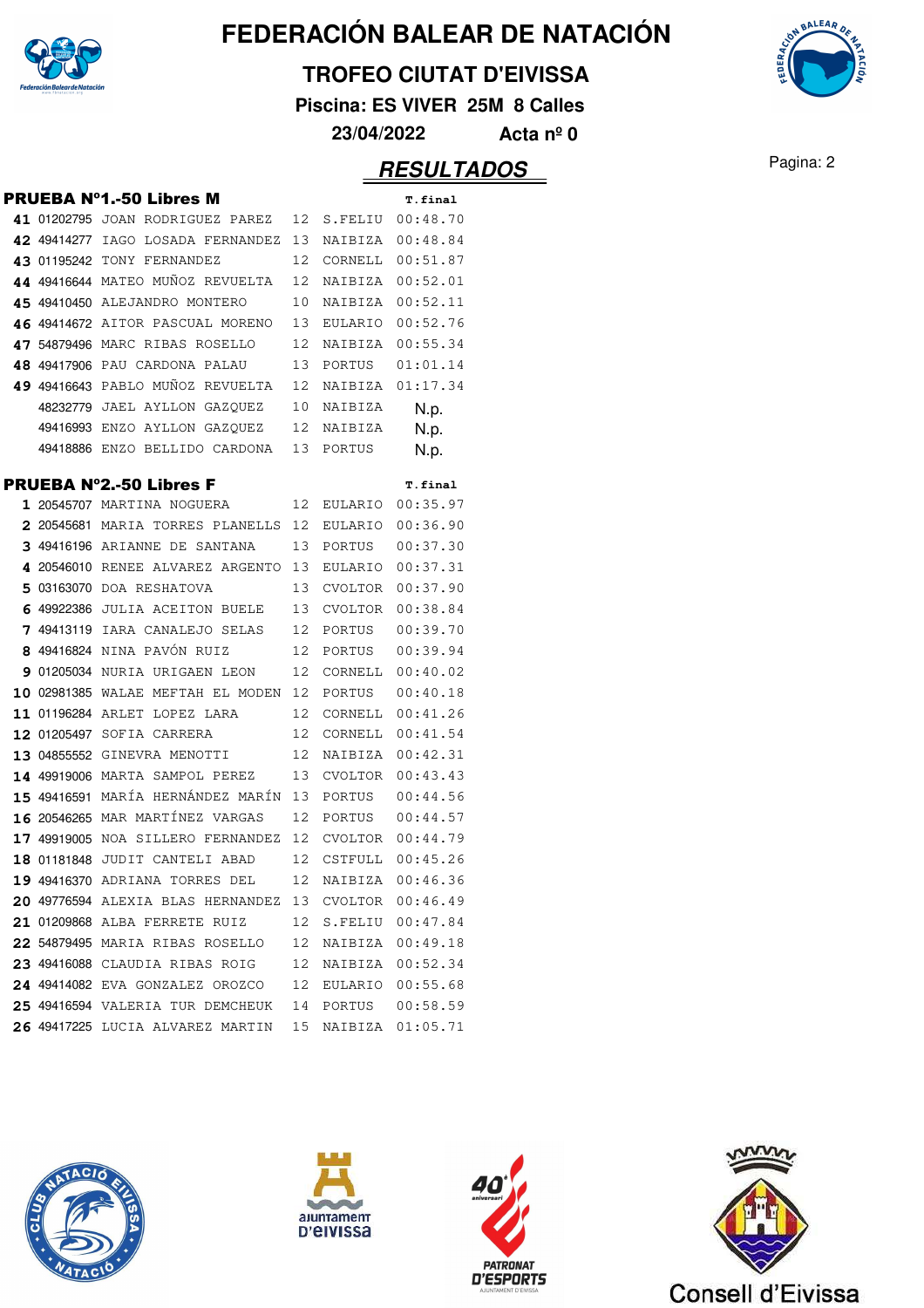# FEDERACIÓN BALEAR DE NATACIÓN

## TROFEO CIUTAT D'EIVISSA

**Piscina: ES VIVER 25M 8 Calles**

**23/04/2022 Acta nº 0**

## RESULTADOS

### PRUEBA Nº1.-50 Libres M

| | | | | | T.final |
|---|---|---|---|---|---|
| 41 | 01202795 | JOAN RODRIGUEZ PAREZ | 12 | S.FELIU | 00:48.70 |
| 42 | 49414277 | IAGO LOSADA FERNANDEZ | 13 | NAIBIZA | 00:48.84 |
| 43 | 01195242 | TONY FERNANDEZ | 12 | CORNELL | 00:51.87 |
| 44 | 49416644 | MATEO MUÑOZ REVUELTA | 12 | NAIBIZA | 00:52.01 |
| 45 | 49410450 | ALEJANDRO MONTERO | 10 | NAIBIZA | 00:52.11 |
| 46 | 49414672 | AITOR PASCUAL MORENO | 13 | EULARIO | 00:52.76 |
| 47 | 54879496 | MARC RIBAS ROSELLO | 12 | NAIBIZA | 00:55.34 |
| 48 | 49417906 | PAU CARDONA PALAU | 13 | PORTUS | 01:01.14 |
| 49 | 49416643 | PABLO MUÑOZ REVUELTA | 12 | NAIBIZA | 01:17.34 |
| | 48232779 | JAEL AYLLON GAZQUEZ | 10 | NAIBIZA | N.p. |
| | 49416993 | ENZO AYLLON GAZQUEZ | 12 | NAIBIZA | N.p. |
| | 49418886 | ENZO BELLIDO CARDONA | 13 | PORTUS | N.p. |

### PRUEBA Nº2.-50 Libres F

| | | | | | T.final |
|---|---|---|---|---|---|
| 1 | 20545707 | MARTINA NOGUERA | 12 | EULARIO | 00:35.97 |
| 2 | 20545681 | MARIA TORRES PLANELLS | 12 | EULARIO | 00:36.90 |
| 3 | 49416196 | ARIANNE DE SANTANA | 13 | PORTUS | 00:37.30 |
| 4 | 20546010 | RENEE ALVAREZ ARGENTO | 13 | EULARIO | 00:37.31 |
| 5 | 03163070 | DOA RESHATOVA | 13 | CVOLTOR | 00:37.90 |
| 6 | 49922386 | JULIA ACEITON BUELE | 13 | CVOLTOR | 00:38.84 |
| 7 | 49413119 | IARA CANALEJO SELAS | 12 | PORTUS | 00:39.70 |
| 8 | 49416824 | NINA PAVÓN RUIZ | 12 | PORTUS | 00:39.94 |
| 9 | 01205034 | NURIA URIGAEN LEON | 12 | CORNELL | 00:40.02 |
| 10 | 02981385 | WALAE MEFTAH EL MODEN | 12 | PORTUS | 00:40.18 |
| 11 | 01196284 | ARLET LOPEZ LARA | 12 | CORNELL | 00:41.26 |
| 12 | 01205497 | SOFIA CARRERA | 12 | CORNELL | 00:41.54 |
| 13 | 04855552 | GINEVRA MENOTTI | 12 | NAIBIZA | 00:42.31 |
| 14 | 49919006 | MARTA SAMPOL PEREZ | 13 | CVOLTOR | 00:43.43 |
| 15 | 49416591 | MARÍA HERNÁNDEZ MARÍN | 13 | PORTUS | 00:44.56 |
| 16 | 20546265 | MAR MARTÍNEZ VARGAS | 12 | PORTUS | 00:44.57 |
| 17 | 49919005 | NOA SILLERO FERNANDEZ | 12 | CVOLTOR | 00:44.79 |
| 18 | 01181848 | JUDIT CANTELI ABAD | 12 | CSTFULL | 00:45.26 |
| 19 | 49416370 | ADRIANA TORRES DEL | 12 | NAIBIZA | 00:46.36 |
| 20 | 49776594 | ALEXIA BLAS HERNANDEZ | 13 | CVOLTOR | 00:46.49 |
| 21 | 01209868 | ALBA FERRETE RUIZ | 12 | S.FELIU | 00:47.84 |
| 22 | 54879495 | MARIA RIBAS ROSELLO | 12 | NAIBIZA | 00:49.18 |
| 23 | 49416088 | CLAUDIA RIBAS ROIG | 12 | NAIBIZA | 00:52.34 |
| 24 | 49414082 | EVA GONZALEZ OROZCO | 12 | EULARIO | 00:55.68 |
| 25 | 49416594 | VALERIA TUR DEMCHEUK | 14 | PORTUS | 00:58.59 |
| 26 | 49417225 | LUCIA ALVAREZ MARTIN | 15 | NAIBIZA | 01:05.71 |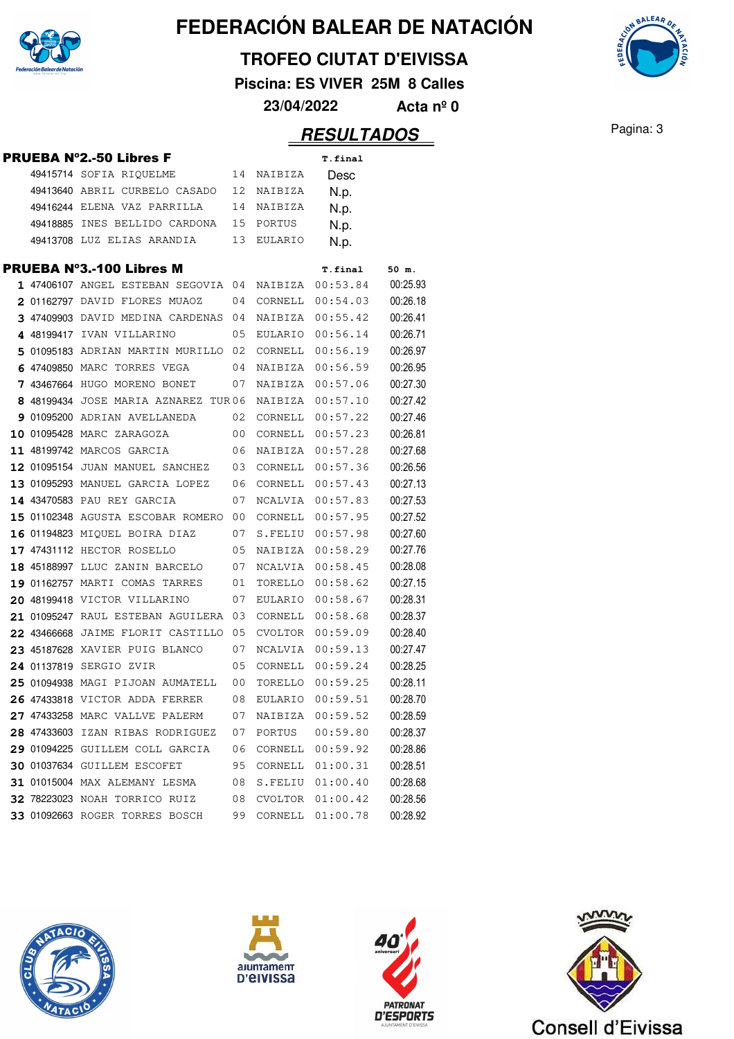# FEDERACIÓN BALEAR DE NATACIÓN

## TROFEO CIUTAT D'EIVISSA

**Piscina: ES VIVER 25M 8 Calles**

**23/04/2022 Acta nº 0**

## RESULTADOS

### PRUEBA Nº2.-50 Libres F

| | Licencia | Nombre | Año | Club | T.final |
|---|---|---|---|---|---|
| | 49415714 | SOFIA RIQUELME | 14 | NAIBIZA | Desc |
| | 49413640 | ABRIL CURBELO CASADO | 12 | NAIBIZA | N.p. |
| | 49416244 | ELENA VAZ PARRILLA | 14 | NAIBIZA | N.p. |
| | 49418885 | INES BELLIDO CARDONA | 15 | PORTUS | N.p. |
| | 49413708 | LUZ ELIAS ARANDIA | 13 | EULARIO | N.p. |

### PRUEBA Nº3.-100 Libres M

| | Licencia | Nombre | Año | Club | T.final | 50 m. |
|---|---|---|---|---|---|---|
| 1 | 47406107 | ANGEL ESTEBAN SEGOVIA | 04 | NAIBIZA | 00:53.84 | 00:25.93 |
| 2 | 01162797 | DAVID FLORES MUAOZ | 04 | CORNELL | 00:54.03 | 00:26.18 |
| 3 | 47409903 | DAVID MEDINA CARDENAS | 04 | NAIBIZA | 00:55.42 | 00:26.41 |
| 4 | 48199417 | IVAN VILLARINO | 05 | EULARIO | 00:56.14 | 00:26.71 |
| 5 | 01095183 | ADRIAN MARTIN MURILLO | 02 | CORNELL | 00:56.19 | 00:26.97 |
| 6 | 47409850 | MARC TORRES VEGA | 04 | NAIBIZA | 00:56.59 | 00:26.95 |
| 7 | 43467664 | HUGO MORENO BONET | 07 | NAIBIZA | 00:57.06 | 00:27.30 |
| 8 | 48199434 | JOSE MARIA AZNAREZ TUR | 06 | NAIBIZA | 00:57.10 | 00:27.42 |
| 9 | 01095200 | ADRIAN AVELLANEDA | 02 | CORNELL | 00:57.22 | 00:27.46 |
| 10 | 01095428 | MARC ZARAGOZA | 00 | CORNELL | 00:57.23 | 00:26.81 |
| 11 | 48199742 | MARCOS GARCIA | 06 | NAIBIZA | 00:57.28 | 00:27.68 |
| 12 | 01095154 | JUAN MANUEL SANCHEZ | 03 | CORNELL | 00:57.36 | 00:26.56 |
| 13 | 01095293 | MANUEL GARCIA LOPEZ | 06 | CORNELL | 00:57.43 | 00:27.13 |
| 14 | 43470583 | PAU REY GARCIA | 07 | NCALVIA | 00:57.83 | 00:27.53 |
| 15 | 01102348 | AGUSTA ESCOBAR ROMERO | 00 | CORNELL | 00:57.95 | 00:27.52 |
| 16 | 01194823 | MIQUEL BOIRA DIAZ | 07 | S.FELIU | 00:57.98 | 00:27.60 |
| 17 | 47431112 | HECTOR ROSELLO | 05 | NAIBIZA | 00:58.29 | 00:27.76 |
| 18 | 45188997 | LLUC ZANIN BARCELO | 07 | NCALVIA | 00:58.45 | 00:28.08 |
| 19 | 01162757 | MARTI COMAS TARRES | 01 | TORELLO | 00:58.62 | 00:27.15 |
| 20 | 48199418 | VICTOR VILLARINO | 07 | EULARIO | 00:58.67 | 00:28.31 |
| 21 | 01095247 | RAUL ESTEBAN AGUILERA | 03 | CORNELL | 00:58.68 | 00:28.37 |
| 22 | 43466668 | JAIME FLORIT CASTILLO | 05 | CVOLTOR | 00:59.09 | 00:28.40 |
| 23 | 45187628 | XAVIER PUIG BLANCO | 07 | NCALVIA | 00:59.13 | 00:27.47 |
| 24 | 01137819 | SERGIO ZVIR | 05 | CORNELL | 00:59.24 | 00:28.25 |
| 25 | 01094938 | MAGI PIJOAN AUMATELL | 00 | TORELLO | 00:59.25 | 00:28.11 |
| 26 | 47433818 | VICTOR ADDA FERRER | 08 | EULARIO | 00:59.51 | 00:28.70 |
| 27 | 47433258 | MARC VALLVE PALERM | 07 | NAIBIZA | 00:59.52 | 00:28.59 |
| 28 | 47433603 | IZAN RIBAS RODRIGUEZ | 07 | PORTUS | 00:59.80 | 00:28.37 |
| 29 | 01094225 | GUILLEM COLL GARCIA | 06 | CORNELL | 00:59.92 | 00:28.86 |
| 30 | 01037634 | GUILLEM ESCOFET | 95 | CORNELL | 01:00.31 | 00:28.51 |
| 31 | 01015004 | MAX ALEMANY LESMA | 08 | S.FELIU | 01:00.40 | 00:28.68 |
| 32 | 78223023 | NOAH TORRICO RUIZ | 08 | CVOLTOR | 01:00.42 | 00:28.56 |
| 33 | 01092663 | ROGER TORRES BOSCH | 99 | CORNELL | 01:00.78 | 00:28.92 |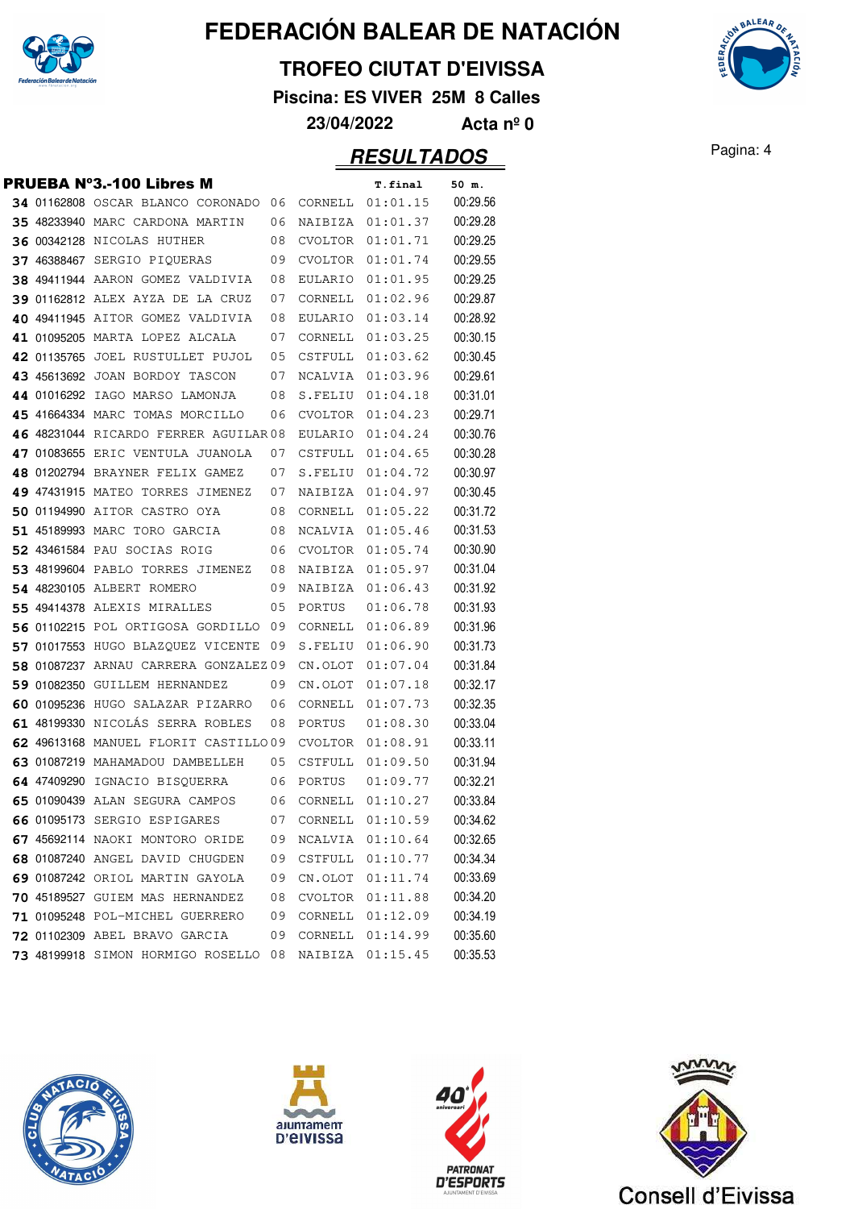# FEDERACIÓN BALEAR DE NATACIÓN

## TROFEO CIUTAT D'EIVISSA

**Piscina: ES VIVER 25M 8 Calles**

**23/04/2022 Acta nº 0**

## RESULTADOS

### PRUEBA Nº3.-100 Libres M

| | Licencia | Nombre | Año | Club | T.final | 50 m. |
|---|---|---|---|---|---|---|
| 34 | 01162808 | OSCAR BLANCO CORONADO | 06 | CORNELL | 01:01.15 | 00:29.56 |
| 35 | 48233940 | MARC CARDONA MARTIN | 06 | NAIBIZA | 01:01.37 | 00:29.28 |
| 36 | 00342128 | NICOLAS HUTHER | 08 | CVOLTOR | 01:01.71 | 00:29.25 |
| 37 | 46388467 | SERGIO PIQUERAS | 09 | CVOLTOR | 01:01.74 | 00:29.55 |
| 38 | 49411944 | AARON GOMEZ VALDIVIA | 08 | EULARIO | 01:01.95 | 00:29.25 |
| 39 | 01162812 | ALEX AYZA DE LA CRUZ | 07 | CORNELL | 01:02.96 | 00:29.87 |
| 40 | 49411945 | AITOR GOMEZ VALDIVIA | 08 | EULARIO | 01:03.14 | 00:28.92 |
| 41 | 01095205 | MARTA LOPEZ ALCALA | 07 | CORNELL | 01:03.25 | 00:30.15 |
| 42 | 01135765 | JOEL RUSTULLET PUJOL | 05 | CSTFULL | 01:03.62 | 00:30.45 |
| 43 | 45613692 | JOAN BORDOY TASCON | 07 | NCALVIA | 01:03.96 | 00:29.61 |
| 44 | 01016292 | IAGO MARSO LAMONJA | 08 | S.FELIU | 01:04.18 | 00:31.01 |
| 45 | 41664334 | MARC TOMAS MORCILLO | 06 | CVOLTOR | 01:04.23 | 00:29.71 |
| 46 | 48231044 | RICARDO FERRER AGUILAR | 08 | EULARIO | 01:04.24 | 00:30.76 |
| 47 | 01083655 | ERIC VENTULA JUANOLA | 07 | CSTFULL | 01:04.65 | 00:30.28 |
| 48 | 01202794 | BRAYNER FELIX GAMEZ | 07 | S.FELIU | 01:04.72 | 00:30.97 |
| 49 | 47431915 | MATEO TORRES JIMENEZ | 07 | NAIBIZA | 01:04.97 | 00:30.45 |
| 50 | 01194990 | AITOR CASTRO OYA | 08 | CORNELL | 01:05.22 | 00:31.72 |
| 51 | 45189993 | MARC TORO GARCIA | 08 | NCALVIA | 01:05.46 | 00:31.53 |
| 52 | 43461584 | PAU SOCIAS ROIG | 06 | CVOLTOR | 01:05.74 | 00:30.90 |
| 53 | 48199604 | PABLO TORRES JIMENEZ | 08 | NAIBIZA | 01:05.97 | 00:31.04 |
| 54 | 48230105 | ALBERT ROMERO | 09 | NAIBIZA | 01:06.43 | 00:31.92 |
| 55 | 49414378 | ALEXIS MIRALLES | 05 | PORTUS | 01:06.78 | 00:31.93 |
| 56 | 01102215 | POL ORTIGOSA GORDILLO | 09 | CORNELL | 01:06.89 | 00:31.96 |
| 57 | 01017553 | HUGO BLAZQUEZ VICENTE | 09 | S.FELIU | 01:06.90 | 00:31.73 |
| 58 | 01087237 | ARNAU CARRERA GONZALEZ | 09 | CN.OLOT | 01:07.04 | 00:31.84 |
| 59 | 01082350 | GUILLEM HERNANDEZ | 09 | CN.OLOT | 01:07.18 | 00:32.17 |
| 60 | 01095236 | HUGO SALAZAR PIZARRO | 06 | CORNELL | 01:07.73 | 00:32.35 |
| 61 | 48199330 | NICOLÁS SERRA ROBLES | 08 | PORTUS | 01:08.30 | 00:33.04 |
| 62 | 49613168 | MANUEL FLORIT CASTILLO | 09 | CVOLTOR | 01:08.91 | 00:33.11 |
| 63 | 01087219 | MAHAMADOU DAMBELLEH | 05 | CSTFULL | 01:09.50 | 00:31.94 |
| 64 | 47409290 | IGNACIO BISQUERRA | 06 | PORTUS | 01:09.77 | 00:32.21 |
| 65 | 01090439 | ALAN SEGURA CAMPOS | 06 | CORNELL | 01:10.27 | 00:33.84 |
| 66 | 01095173 | SERGIO ESPIGARES | 07 | CORNELL | 01:10.59 | 00:34.62 |
| 67 | 45692114 | NAOKI MONTORO ORIDE | 09 | NCALVIA | 01:10.64 | 00:32.65 |
| 68 | 01087240 | ANGEL DAVID CHUGDEN | 09 | CSTFULL | 01:10.77 | 00:34.34 |
| 69 | 01087242 | ORIOL MARTIN GAYOLA | 09 | CN.OLOT | 01:11.74 | 00:33.69 |
| 70 | 45189527 | GUIEM MAS HERNANDEZ | 08 | CVOLTOR | 01:11.88 | 00:34.20 |
| 71 | 01095248 | POL-MICHEL GUERRERO | 09 | CORNELL | 01:12.09 | 00:34.19 |
| 72 | 01102309 | ABEL BRAVO GARCIA | 09 | CORNELL | 01:14.99 | 00:35.60 |
| 73 | 48199918 | SIMON HORMIGO ROSELLO | 08 | NAIBIZA | 01:15.45 | 00:35.53 |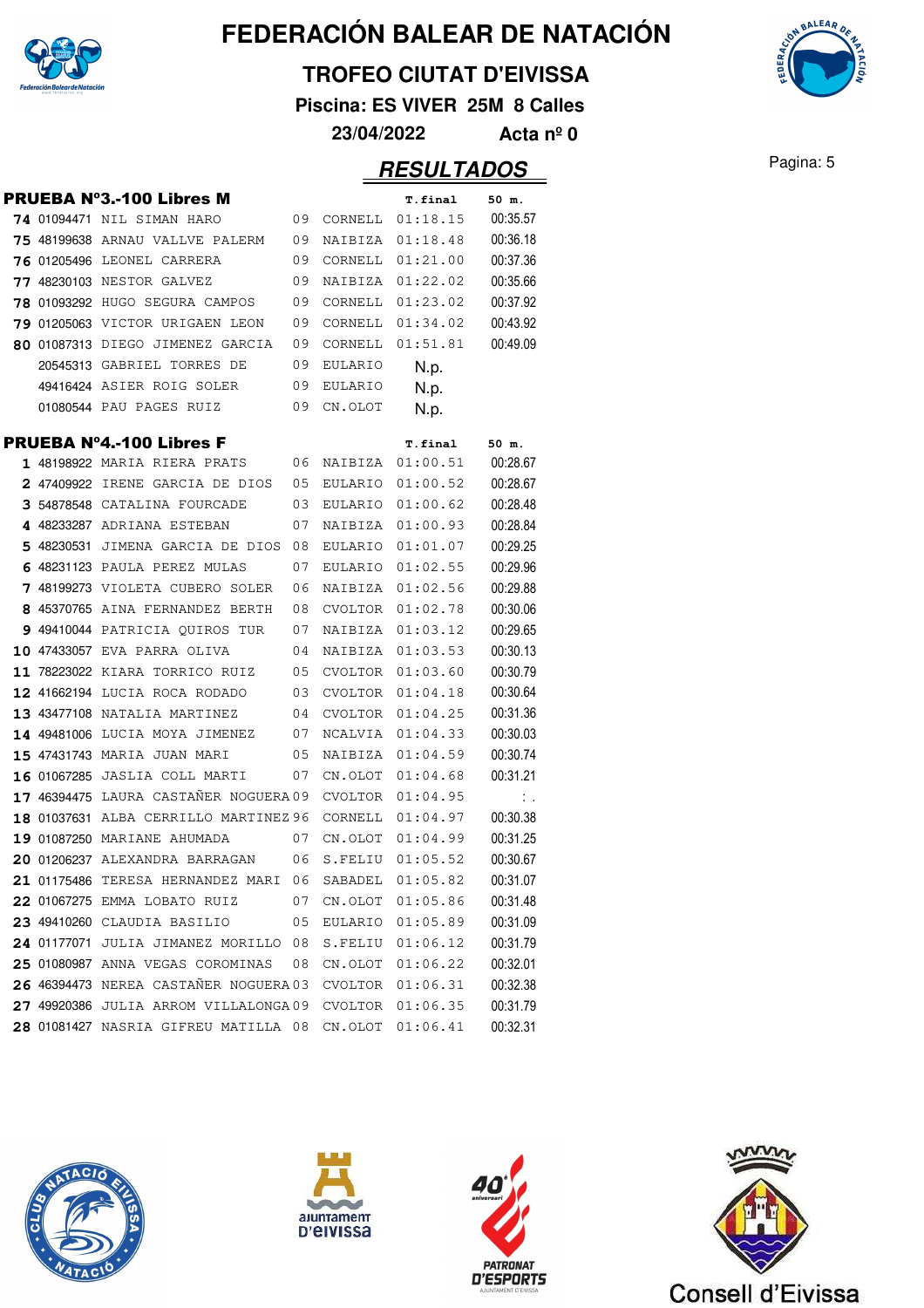# FEDERACIÓN BALEAR DE NATACIÓN

## TROFEO CIUTAT D'EIVISSA

**Piscina: ES VIVER 25M 8 Calles**

**23/04/2022 Acta nº 0**

## RESULTADOS

### PRUEBA Nº3.-100 Libres M

| | | | | | T.final | 50 m. |
|---|---|---|---|---|---|---|
| 74 | 01094471 | NIL SIMAN HARO | 09 | CORNELL | 01:18.15 | 00:35.57 |
| 75 | 48199638 | ARNAU VALLVE PALERM | 09 | NAIBIZA | 01:18.48 | 00:36.18 |
| 76 | 01205496 | LEONEL CARRERA | 09 | CORNELL | 01:21.00 | 00:37.36 |
| 77 | 48230103 | NESTOR GALVEZ | 09 | NAIBIZA | 01:22.02 | 00:35.66 |
| 78 | 01093292 | HUGO SEGURA CAMPOS | 09 | CORNELL | 01:23.02 | 00:37.92 |
| 79 | 01205063 | VICTOR URIGAEN LEON | 09 | CORNELL | 01:34.02 | 00:43.92 |
| 80 | 01087313 | DIEGO JIMENEZ GARCIA | 09 | CORNELL | 01:51.81 | 00:49.09 |
| | 20545313 | GABRIEL TORRES DE | 09 | EULARIO | N.p. | |
| | 49416424 | ASIER ROIG SOLER | 09 | EULARIO | N.p. | |
| | 01080544 | PAU PAGES RUIZ | 09 | CN.OLOT | N.p. | |

### PRUEBA Nº4.-100 Libres F

| | | | | | T.final | 50 m. |
|---|---|---|---|---|---|---|
| 1 | 48198922 | MARIA RIERA PRATS | 06 | NAIBIZA | 01:00.51 | 00:28.67 |
| 2 | 47409922 | IRENE GARCIA DE DIOS | 05 | EULARIO | 01:00.52 | 00:28.67 |
| 3 | 54878548 | CATALINA FOURCADE | 03 | EULARIO | 01:00.62 | 00:28.48 |
| 4 | 48233287 | ADRIANA ESTEBAN | 07 | NAIBIZA | 01:00.93 | 00:28.84 |
| 5 | 48230531 | JIMENA GARCIA DE DIOS | 08 | EULARIO | 01:01.07 | 00:29.25 |
| 6 | 48231123 | PAULA PEREZ MULAS | 07 | EULARIO | 01:02.55 | 00:29.96 |
| 7 | 48199273 | VIOLETA CUBERO SOLER | 06 | NAIBIZA | 01:02.56 | 00:29.88 |
| 8 | 45370765 | AINA FERNANDEZ BERTH | 08 | CVOLTOR | 01:02.78 | 00:30.06 |
| 9 | 49410044 | PATRICIA QUIROS TUR | 07 | NAIBIZA | 01:03.12 | 00:29.65 |
| 10 | 47433057 | EVA PARRA OLIVA | 04 | NAIBIZA | 01:03.53 | 00:30.13 |
| 11 | 78223022 | KIARA TORRICO RUIZ | 05 | CVOLTOR | 01:03.60 | 00:30.79 |
| 12 | 41662194 | LUCIA ROCA RODADO | 03 | CVOLTOR | 01:04.18 | 00:30.64 |
| 13 | 43477108 | NATALIA MARTINEZ | 04 | CVOLTOR | 01:04.25 | 00:31.36 |
| 14 | 49481006 | LUCIA MOYA JIMENEZ | 07 | NCALVIA | 01:04.33 | 00:30.03 |
| 15 | 47431743 | MARIA JUAN MARI | 05 | NAIBIZA | 01:04.59 | 00:30.74 |
| 16 | 01067285 | JASLIA COLL MARTI | 07 | CN.OLOT | 01:04.68 | 00:31.21 |
| 17 | 46394475 | LAURA CASTAÑER NOGUERA | 09 | CVOLTOR | 01:04.95 | : . |
| 18 | 01037631 | ALBA CERRILLO MARTINEZ | 96 | CORNELL | 01:04.97 | 00:30.38 |
| 19 | 01087250 | MARIANE AHUMADA | 07 | CN.OLOT | 01:04.99 | 00:31.25 |
| 20 | 01206237 | ALEXANDRA BARRAGAN | 06 | S.FELIU | 01:05.52 | 00:30.67 |
| 21 | 01175486 | TERESA HERNANDEZ MARI | 06 | SABADEL | 01:05.82 | 00:31.07 |
| 22 | 01067275 | EMMA LOBATO RUIZ | 07 | CN.OLOT | 01:05.86 | 00:31.48 |
| 23 | 49410260 | CLAUDIA BASILIO | 05 | EULARIO | 01:05.89 | 00:31.09 |
| 24 | 01177071 | JULIA JIMANEZ MORILLO | 08 | S.FELIU | 01:06.12 | 00:31.79 |
| 25 | 01080987 | ANNA VEGAS COROMINAS | 08 | CN.OLOT | 01:06.22 | 00:32.01 |
| 26 | 46394473 | NEREA CASTAÑER NOGUERA | 03 | CVOLTOR | 01:06.31 | 00:32.38 |
| 27 | 49920386 | JULIA ARROM VILLALONGA | 09 | CVOLTOR | 01:06.35 | 00:31.79 |
| 28 | 01081427 | NASRIA GIFREU MATILLA | 08 | CN.OLOT | 01:06.41 | 00:32.31 |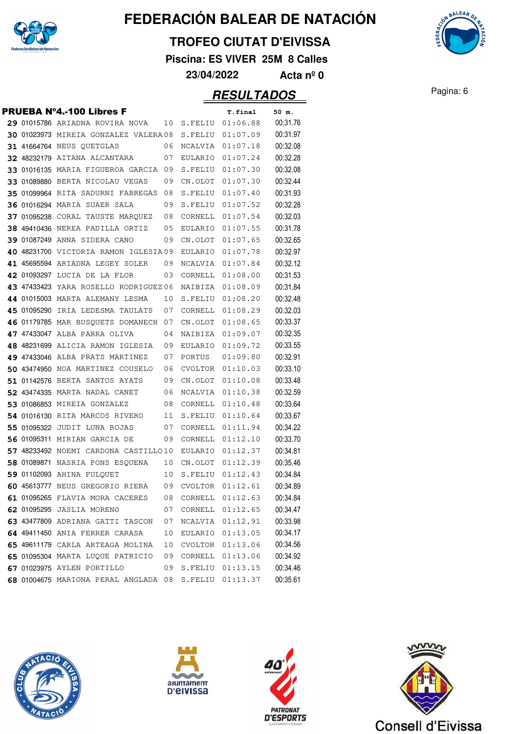# FEDERACIÓN BALEAR DE NATACIÓN

## TROFEO CIUTAT D'EIVISSA

**Piscina: ES VIVER 25M 8 Calles**

**23/04/2022 Acta nº 0**

## RESULTADOS

### PRUEBA Nº4.-100 Libres F

| | | | | | T.final | 50 m. |
|---|---|---|---|---|---|---|
| 29 | 01015786 | ARIADNA ROVIRA NOVA | 10 | S.FELIU | 01:06.88 | 00:31.76 |
| 30 | 01023973 | MIREIA GONZALEZ VALERA | 08 | S.FELIU | 01:07.09 | 00:31.97 |
| 31 | 41664764 | NEUS QUETGLAS | 06 | NCALVIA | 01:07.18 | 00:32.08 |
| 32 | 48232179 | AITANA ALCANTARA | 07 | EULARIO | 01:07.24 | 00:32.28 |
| 33 | 01016135 | MARIA FIGUEROA GARCIA | 09 | S.FELIU | 01:07.30 | 00:32.08 |
| 33 | 01089880 | BERTA NICOLAU VEGAS | 09 | CN.OLOT | 01:07.30 | 00:32.44 |
| 35 | 01099964 | RITA SADURNI FABREGAS | 08 | S.FELIU | 01:07.40 | 00:31.93 |
| 36 | 01016294 | MARIA SUAER SALA | 09 | S.FELIU | 01:07.52 | 00:32.28 |
| 37 | 01095238 | CORAL TAUSTE MARQUEZ | 08 | CORNELL | 01:07.54 | 00:32.03 |
| 38 | 49410436 | NEREA PADILLA ORTIZ | 05 | EULARIO | 01:07.55 | 00:31.78 |
| 39 | 01087249 | ANNA SIDERA CANO | 09 | CN.OLOT | 01:07.65 | 00:32.65 |
| 40 | 48231700 | VICTORIA RAMON IGLESIA | 09 | EULARIO | 01:07.78 | 00:32.97 |
| 41 | 45695594 | ARIADNA LEGEY SOLER | 09 | NCALVIA | 01:07.84 | 00:32.12 |
| 42 | 01093297 | LUCIA DE LA FLOR | 03 | CORNELL | 01:08.00 | 00:31.53 |
| 43 | 47433423 | YARA ROSELLO RODRIGUEZ | 06 | NAIBIZA | 01:08.09 | 00:31.84 |
| 44 | 01015003 | MARTA ALEMANY LESMA | 10 | S.FELIU | 01:08.20 | 00:32.48 |
| 45 | 01095290 | IRIA LEDESMA TAULATS | 07 | CORNELL | 01:08.29 | 00:32.03 |
| 46 | 01179785 | MAR BUSQUETS DOMANECH | 07 | CN.OLOT | 01:08.65 | 00:33.37 |
| 47 | 47433047 | ALBA PARRA OLIVA | 04 | NAIBIZA | 01:09.07 | 00:32.35 |
| 48 | 48231699 | ALICIA RAMON IGLESIA | 09 | EULARIO | 01:09.72 | 00:33.55 |
| 49 | 47433046 | ALBA PRATS MARTINEZ | 07 | PORTUS | 01:09.80 | 00:32.91 |
| 50 | 43474950 | NOA MARTINEZ COUSELO | 06 | CVOLTOR | 01:10.03 | 00:33.10 |
| 51 | 01142576 | BERTA SANTOS AYATS | 09 | CN.OLOT | 01:10.08 | 00:33.48 |
| 52 | 43474335 | MARTA NADAL CANET | 06 | NCALVIA | 01:10.38 | 00:32.59 |
| 53 | 01086853 | MIREIA GONZALEZ | 08 | CORNELL | 01:10.48 | 00:33.64 |
| 54 | 01016130 | RITA MARCOS RIVERO | 11 | S.FELIU | 01:10.64 | 00:33.67 |
| 55 | 01095322 | JUDIT LUNA ROJAS | 07 | CORNELL | 01:11.94 | 00:34.22 |
| 56 | 01095311 | MIRIAN GARCIA DE | 09 | CORNELL | 01:12.10 | 00:33.70 |
| 57 | 48233492 | NOEMI CARDONA CASTILLO | 10 | EULARIO | 01:12.37 | 00:34.81 |
| 58 | 01089871 | NASRIA PONS ESQUENA | 10 | CN.OLOT | 01:12.39 | 00:35.46 |
| 59 | 01102093 | AHINA FULQUET | 10 | S.FELIU | 01:12.43 | 00:34.84 |
| 60 | 45613777 | NEUS GREGORIO RIERA | 09 | CVOLTOR | 01:12.61 | 00:34.89 |
| 61 | 01095265 | FLAVIA MORA CACERES | 08 | CORNELL | 01:12.63 | 00:34.84 |
| 62 | 01095295 | JASLIA MORENO | 07 | CORNELL | 01:12.65 | 00:34.47 |
| 63 | 43477809 | ADRIANA GATTI TASCON | 07 | NCALVIA | 01:12.91 | 00:33.98 |
| 64 | 49411450 | ANIA FERRER CARASA | 10 | EULARIO | 01:13.05 | 00:34.17 |
| 65 | 49611179 | CARLA ARTEAGA MOLINA | 10 | CVOLTOR | 01:13.06 | 00:34.56 |
| 65 | 01095304 | MARTA LUQUE PATRICIO | 09 | CORNELL | 01:13.06 | 00:34.92 |
| 67 | 01023975 | AYLEN PORTILLO | 09 | S.FELIU | 01:13.15 | 00:34.46 |
| 68 | 01004675 | MARIONA PERAL ANGLADA | 08 | S.FELIU | 01:13.37 | 00:35.61 |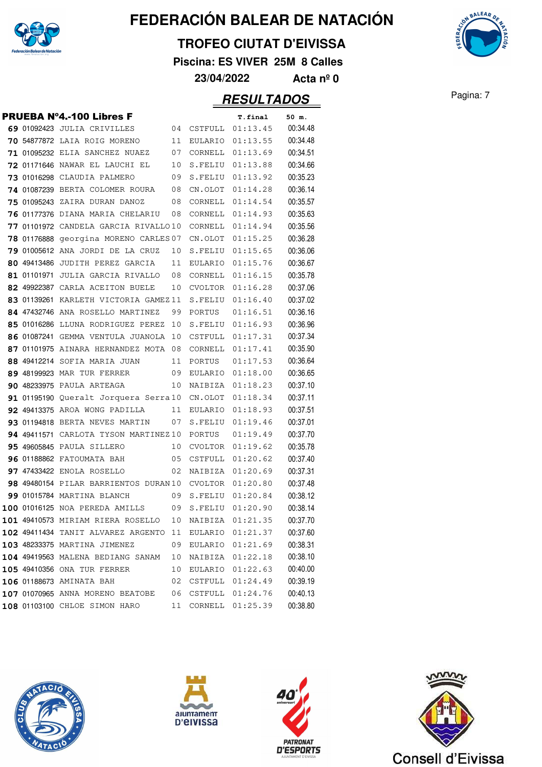# FEDERACIÓN BALEAR DE NATACIÓN

## TROFEO CIUTAT D'EIVISSA

**Piscina: ES VIVER 25M 8 Calles**

**23/04/2022 Acta nº 0**

## *RESULTADOS*

### PRUEBA Nº4.-100 Libres F

| | Licencia | Nombre | Año | Club | T.final | 50 m. |
|---|---|---|---|---|---|---|
| 69 | 01092423 | JULIA CRIVILLES | 04 | CSTFULL | 01:13.45 | 00:34.48 |
| 70 | 54877872 | LAIA ROIG MORENO | 11 | EULARIO | 01:13.55 | 00:34.48 |
| 71 | 01095232 | ELIA SANCHEZ NUAEZ | 07 | CORNELL | 01:13.69 | 00:34.51 |
| 72 | 01171646 | NAWAR EL LAUCHI EL | 10 | S.FELIU | 01:13.88 | 00:34.66 |
| 73 | 01016298 | CLAUDIA PALMERO | 09 | S.FELIU | 01:13.92 | 00:35.23 |
| 74 | 01087239 | BERTA COLOMER ROURA | 08 | CN.OLOT | 01:14.28 | 00:36.14 |
| 75 | 01095243 | ZAIRA DURAN DANOZ | 08 | CORNELL | 01:14.54 | 00:35.57 |
| 76 | 01177376 | DIANA MARIA CHELARIU | 08 | CORNELL | 01:14.93 | 00:35.63 |
| 77 | 01101972 | CANDELA GARCIA RIVALLO | 10 | CORNELL | 01:14.94 | 00:35.56 |
| 78 | 01176888 | georgina MORENO CARLES | 07 | CN.OLOT | 01:15.25 | 00:36.28 |
| 79 | 01005612 | ANA JORDI DE LA CRUZ | 10 | S.FELIU | 01:15.65 | 00:36.06 |
| 80 | 49413486 | JUDITH PEREZ GARCIA | 11 | EULARIO | 01:15.76 | 00:36.67 |
| 81 | 01101971 | JULIA GARCIA RIVALLO | 08 | CORNELL | 01:16.15 | 00:35.78 |
| 82 | 49922387 | CARLA ACEITON BUELE | 10 | CVOLTOR | 01:16.28 | 00:37.06 |
| 83 | 01139261 | KARLETH VICTORIA GAMEZ | 11 | S.FELIU | 01:16.40 | 00:37.02 |
| 84 | 47432746 | ANA ROSELLO MARTINEZ | 99 | PORTUS | 01:16.51 | 00:36.16 |
| 85 | 01016286 | LLUNA RODRIGUEZ PEREZ | 10 | S.FELIU | 01:16.93 | 00:36.96 |
| 86 | 01087241 | GEMMA VENTULA JUANOLA | 10 | CSTFULL | 01:17.31 | 00:37.34 |
| 87 | 01101975 | AINARA HERNANDEZ MOTA | 08 | CORNELL | 01:17.41 | 00:35.90 |
| 88 | 49412214 | SOFIA MARIA JUAN | 11 | PORTUS | 01:17.53 | 00:36.64 |
| 89 | 48199923 | MAR TUR FERRER | 09 | EULARIO | 01:18.00 | 00:36.65 |
| 90 | 48233975 | PAULA ARTEAGA | 10 | NAIBIZA | 01:18.23 | 00:37.10 |
| 91 | 01195190 | Queralt Jorquera Serra | 10 | CN.OLOT | 01:18.34 | 00:37.11 |
| 92 | 49413375 | AROA WONG PADILLA | 11 | EULARIO | 01:18.93 | 00:37.51 |
| 93 | 01194818 | BERTA NEVES MARTIN | 07 | S.FELIU | 01:19.46 | 00:37.01 |
| 94 | 49411571 | CARLOTA TYSON MARTINEZ | 10 | PORTUS | 01:19.49 | 00:37.70 |
| 95 | 49605845 | PAULA SILLERO | 10 | CVOLTOR | 01:19.62 | 00:35.78 |
| 96 | 01188862 | FATOUMATA BAH | 05 | CSTFULL | 01:20.62 | 00:37.40 |
| 97 | 47433422 | ENOLA ROSELLO | 02 | NAIBIZA | 01:20.69 | 00:37.31 |
| 98 | 49480154 | PILAR BARRIENTOS DURAN | 10 | CVOLTOR | 01:20.80 | 00:37.48 |
| 99 | 01015784 | MARTINA BLANCH | 09 | S.FELIU | 01:20.84 | 00:38.12 |
| 100 | 01016125 | NOA PEREDA AMILLS | 09 | S.FELIU | 01:20.90 | 00:38.14 |
| 101 | 49410573 | MIRIAM RIERA ROSELLO | 10 | NAIBIZA | 01:21.35 | 00:37.70 |
| 102 | 49411434 | TANIT ALVAREZ ARGENTO | 11 | EULARIO | 01:21.37 | 00:37.60 |
| 103 | 48233375 | MARTINA JIMENEZ | 09 | EULARIO | 01:21.69 | 00:38.31 |
| 104 | 49419563 | MALENA BEDIANG SANAM | 10 | NAIBIZA | 01:22.18 | 00:38.10 |
| 105 | 49410356 | ONA TUR FERRER | 10 | EULARIO | 01:22.63 | 00:40.00 |
| 106 | 01188673 | AMINATA BAH | 02 | CSTFULL | 01:24.49 | 00:39.19 |
| 107 | 01070965 | ANNA MORENO BEATOBE | 06 | CSTFULL | 01:24.76 | 00:40.13 |
| 108 | 01103100 | CHLOE SIMON HARO | 11 | CORNELL | 01:25.39 | 00:38.80 |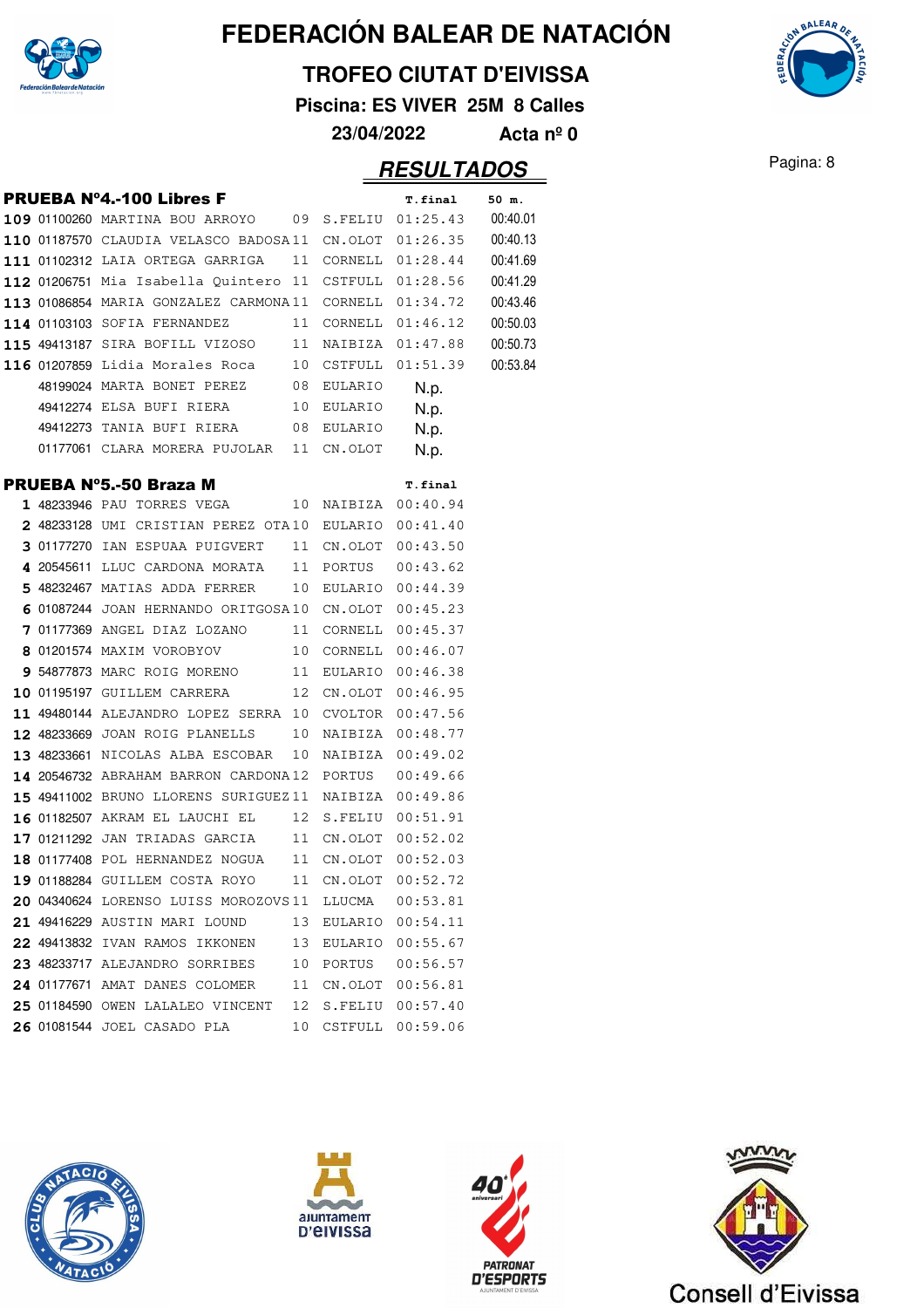# FEDERACIÓN BALEAR DE NATACIÓN

## TROFEO CIUTAT D'EIVISSA

**Piscina: ES VIVER 25M 8 Calles**

**23/04/2022 Acta nº 0**

## RESULTADOS

### PRUEBA Nº4.-100 Libres F

| Pos. | Licencia | Nombre | Año | Club | T.final | 50 m. |
|---|---|---|---|---|---|---|
| 109 | 01100260 | MARTINA BOU ARROYO | 09 | S.FELIU | 01:25.43 | 00:40.01 |
| 110 | 01187570 | CLAUDIA VELASCO BADOSA | 11 | CN.OLOT | 01:26.35 | 00:40.13 |
| 111 | 01102312 | LAIA ORTEGA GARRIGA | 11 | CORNELL | 01:28.44 | 00:41.69 |
| 112 | 01206751 | Mia Isabella Quintero | 11 | CSTFULL | 01:28.56 | 00:41.29 |
| 113 | 01086854 | MARIA GONZALEZ CARMONA | 11 | CORNELL | 01:34.72 | 00:43.46 |
| 114 | 01103103 | SOFIA FERNANDEZ | 11 | CORNELL | 01:46.12 | 00:50.03 |
| 115 | 49413187 | SIRA BOFILL VIZOSO | 11 | NAIBIZA | 01:47.88 | 00:50.73 |
| 116 | 01207859 | Lidia Morales Roca | 10 | CSTFULL | 01:51.39 | 00:53.84 |
| | 48199024 | MARTA BONET PEREZ | 08 | EULARIO | N.p. | |
| | 49412274 | ELSA BUFI RIERA | 10 | EULARIO | N.p. | |
| | 49412273 | TANIA BUFI RIERA | 08 | EULARIO | N.p. | |
| | 01177061 | CLARA MORERA PUJOLAR | 11 | CN.OLOT | N.p. | |

### PRUEBA Nº5.-50 Braza M

| Pos. | Licencia | Nombre | Año | Club | T.final |
|---|---|---|---|---|---|
| 1 | 48233946 | PAU TORRES VEGA | 10 | NAIBIZA | 00:40.94 |
| 2 | 48233128 | UMI CRISTIAN PEREZ OTA | 10 | EULARIO | 00:41.40 |
| 3 | 01177270 | IAN ESPUAA PUIGVERT | 11 | CN.OLOT | 00:43.50 |
| 4 | 20545611 | LLUC CARDONA MORATA | 11 | PORTUS | 00:43.62 |
| 5 | 48232467 | MATIAS ADDA FERRER | 10 | EULARIO | 00:44.39 |
| 6 | 01087244 | JOAN HERNANDO ORITGOSA | 10 | CN.OLOT | 00:45.23 |
| 7 | 01177369 | ANGEL DIAZ LOZANO | 11 | CORNELL | 00:45.37 |
| 8 | 01201574 | MAXIM VOROBYOV | 10 | CORNELL | 00:46.07 |
| 9 | 54877873 | MARC ROIG MORENO | 11 | EULARIO | 00:46.38 |
| 10 | 01195197 | GUILLEM CARRERA | 12 | CN.OLOT | 00:46.95 |
| 11 | 49480144 | ALEJANDRO LOPEZ SERRA | 10 | CVOLTOR | 00:47.56 |
| 12 | 48233669 | JOAN ROIG PLANELLS | 10 | NAIBIZA | 00:48.77 |
| 13 | 48233661 | NICOLAS ALBA ESCOBAR | 10 | NAIBIZA | 00:49.02 |
| 14 | 20546732 | ABRAHAM BARRON CARDONA | 12 | PORTUS | 00:49.66 |
| 15 | 49411002 | BRUNO LLORENS SURIGUEZ | 11 | NAIBIZA | 00:49.86 |
| 16 | 01182507 | AKRAM EL LAUCHI EL | 12 | S.FELIU | 00:51.91 |
| 17 | 01211292 | JAN TRIADAS GARCIA | 11 | CN.OLOT | 00:52.02 |
| 18 | 01177408 | POL HERNANDEZ NOGUA | 11 | CN.OLOT | 00:52.03 |
| 19 | 01188284 | GUILLEM COSTA ROYO | 11 | CN.OLOT | 00:52.72 |
| 20 | 04340624 | LORENSO LUISS MOROZOVS | 11 | LLUCMA | 00:53.81 |
| 21 | 49416229 | AUSTIN MARI LOUND | 13 | EULARIO | 00:54.11 |
| 22 | 49413832 | IVAN RAMOS IKKONEN | 13 | EULARIO | 00:55.67 |
| 23 | 48233717 | ALEJANDRO SORRIBES | 10 | PORTUS | 00:56.57 |
| 24 | 01177671 | AMAT DANES COLOMER | 11 | CN.OLOT | 00:56.81 |
| 25 | 01184590 | OWEN LALALEO VINCENT | 12 | S.FELIU | 00:57.40 |
| 26 | 01081544 | JOEL CASADO PLA | 10 | CSTFULL | 00:59.06 |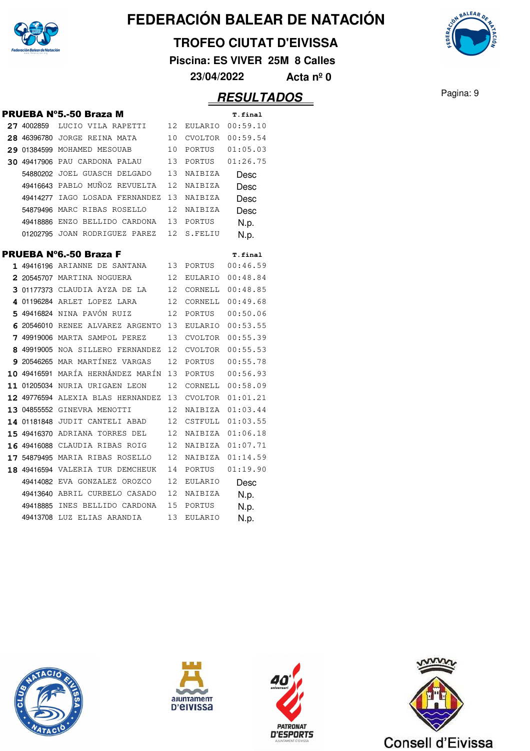# FEDERACIÓN BALEAR DE NATACIÓN

## TROFEO CIUTAT D'EIVISSA

**Piscina: ES VIVER 25M 8 Calles**

**23/04/2022 Acta nº 0**

## RESULTADOS

### PRUEBA Nº5.-50 Braza M

| | Licencia | Nombre | Edad | Club | T.final |
|---|---|---|---|---|---|
| 27 | 4002859 | LUCIO VILA RAPETTI | 12 | EULARIO | 00:59.10 |
| 28 | 46396780 | JORGE REINA MATA | 10 | CVOLTOR | 00:59.54 |
| 29 | 01384599 | MOHAMED MESOUAB | 10 | PORTUS | 01:05.03 |
| 30 | 49417906 | PAU CARDONA PALAU | 13 | PORTUS | 01:26.75 |
| | 54880202 | JOEL GUASCH DELGADO | 13 | NAIBIZA | Desc |
| | 49416643 | PABLO MUÑOZ REVUELTA | 12 | NAIBIZA | Desc |
| | 49414277 | IAGO LOSADA FERNANDEZ | 13 | NAIBIZA | Desc |
| | 54879496 | MARC RIBAS ROSELLO | 12 | NAIBIZA | Desc |
| | 49418886 | ENZO BELLIDO CARDONA | 13 | PORTUS | N.p. |
| | 01202795 | JOAN RODRIGUEZ PAREZ | 12 | S.FELIU | N.p. |

### PRUEBA Nº6.-50 Braza F

| | Licencia | Nombre | Edad | Club | T.final |
|---|---|---|---|---|---|
| 1 | 49416196 | ARIANNE DE SANTANA | 13 | PORTUS | 00:46.59 |
| 2 | 20545707 | MARTINA NOGUERA | 12 | EULARIO | 00:48.84 |
| 3 | 01177373 | CLAUDIA AYZA DE LA | 12 | CORNELL | 00:48.85 |
| 4 | 01196284 | ARLET LOPEZ LARA | 12 | CORNELL | 00:49.68 |
| 5 | 49416824 | NINA PAVÓN RUIZ | 12 | PORTUS | 00:50.06 |
| 6 | 20546010 | RENEE ALVAREZ ARGENTO | 13 | EULARIO | 00:53.55 |
| 7 | 49919006 | MARTA SAMPOL PEREZ | 13 | CVOLTOR | 00:55.39 |
| 8 | 49919005 | NOA SILLERO FERNANDEZ | 12 | CVOLTOR | 00:55.53 |
| 9 | 20546265 | MAR MARTÍNEZ VARGAS | 12 | PORTUS | 00:55.78 |
| 10 | 49416591 | MARÍA HERNÁNDEZ MARÍN | 13 | PORTUS | 00:56.93 |
| 11 | 01205034 | NURIA URIGAEN LEON | 12 | CORNELL | 00:58.09 |
| 12 | 49776594 | ALEXIA BLAS HERNANDEZ | 13 | CVOLTOR | 01:01.21 |
| 13 | 04855552 | GINEVRA MENOTTI | 12 | NAIBIZA | 01:03.44 |
| 14 | 01181848 | JUDIT CANTELI ABAD | 12 | CSTFULL | 01:03.55 |
| 15 | 49416370 | ADRIANA TORRES DEL | 12 | NAIBIZA | 01:06.18 |
| 16 | 49416088 | CLAUDIA RIBAS ROIG | 12 | NAIBIZA | 01:07.71 |
| 17 | 54879495 | MARIA RIBAS ROSELLO | 12 | NAIBIZA | 01:14.59 |
| 18 | 49416594 | VALERIA TUR DEMCHEUK | 14 | PORTUS | 01:19.90 |
| | 49414082 | EVA GONZALEZ OROZCO | 12 | EULARIO | Desc |
| | 49413640 | ABRIL CURBELO CASADO | 12 | NAIBIZA | N.p. |
| | 49418885 | INES BELLIDO CARDONA | 15 | PORTUS | N.p. |
| | 49413708 | LUZ ELIAS ARANDIA | 13 | EULARIO | N.p. |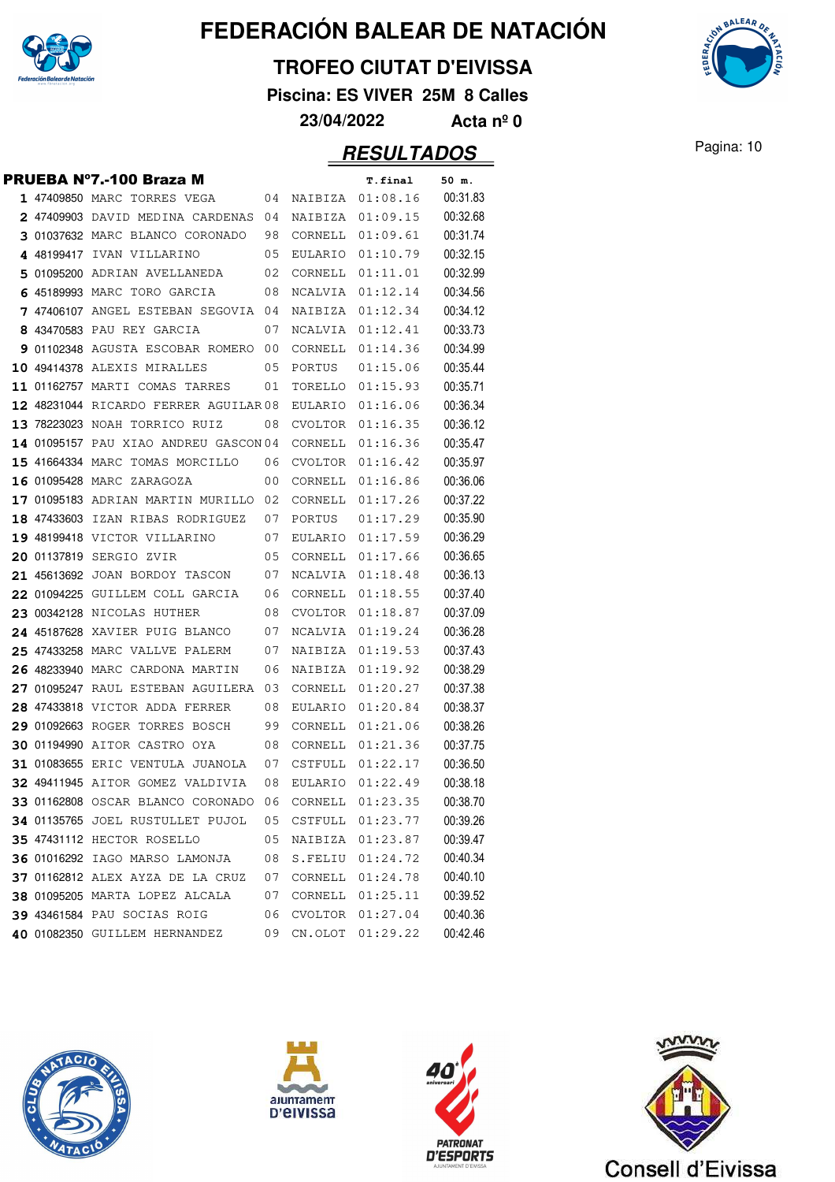# FEDERACIÓN BALEAR DE NATACIÓN

## TROFEO CIUTAT D'EIVISSA

**Piscina: ES VIVER 25M 8 Calles**

**23/04/2022 Acta nº 0**

## RESULTADOS

### PRUEBA Nº7.-100 Braza M

| | Licencia | Nombre | Año | Club | T.final | 50 m. |
|---|---|---|---|---|---|---|
| 1 | 47409850 | MARC TORRES VEGA | 04 | NAIBIZA | 01:08.16 | 00:31.83 |
| 2 | 47409903 | DAVID MEDINA CARDENAS | 04 | NAIBIZA | 01:09.15 | 00:32.68 |
| 3 | 01037632 | MARC BLANCO CORONADO | 98 | CORNELL | 01:09.61 | 00:31.74 |
| 4 | 48199417 | IVAN VILLARINO | 05 | EULARIO | 01:10.79 | 00:32.15 |
| 5 | 01095200 | ADRIAN AVELLANEDA | 02 | CORNELL | 01:11.01 | 00:32.99 |
| 6 | 45189993 | MARC TORO GARCIA | 08 | NCALVIA | 01:12.14 | 00:34.56 |
| 7 | 47406107 | ANGEL ESTEBAN SEGOVIA | 04 | NAIBIZA | 01:12.34 | 00:34.12 |
| 8 | 43470583 | PAU REY GARCIA | 07 | NCALVIA | 01:12.41 | 00:33.73 |
| 9 | 01102348 | AGUSTA ESCOBAR ROMERO | 00 | CORNELL | 01:14.36 | 00:34.99 |
| 10 | 49414378 | ALEXIS MIRALLES | 05 | PORTUS | 01:15.06 | 00:35.44 |
| 11 | 01162757 | MARTI COMAS TARRES | 01 | TORELLO | 01:15.93 | 00:35.71 |
| 12 | 48231044 | RICARDO FERRER AGUILAR | 08 | EULARIO | 01:16.06 | 00:36.34 |
| 13 | 78223023 | NOAH TORRICO RUIZ | 08 | CVOLTOR | 01:16.35 | 00:36.12 |
| 14 | 01095157 | PAU XIAO ANDREU GASCON | 04 | CORNELL | 01:16.36 | 00:35.47 |
| 15 | 41664334 | MARC TOMAS MORCILLO | 06 | CVOLTOR | 01:16.42 | 00:35.97 |
| 16 | 01095428 | MARC ZARAGOZA | 00 | CORNELL | 01:16.86 | 00:36.06 |
| 17 | 01095183 | ADRIAN MARTIN MURILLO | 02 | CORNELL | 01:17.26 | 00:37.22 |
| 18 | 47433603 | IZAN RIBAS RODRIGUEZ | 07 | PORTUS | 01:17.29 | 00:35.90 |
| 19 | 48199418 | VICTOR VILLARINO | 07 | EULARIO | 01:17.59 | 00:36.29 |
| 20 | 01137819 | SERGIO ZVIR | 05 | CORNELL | 01:17.66 | 00:36.65 |
| 21 | 45613692 | JOAN BORDOY TASCON | 07 | NCALVIA | 01:18.48 | 00:36.13 |
| 22 | 01094225 | GUILLEM COLL GARCIA | 06 | CORNELL | 01:18.55 | 00:37.40 |
| 23 | 00342128 | NICOLAS HUTHER | 08 | CVOLTOR | 01:18.87 | 00:37.09 |
| 24 | 45187628 | XAVIER PUIG BLANCO | 07 | NCALVIA | 01:19.24 | 00:36.28 |
| 25 | 47433258 | MARC VALLVE PALERM | 07 | NAIBIZA | 01:19.53 | 00:37.43 |
| 26 | 48233940 | MARC CARDONA MARTIN | 06 | NAIBIZA | 01:19.92 | 00:38.29 |
| 27 | 01095247 | RAUL ESTEBAN AGUILERA | 03 | CORNELL | 01:20.27 | 00:37.38 |
| 28 | 47433818 | VICTOR ADDA FERRER | 08 | EULARIO | 01:20.84 | 00:38.37 |
| 29 | 01092663 | ROGER TORRES BOSCH | 99 | CORNELL | 01:21.06 | 00:38.26 |
| 30 | 01194990 | AITOR CASTRO OYA | 08 | CORNELL | 01:21.36 | 00:37.75 |
| 31 | 01083655 | ERIC VENTULA JUANOLA | 07 | CSTFULL | 01:22.17 | 00:36.50 |
| 32 | 49411945 | AITOR GOMEZ VALDIVIA | 08 | EULARIO | 01:22.49 | 00:38.18 |
| 33 | 01162808 | OSCAR BLANCO CORONADO | 06 | CORNELL | 01:23.35 | 00:38.70 |
| 34 | 01135765 | JOEL RUSTULLET PUJOL | 05 | CSTFULL | 01:23.77 | 00:39.26 |
| 35 | 47431112 | HECTOR ROSELLO | 05 | NAIBIZA | 01:23.87 | 00:39.47 |
| 36 | 01016292 | IAGO MARSO LAMONJA | 08 | S.FELIU | 01:24.72 | 00:40.34 |
| 37 | 01162812 | ALEX AYZA DE LA CRUZ | 07 | CORNELL | 01:24.78 | 00:40.10 |
| 38 | 01095205 | MARTA LOPEZ ALCALA | 07 | CORNELL | 01:25.11 | 00:39.52 |
| 39 | 43461584 | PAU SOCIAS ROIG | 06 | CVOLTOR | 01:27.04 | 00:40.36 |
| 40 | 01082350 | GUILLEM HERNANDEZ | 09 | CN.OLOT | 01:29.22 | 00:42.46 |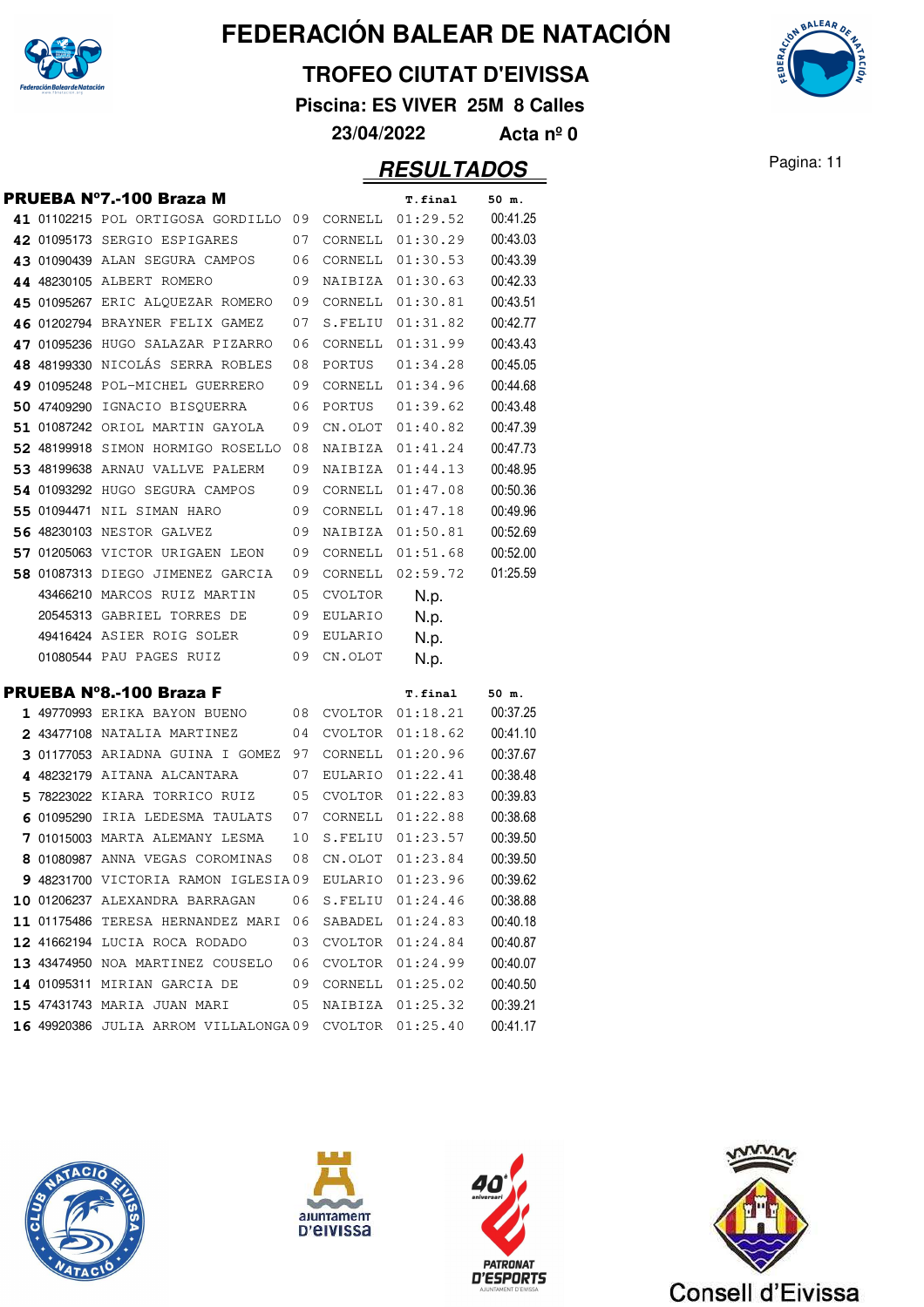# FEDERACIÓN BALEAR DE NATACIÓN

## TROFEO CIUTAT D'EIVISSA

**Piscina: ES VIVER 25M 8 Calles**

**23/04/2022 Acta nº 0**

## RESULTADOS

### PRUEBA Nº7.-100 Braza M

| | | | | | T.final | 50 m. |
|---|---|---|---|---|---|---|
| 41 | 01102215 | POL ORTIGOSA GORDILLO | 09 | CORNELL | 01:29.52 | 00:41.25 |
| 42 | 01095173 | SERGIO ESPIGARES | 07 | CORNELL | 01:30.29 | 00:43.03 |
| 43 | 01090439 | ALAN SEGURA CAMPOS | 06 | CORNELL | 01:30.53 | 00:43.39 |
| 44 | 48230105 | ALBERT ROMERO | 09 | NAIBIZA | 01:30.63 | 00:42.33 |
| 45 | 01095267 | ERIC ALQUEZAR ROMERO | 09 | CORNELL | 01:30.81 | 00:43.51 |
| 46 | 01202794 | BRAYNER FELIX GAMEZ | 07 | S.FELIU | 01:31.82 | 00:42.77 |
| 47 | 01095236 | HUGO SALAZAR PIZARRO | 06 | CORNELL | 01:31.99 | 00:43.43 |
| 48 | 48199330 | NICOLÁS SERRA ROBLES | 08 | PORTUS | 01:34.28 | 00:45.05 |
| 49 | 01095248 | POL-MICHEL GUERRERO | 09 | CORNELL | 01:34.96 | 00:44.68 |
| 50 | 47409290 | IGNACIO BISQUERRA | 06 | PORTUS | 01:39.62 | 00:43.48 |
| 51 | 01087242 | ORIOL MARTIN GAYOLA | 09 | CN.OLOT | 01:40.82 | 00:47.39 |
| 52 | 48199918 | SIMON HORMIGO ROSELLO | 08 | NAIBIZA | 01:41.24 | 00:47.73 |
| 53 | 48199638 | ARNAU VALLVE PALERM | 09 | NAIBIZA | 01:44.13 | 00:48.95 |
| 54 | 01093292 | HUGO SEGURA CAMPOS | 09 | CORNELL | 01:47.08 | 00:50.36 |
| 55 | 01094471 | NIL SIMAN HARO | 09 | CORNELL | 01:47.18 | 00:49.96 |
| 56 | 48230103 | NESTOR GALVEZ | 09 | NAIBIZA | 01:50.81 | 00:52.69 |
| 57 | 01205063 | VICTOR URIGAEN LEON | 09 | CORNELL | 01:51.68 | 00:52.00 |
| 58 | 01087313 | DIEGO JIMENEZ GARCIA | 09 | CORNELL | 02:59.72 | 01:25.59 |
| | 43466210 | MARCOS RUIZ MARTIN | 05 | CVOLTOR | N.p. | |
| | 20545313 | GABRIEL TORRES DE | 09 | EULARIO | N.p. | |
| | 49416424 | ASIER ROIG SOLER | 09 | EULARIO | N.p. | |
| | 01080544 | PAU PAGES RUIZ | 09 | CN.OLOT | N.p. | |

### PRUEBA Nº8.-100 Braza F

| | | | | | T.final | 50 m. |
|---|---|---|---|---|---|---|
| 1 | 49770993 | ERIKA BAYON BUENO | 08 | CVOLTOR | 01:18.21 | 00:37.25 |
| 2 | 43477108 | NATALIA MARTINEZ | 04 | CVOLTOR | 01:18.62 | 00:41.10 |
| 3 | 01177053 | ARIADNA GUINA I GOMEZ | 97 | CORNELL | 01:20.96 | 00:37.67 |
| 4 | 48232179 | AITANA ALCANTARA | 07 | EULARIO | 01:22.41 | 00:38.48 |
| 5 | 78223022 | KIARA TORRICO RUIZ | 05 | CVOLTOR | 01:22.83 | 00:39.83 |
| 6 | 01095290 | IRIA LEDESMA TAULATS | 07 | CORNELL | 01:22.88 | 00:38.68 |
| 7 | 01015003 | MARTA ALEMANY LESMA | 10 | S.FELIU | 01:23.57 | 00:39.50 |
| 8 | 01080987 | ANNA VEGAS COROMINAS | 08 | CN.OLOT | 01:23.84 | 00:39.50 |
| 9 | 48231700 | VICTORIA RAMON IGLESIA | 09 | EULARIO | 01:23.96 | 00:39.62 |
| 10 | 01206237 | ALEXANDRA BARRAGAN | 06 | S.FELIU | 01:24.46 | 00:38.88 |
| 11 | 01175486 | TERESA HERNANDEZ MARI | 06 | SABADEL | 01:24.83 | 00:40.18 |
| 12 | 41662194 | LUCIA ROCA RODADO | 03 | CVOLTOR | 01:24.84 | 00:40.87 |
| 13 | 43474950 | NOA MARTINEZ COUSELO | 06 | CVOLTOR | 01:24.99 | 00:40.07 |
| 14 | 01095311 | MIRIAN GARCIA DE | 09 | CORNELL | 01:25.02 | 00:40.50 |
| 15 | 47431743 | MARIA JUAN MARI | 05 | NAIBIZA | 01:25.32 | 00:39.21 |
| 16 | 49920386 | JULIA ARROM VILLALONGA | 09 | CVOLTOR | 01:25.40 | 00:41.17 |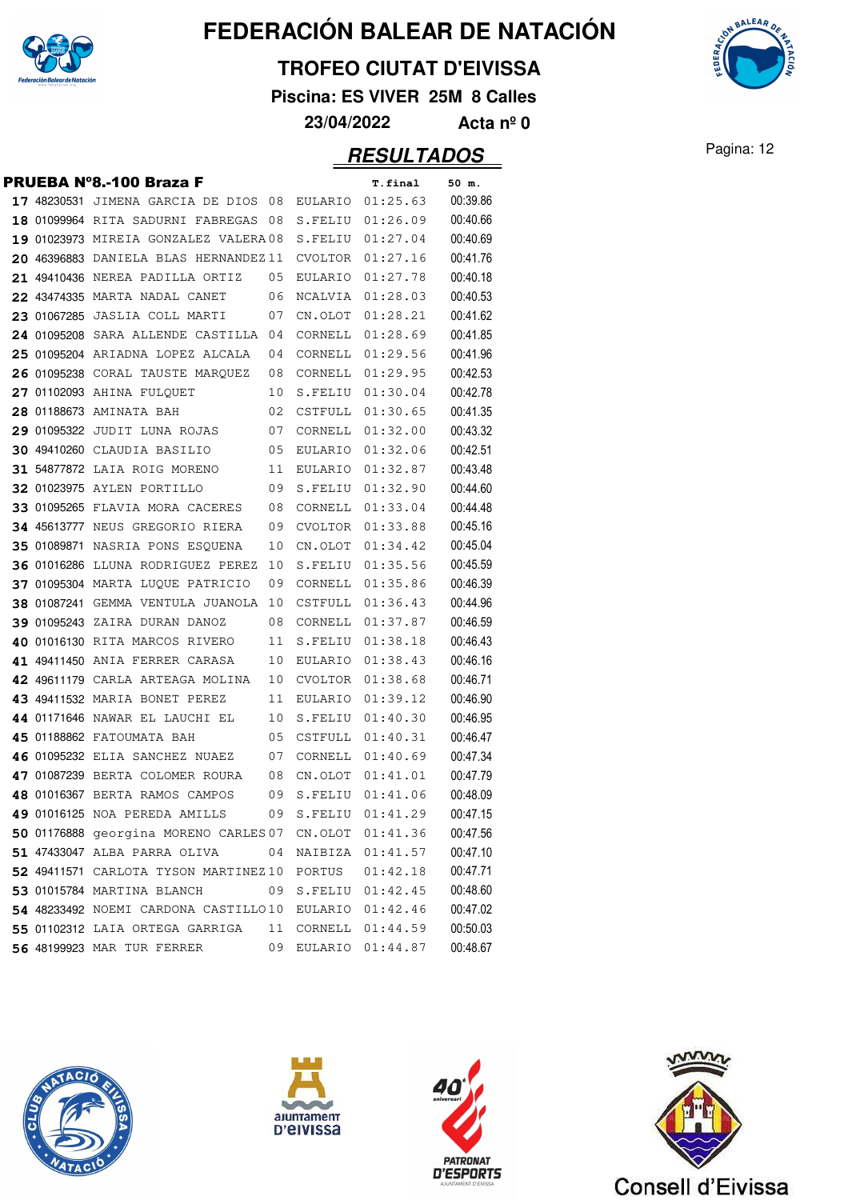# FEDERACIÓN BALEAR DE NATACIÓN

## TROFEO CIUTAT D'EIVISSA

**Piscina: ES VIVER 25M 8 Calles**

**23/04/2022 Acta nº 0**

## RESULTADOS

### PRUEBA Nº8.-100 Braza F

| Pos. | Licencia | Nombre | Año | Club | T.final | 50 m. |
|---|---|---|---|---|---|---|
| 17 | 48230531 | JIMENA GARCIA DE DIOS | 08 | EULARIO | 01:25.63 | 00:39.86 |
| 18 | 01099964 | RITA SADURNI FABREGAS | 08 | S.FELIU | 01:26.09 | 00:40.66 |
| 19 | 01023973 | MIREIA GONZALEZ VALERA | 08 | S.FELIU | 01:27.04 | 00:40.69 |
| 20 | 46396883 | DANIELA BLAS HERNANDEZ | 11 | CVOLTOR | 01:27.16 | 00:41.76 |
| 21 | 49410436 | NEREA PADILLA ORTIZ | 05 | EULARIO | 01:27.78 | 00:40.18 |
| 22 | 43474335 | MARTA NADAL CANET | 06 | NCALVIA | 01:28.03 | 00:40.53 |
| 23 | 01067285 | JASLIA COLL MARTI | 07 | CN.OLOT | 01:28.21 | 00:41.62 |
| 24 | 01095208 | SARA ALLENDE CASTILLA | 04 | CORNELL | 01:28.69 | 00:41.85 |
| 25 | 01095204 | ARIADNA LOPEZ ALCALA | 04 | CORNELL | 01:29.56 | 00:41.96 |
| 26 | 01095238 | CORAL TAUSTE MARQUEZ | 08 | CORNELL | 01:29.95 | 00:42.53 |
| 27 | 01102093 | AHINA FULQUET | 10 | S.FELIU | 01:30.04 | 00:42.78 |
| 28 | 01188673 | AMINATA BAH | 02 | CSTFULL | 01:30.65 | 00:41.35 |
| 29 | 01095322 | JUDIT LUNA ROJAS | 07 | CORNELL | 01:32.00 | 00:43.32 |
| 30 | 49410260 | CLAUDIA BASILIO | 05 | EULARIO | 01:32.06 | 00:42.51 |
| 31 | 54877872 | LAIA ROIG MORENO | 11 | EULARIO | 01:32.87 | 00:43.48 |
| 32 | 01023975 | AYLEN PORTILLO | 09 | S.FELIU | 01:32.90 | 00:44.60 |
| 33 | 01095265 | FLAVIA MORA CACERES | 08 | CORNELL | 01:33.04 | 00:44.48 |
| 34 | 45613777 | NEUS GREGORIO RIERA | 09 | CVOLTOR | 01:33.88 | 00:45.16 |
| 35 | 01089871 | NASRIA PONS ESQUENA | 10 | CN.OLOT | 01:34.42 | 00:45.04 |
| 36 | 01016286 | LLUNA RODRIGUEZ PEREZ | 10 | S.FELIU | 01:35.56 | 00:45.59 |
| 37 | 01095304 | MARTA LUQUE PATRICIO | 09 | CORNELL | 01:35.86 | 00:46.39 |
| 38 | 01087241 | GEMMA VENTULA JUANOLA | 10 | CSTFULL | 01:36.43 | 00:44.96 |
| 39 | 01095243 | ZAIRA DURAN DANOZ | 08 | CORNELL | 01:37.87 | 00:46.59 |
| 40 | 01016130 | RITA MARCOS RIVERO | 11 | S.FELIU | 01:38.18 | 00:46.43 |
| 41 | 49411450 | ANIA FERRER CARASA | 10 | EULARIO | 01:38.43 | 00:46.16 |
| 42 | 49611179 | CARLA ARTEAGA MOLINA | 10 | CVOLTOR | 01:38.68 | 00:46.71 |
| 43 | 49411532 | MARIA BONET PEREZ | 11 | EULARIO | 01:39.12 | 00:46.90 |
| 44 | 01171646 | NAWAR EL LAUCHI EL | 10 | S.FELIU | 01:40.30 | 00:46.95 |
| 45 | 01188862 | FATOUMATA BAH | 05 | CSTFULL | 01:40.31 | 00:46.47 |
| 46 | 01095232 | ELIA SANCHEZ NUAEZ | 07 | CORNELL | 01:40.69 | 00:47.34 |
| 47 | 01087239 | BERTA COLOMER ROURA | 08 | CN.OLOT | 01:41.01 | 00:47.79 |
| 48 | 01016367 | BERTA RAMOS CAMPOS | 09 | S.FELIU | 01:41.06 | 00:48.09 |
| 49 | 01016125 | NOA PEREDA AMILLS | 09 | S.FELIU | 01:41.29 | 00:47.15 |
| 50 | 01176888 | georgina MORENO CARLES | 07 | CN.OLOT | 01:41.36 | 00:47.56 |
| 51 | 47433047 | ALBA PARRA OLIVA | 04 | NAIBIZA | 01:41.57 | 00:47.10 |
| 52 | 49411571 | CARLOTA TYSON MARTINEZ | 10 | PORTUS | 01:42.18 | 00:47.71 |
| 53 | 01015784 | MARTINA BLANCH | 09 | S.FELIU | 01:42.45 | 00:48.60 |
| 54 | 48233492 | NOEMI CARDONA CASTILLO | 10 | EULARIO | 01:42.46 | 00:47.02 |
| 55 | 01102312 | LAIA ORTEGA GARRIGA | 11 | CORNELL | 01:44.59 | 00:50.03 |
| 56 | 48199923 | MAR TUR FERRER | 09 | EULARIO | 01:44.87 | 00:48.67 |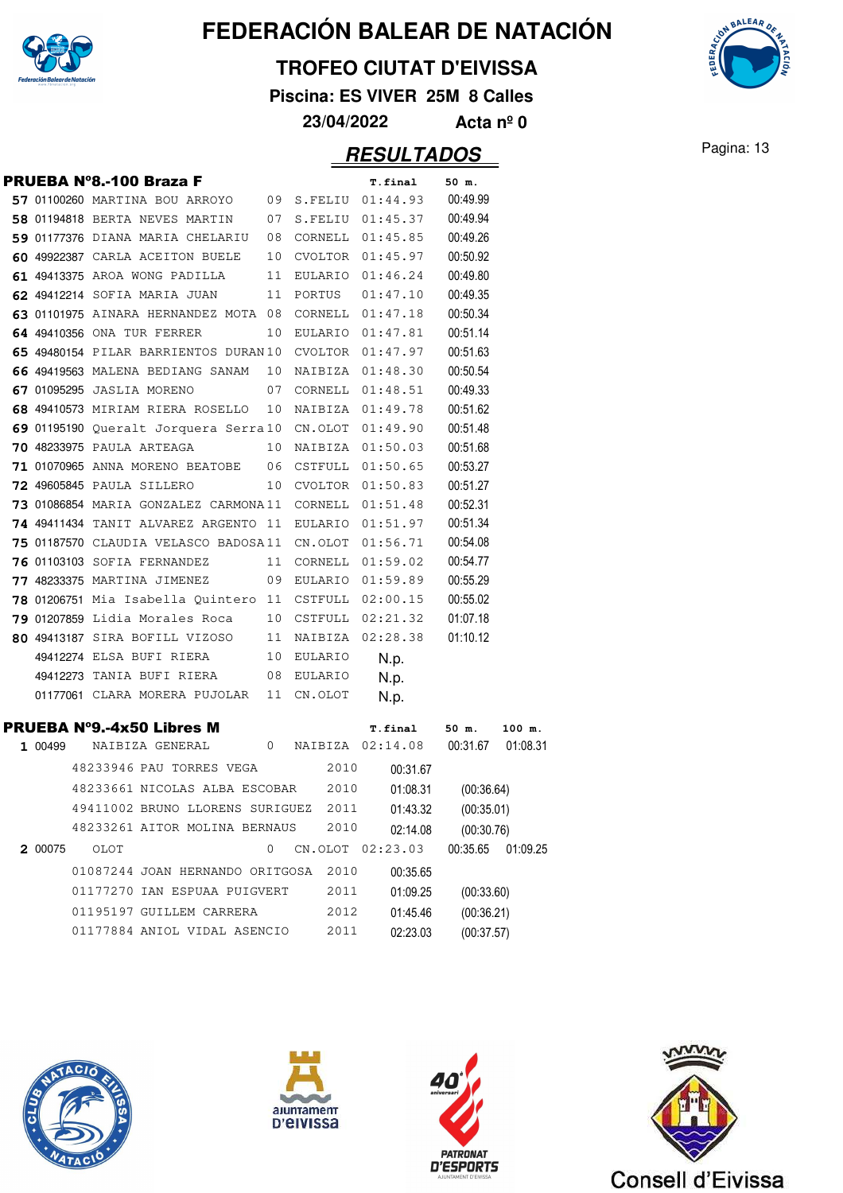# FEDERACIÓN BALEAR DE NATACIÓN

## TROFEO CIUTAT D'EIVISSA

**Piscina: ES VIVER 25M 8 Calles**

**23/04/2022 Acta nº 0**

## RESULTADOS

### PRUEBA Nº8.-100 Braza F

| Pos. | Licencia | Nombre | Año | Club | T.final | 50 m. |
|---|---|---|---|---|---|---|
| 57 | 01100260 | MARTINA BOU ARROYO | 09 | S.FELIU | 01:44.93 | 00:49.99 |
| 58 | 01194818 | BERTA NEVES MARTIN | 07 | S.FELIU | 01:45.37 | 00:49.94 |
| 59 | 01177376 | DIANA MARIA CHELARIU | 08 | CORNELL | 01:45.85 | 00:49.26 |
| 60 | 49922387 | CARLA ACEITON BUELE | 10 | CVOLTOR | 01:45.97 | 00:50.92 |
| 61 | 49413375 | AROA WONG PADILLA | 11 | EULARIO | 01:46.24 | 00:49.80 |
| 62 | 49412214 | SOFIA MARIA JUAN | 11 | PORTUS | 01:47.10 | 00:49.35 |
| 63 | 01101975 | AINARA HERNANDEZ MOTA | 08 | CORNELL | 01:47.18 | 00:50.34 |
| 64 | 49410356 | ONA TUR FERRER | 10 | EULARIO | 01:47.81 | 00:51.14 |
| 65 | 49480154 | PILAR BARRIENTOS DURAN | 10 | CVOLTOR | 01:47.97 | 00:51.63 |
| 66 | 49419563 | MALENA BEDIANG SANAM | 10 | NAIBIZA | 01:48.30 | 00:50.54 |
| 67 | 01095295 | JASLIA MORENO | 07 | CORNELL | 01:48.51 | 00:49.33 |
| 68 | 49410573 | MIRIAM RIERA ROSELLO | 10 | NAIBIZA | 01:49.78 | 00:51.62 |
| 69 | 01195190 | Queralt Jorquera Serra | 10 | CN.OLOT | 01:49.90 | 00:51.48 |
| 70 | 48233975 | PAULA ARTEAGA | 10 | NAIBIZA | 01:50.03 | 00:51.68 |
| 71 | 01070965 | ANNA MORENO BEATOBE | 06 | CSTFULL | 01:50.65 | 00:53.27 |
| 72 | 49605845 | PAULA SILLERO | 10 | CVOLTOR | 01:50.83 | 00:51.27 |
| 73 | 01086854 | MARIA GONZALEZ CARMONA | 11 | CORNELL | 01:51.48 | 00:52.31 |
| 74 | 49411434 | TANIT ALVAREZ ARGENTO | 11 | EULARIO | 01:51.97 | 00:51.34 |
| 75 | 01187570 | CLAUDIA VELASCO BADOSA | 11 | CN.OLOT | 01:56.71 | 00:54.08 |
| 76 | 01103103 | SOFIA FERNANDEZ | 11 | CORNELL | 01:59.02 | 00:54.77 |
| 77 | 48233375 | MARTINA JIMENEZ | 09 | EULARIO | 01:59.89 | 00:55.29 |
| 78 | 01206751 | Mia Isabella Quintero | 11 | CSTFULL | 02:00.15 | 00:55.02 |
| 79 | 01207859 | Lidia Morales Roca | 10 | CSTFULL | 02:21.32 | 01:07.18 |
| 80 | 49413187 | SIRA BOFILL VIZOSO | 11 | NAIBIZA | 02:28.38 | 01:10.12 |
| | 49412274 | ELSA BUFI RIERA | 10 | EULARIO | N.p. | |
| | 49412273 | TANIA BUFI RIERA | 08 | EULARIO | N.p. | |
| | 01177061 | CLARA MORERA PUJOLAR | 11 | CN.OLOT | N.p. | |

### PRUEBA Nº9.-4x50 Libres M

| Pos. | Licencia | Nombre | Año | Club | T.final | 50 m. | 100 m. |
|---|---|---|---|---|---|---|---|
| 1 | 00499 | NAIBIZA GENERAL | 0 | NAIBIZA | 02:14.08 | 00:31.67 | 01:08.31 |
| | 48233946 | PAU TORRES VEGA | 2010 | | 00:31.67 | | |
| | 48233661 | NICOLAS ALBA ESCOBAR | 2010 | | 01:08.31 | (00:36.64) | |
| | 49411002 | BRUNO LLORENS SURIGUEZ | 2011 | | 01:43.32 | (00:35.01) | |
| | 48233261 | AITOR MOLINA BERNAUS | 2010 | | 02:14.08 | (00:30.76) | |
| 2 | 00075 | OLOT | 0 | CN.OLOT | 02:23.03 | 00:35.65 | 01:09.25 |
| | 01087244 | JOAN HERNANDO ORITGOSA | 2010 | | 00:35.65 | | |
| | 01177270 | IAN ESPUAA PUIGVERT | 2011 | | 01:09.25 | (00:33.60) | |
| | 01195197 | GUILLEM CARRERA | 2012 | | 01:45.46 | (00:36.21) | |
| | 01177884 | ANIOL VIDAL ASENCIO | 2011 | | 02:23.03 | (00:37.57) | |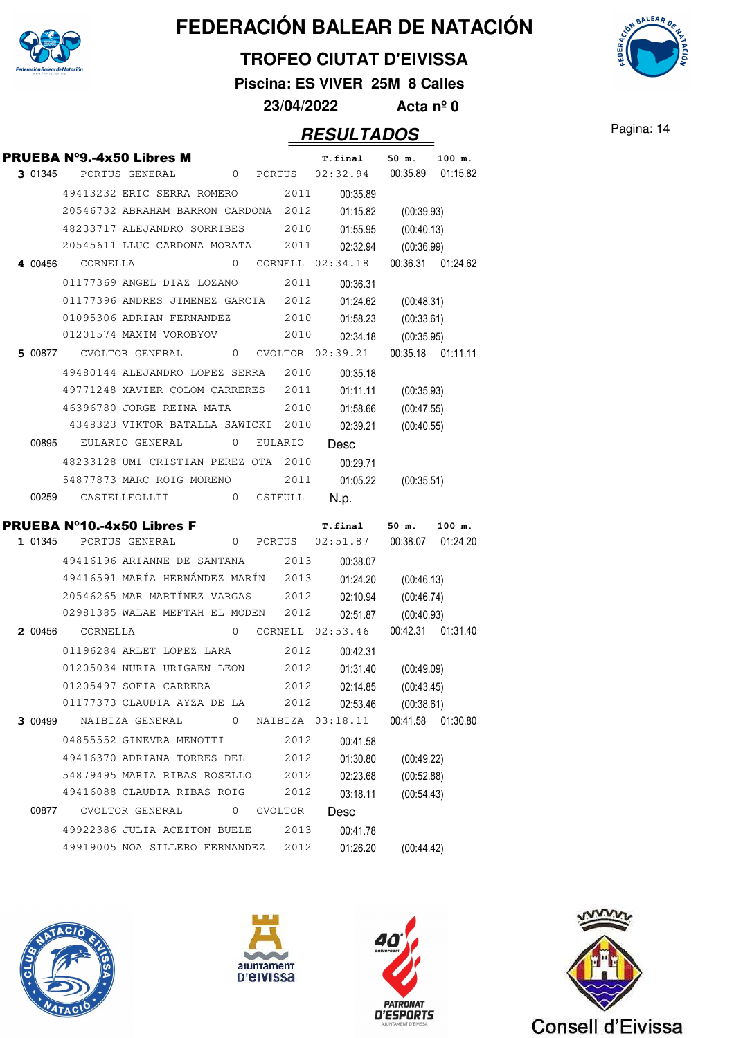# FEDERACIÓN BALEAR DE NATACIÓN

## TROFEO CIUTAT D'EIVISSA

**Piscina: ES VIVER 25M 8 Calles**

**23/04/2022 Acta nº 0**

## RESULTADOS

### PRUEBA Nº9.-4x50 Libres M

| | | | | | T.final | 50 m. | 100 m. |
|---|---|---|---|---|---|---|---|
| **3** | 01345 | PORTUS GENERAL | 0 | PORTUS | 02:32.94 | 00:35.89 | 01:15.82 |
| | 49413232 | ERIC SERRA ROMERO | 2011 | | 00:35.89 | | |
| | 20546732 | ABRAHAM BARRON CARDONA | 2012 | | 01:15.82 | (00:39.93) | |
| | 48233717 | ALEJANDRO SORRIBES | 2010 | | 01:55.95 | (00:40.13) | |
| | 20545611 | LLUC CARDONA MORATA | 2011 | | 02:32.94 | (00:36.99) | |
| **4** | 00456 | CORNELLA | 0 | CORNELL | 02:34.18 | 00:36.31 | 01:24.62 |
| | 01177369 | ANGEL DIAZ LOZANO | 2011 | | 00:36.31 | | |
| | 01177396 | ANDRES JIMENEZ GARCIA | 2012 | | 01:24.62 | (00:48.31) | |
| | 01095306 | ADRIAN FERNANDEZ | 2010 | | 01:58.23 | (00:33.61) | |
| | 01201574 | MAXIM VOROBYOV | 2010 | | 02:34.18 | (00:35.95) | |
| **5** | 00877 | CVOLTOR GENERAL | 0 | CVOLTOR | 02:39.21 | 00:35.18 | 01:11.11 |
| | 49480144 | ALEJANDRO LOPEZ SERRA | 2010 | | 00:35.18 | | |
| | 49771248 | XAVIER COLOM CARRERES | 2011 | | 01:11.11 | (00:35.93) | |
| | 46396780 | JORGE REINA MATA | 2010 | | 01:58.66 | (00:47.55) | |
| | 4348323 | VIKTOR BATALLA SAWICKI | 2010 | | 02:39.21 | (00:40.55) | |
| | 00895 | EULARIO GENERAL | 0 | EULARIO | Desc | | |
| | 48233128 | UMI CRISTIAN PEREZ OTA | 2010 | | 00:29.71 | | |
| | 54877873 | MARC ROIG MORENO | 2011 | | 01:05.22 | (00:35.51) | |
| | 00259 | CASTELLFOLLIT | 0 | CSTFULL | N.p. | | |

### PRUEBA Nº10.-4x50 Libres F

| | | | | | T.final | 50 m. | 100 m. |
|---|---|---|---|---|---|---|---|
| **1** | 01345 | PORTUS GENERAL | 0 | PORTUS | 02:51.87 | 00:38.07 | 01:24.20 |
| | 49416196 | ARIANNE DE SANTANA | 2013 | | 00:38.07 | | |
| | 49416591 | MARÍA HERNÁNDEZ MARÍN | 2013 | | 01:24.20 | (00:46.13) | |
| | 20546265 | MAR MARTÍNEZ VARGAS | 2012 | | 02:10.94 | (00:46.74) | |
| | 02981385 | WALAE MEFTAH EL MODEN | 2012 | | 02:51.87 | (00:40.93) | |
| **2** | 00456 | CORNELLA | 0 | CORNELL | 02:53.46 | 00:42.31 | 01:31.40 |
| | 01196284 | ARLET LOPEZ LARA | 2012 | | 00:42.31 | | |
| | 01205034 | NURIA URIGAEN LEON | 2012 | | 01:31.40 | (00:49.09) | |
| | 01205497 | SOFIA CARRERA | 2012 | | 02:14.85 | (00:43.45) | |
| | 01177373 | CLAUDIA AYZA DE LA | 2012 | | 02:53.46 | (00:38.61) | |
| **3** | 00499 | NAIBIZA GENERAL | 0 | NAIBIZA | 03:18.11 | 00:41.58 | 01:30.80 |
| | 04855552 | GINEVRA MENOTTI | 2012 | | 00:41.58 | | |
| | 49416370 | ADRIANA TORRES DEL | 2012 | | 01:30.80 | (00:49.22) | |
| | 54879495 | MARIA RIBAS ROSELLO | 2012 | | 02:23.68 | (00:52.88) | |
| | 49416088 | CLAUDIA RIBAS ROIG | 2012 | | 03:18.11 | (00:54.43) | |
| | 00877 | CVOLTOR GENERAL | 0 | CVOLTOR | Desc | | |
| | 49922386 | JULIA ACEITON BUELE | 2013 | | 00:41.78 | | |
| | 49919005 | NOA SILLERO FERNANDEZ | 2012 | | 01:26.20 | (00:44.42) | |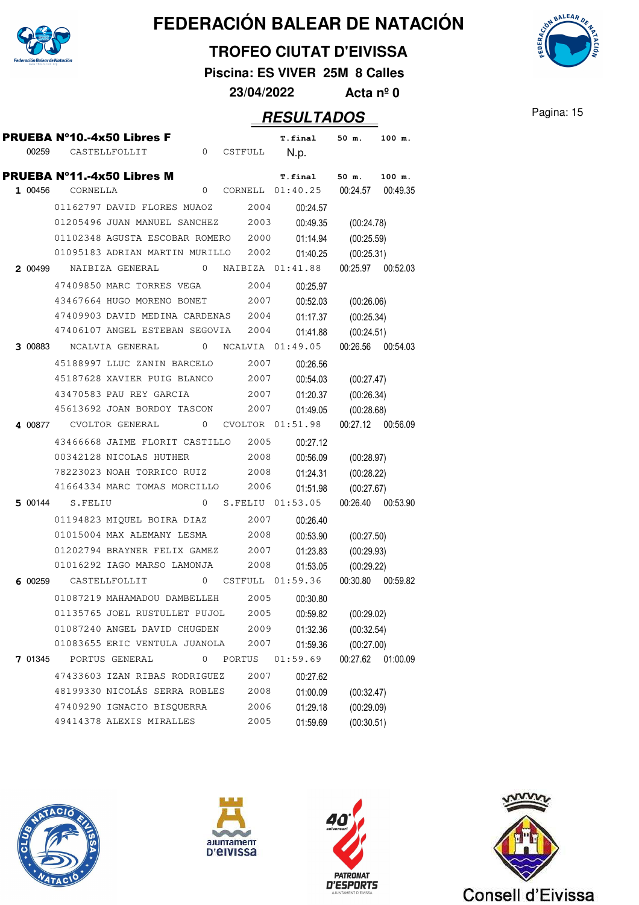# FEDERACIÓN BALEAR DE NATACIÓN

## TROFEO CIUTAT D'EIVISSA

**Piscina: ES VIVER 25M 8 Calles**

**23/04/2022 Acta nº 0**

## RESULTADOS

### PRUEBA Nº10.-4x50 Libres F

| | | | | | T.final | 50 m. | 100 m. |
|---|---|---|---|---|---|---|---|
| | 00259 | CASTELLFOLLIT | 0 | CSTFULL | N.p. | | |

### PRUEBA Nº11.-4x50 Libres M

| | | | | | T.final | 50 m. | 100 m. |
|---|---|---|---|---|---|---|---|
| 1 | 00456 | CORNELLA | 0 | CORNELL | 01:40.25 | 00:24.57 | 00:49.35 |
| | | 01162797 DAVID FLORES MUAOZ | 2004 | | 00:24.57 | | |
| | | 01205496 JUAN MANUEL SANCHEZ | 2003 | | 00:49.35 | (00:24.78) | |
| | | 01102348 AGUSTA ESCOBAR ROMERO | 2000 | | 01:14.94 | (00:25.59) | |
| | | 01095183 ADRIAN MARTIN MURILLO | 2002 | | 01:40.25 | (00:25.31) | |
| 2 | 00499 | NAIBIZA GENERAL | 0 | NAIBIZA | 01:41.88 | 00:25.97 | 00:52.03 |
| | | 47409850 MARC TORRES VEGA | 2004 | | 00:25.97 | | |
| | | 43467664 HUGO MORENO BONET | 2007 | | 00:52.03 | (00:26.06) | |
| | | 47409903 DAVID MEDINA CARDENAS | 2004 | | 01:17.37 | (00:25.34) | |
| | | 47406107 ANGEL ESTEBAN SEGOVIA | 2004 | | 01:41.88 | (00:24.51) | |
| 3 | 00883 | NCALVIA GENERAL | 0 | NCALVIA | 01:49.05 | 00:26.56 | 00:54.03 |
| | | 45188997 LLUC ZANIN BARCELO | 2007 | | 00:26.56 | | |
| | | 45187628 XAVIER PUIG BLANCO | 2007 | | 00:54.03 | (00:27.47) | |
| | | 43470583 PAU REY GARCIA | 2007 | | 01:20.37 | (00:26.34) | |
| | | 45613692 JOAN BORDOY TASCON | 2007 | | 01:49.05 | (00:28.68) | |
| 4 | 00877 | CVOLTOR GENERAL | 0 | CVOLTOR | 01:51.98 | 00:27.12 | 00:56.09 |
| | | 43466668 JAIME FLORIT CASTILLO | 2005 | | 00:27.12 | | |
| | | 00342128 NICOLAS HUTHER | 2008 | | 00:56.09 | (00:28.97) | |
| | | 78223023 NOAH TORRICO RUIZ | 2008 | | 01:24.31 | (00:28.22) | |
| | | 41664334 MARC TOMAS MORCILLO | 2006 | | 01:51.98 | (00:27.67) | |
| 5 | 00144 | S.FELIU | 0 | S.FELIU | 01:53.05 | 00:26.40 | 00:53.90 |
| | | 01194823 MIQUEL BOIRA DIAZ | 2007 | | 00:26.40 | | |
| | | 01015004 MAX ALEMANY LESMA | 2008 | | 00:53.90 | (00:27.50) | |
| | | 01202794 BRAYNER FELIX GAMEZ | 2007 | | 01:23.83 | (00:29.93) | |
| | | 01016292 IAGO MARSO LAMONJA | 2008 | | 01:53.05 | (00:29.22) | |
| 6 | 00259 | CASTELLFOLLIT | 0 | CSTFULL | 01:59.36 | 00:30.80 | 00:59.82 |
| | | 01087219 MAHAMADOU DAMBELLEH | 2005 | | 00:30.80 | | |
| | | 01135765 JOEL RUSTULLET PUJOL | 2005 | | 00:59.82 | (00:29.02) | |
| | | 01087240 ANGEL DAVID CHUGDEN | 2009 | | 01:32.36 | (00:32.54) | |
| | | 01083655 ERIC VENTULA JUANOLA | 2007 | | 01:59.36 | (00:27.00) | |
| 7 | 01345 | PORTUS GENERAL | 0 | PORTUS | 01:59.69 | 00:27.62 | 01:00.09 |
| | | 47433603 IZAN RIBAS RODRIGUEZ | 2007 | | 00:27.62 | | |
| | | 48199330 NICOLÁS SERRA ROBLES | 2008 | | 01:00.09 | (00:32.47) | |
| | | 47409290 IGNACIO BISQUERRA | 2006 | | 01:29.18 | (00:29.09) | |
| | | 49414378 ALEXIS MIRALLES | 2005 | | 01:59.69 | (00:30.51) | |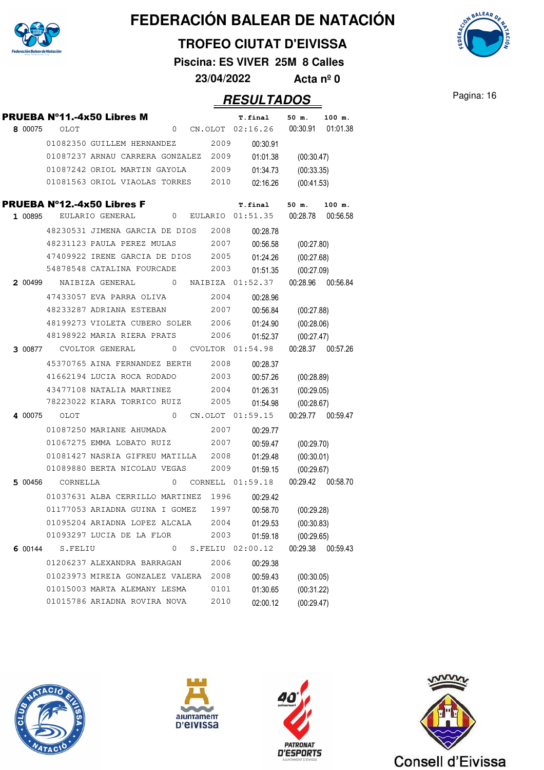# FEDERACIÓN BALEAR DE NATACIÓN

## TROFEO CIUTAT D'EIVISSA

**Piscina: ES VIVER 25M 8 Calles**

**23/04/2022 Acta nº 0**

## RESULTADOS

### PRUEBA Nº11.-4x50 Libres M

| | | | | | T.final | 50 m. | 100 m. |
|---|---|---|---|---|---|---|---|
| **8** 00075 | OLOT | 0 | CN.OLOT | | 02:16.26 | 00:30.91 | 01:01.38 |
| | 01082350 GUILLEM HERNANDEZ | | | 2009 | 00:30.91 | | |
| | 01087237 ARNAU CARRERA GONZALEZ | | | 2009 | 01:01.38 | (00:30.47) | |
| | 01087242 ORIOL MARTIN GAYOLA | | | 2009 | 01:34.73 | (00:33.35) | |
| | 01081563 ORIOL VIAOLAS TORRES | | | 2010 | 02:16.26 | (00:41.53) | |

### PRUEBA Nº12.-4x50 Libres F

| | | | | | T.final | 50 m. | 100 m. |
|---|---|---|---|---|---|---|---|
| **1** 00895 | EULARIO GENERAL | 0 | EULARIO | | 01:51.35 | 00:28.78 | 00:56.58 |
| | 48230531 JIMENA GARCIA DE DIOS | | | 2008 | 00:28.78 | | |
| | 48231123 PAULA PEREZ MULAS | | | 2007 | 00:56.58 | (00:27.80) | |
| | 47409922 IRENE GARCIA DE DIOS | | | 2005 | 01:24.26 | (00:27.68) | |
| | 54878548 CATALINA FOURCADE | | | 2003 | 01:51.35 | (00:27.09) | |
| **2** 00499 | NAIBIZA GENERAL | 0 | NAIBIZA | | 01:52.37 | 00:28.96 | 00:56.84 |
| | 47433057 EVA PARRA OLIVA | | | 2004 | 00:28.96 | | |
| | 48233287 ADRIANA ESTEBAN | | | 2007 | 00:56.84 | (00:27.88) | |
| | 48199273 VIOLETA CUBERO SOLER | | | 2006 | 01:24.90 | (00:28.06) | |
| | 48198922 MARIA RIERA PRATS | | | 2006 | 01:52.37 | (00:27.47) | |
| **3** 00877 | CVOLTOR GENERAL | 0 | CVOLTOR | | 01:54.98 | 00:28.37 | 00:57.26 |
| | 45370765 AINA FERNANDEZ BERTH | | | 2008 | 00:28.37 | | |
| | 41662194 LUCIA ROCA RODADO | | | 2003 | 00:57.26 | (00:28.89) | |
| | 43477108 NATALIA MARTINEZ | | | 2004 | 01:26.31 | (00:29.05) | |
| | 78223022 KIARA TORRICO RUIZ | | | 2005 | 01:54.98 | (00:28.67) | |
| **4** 00075 | OLOT | 0 | CN.OLOT | | 01:59.15 | 00:29.77 | 00:59.47 |
| | 01087250 MARIANE AHUMADA | | | 2007 | 00:29.77 | | |
| | 01067275 EMMA LOBATO RUIZ | | | 2007 | 00:59.47 | (00:29.70) | |
| | 01081427 NASRIA GIFREU MATILLA | | | 2008 | 01:29.48 | (00:30.01) | |
| | 01089880 BERTA NICOLAU VEGAS | | | 2009 | 01:59.15 | (00:29.67) | |
| **5** 00456 | CORNELLA | 0 | CORNELL | | 01:59.18 | 00:29.42 | 00:58.70 |
| | 01037631 ALBA CERRILLO MARTINEZ | | | 1996 | 00:29.42 | | |
| | 01177053 ARIADNA GUINA I GOMEZ | | | 1997 | 00:58.70 | (00:29.28) | |
| | 01095204 ARIADNA LOPEZ ALCALA | | | 2004 | 01:29.53 | (00:30.83) | |
| | 01093297 LUCIA DE LA FLOR | | | 2003 | 01:59.18 | (00:29.65) | |
| **6** 00144 | S.FELIU | 0 | S.FELIU | | 02:00.12 | 00:29.38 | 00:59.43 |
| | 01206237 ALEXANDRA BARRAGAN | | | 2006 | 00:29.38 | | |
| | 01023973 MIREIA GONZALEZ VALERA | | | 2008 | 00:59.43 | (00:30.05) | |
| | 01015003 MARTA ALEMANY LESMA | | | 0101 | 01:30.65 | (00:31.22) | |
| | 01015786 ARIADNA ROVIRA NOVA | | | 2010 | 02:00.12 | (00:29.47) | |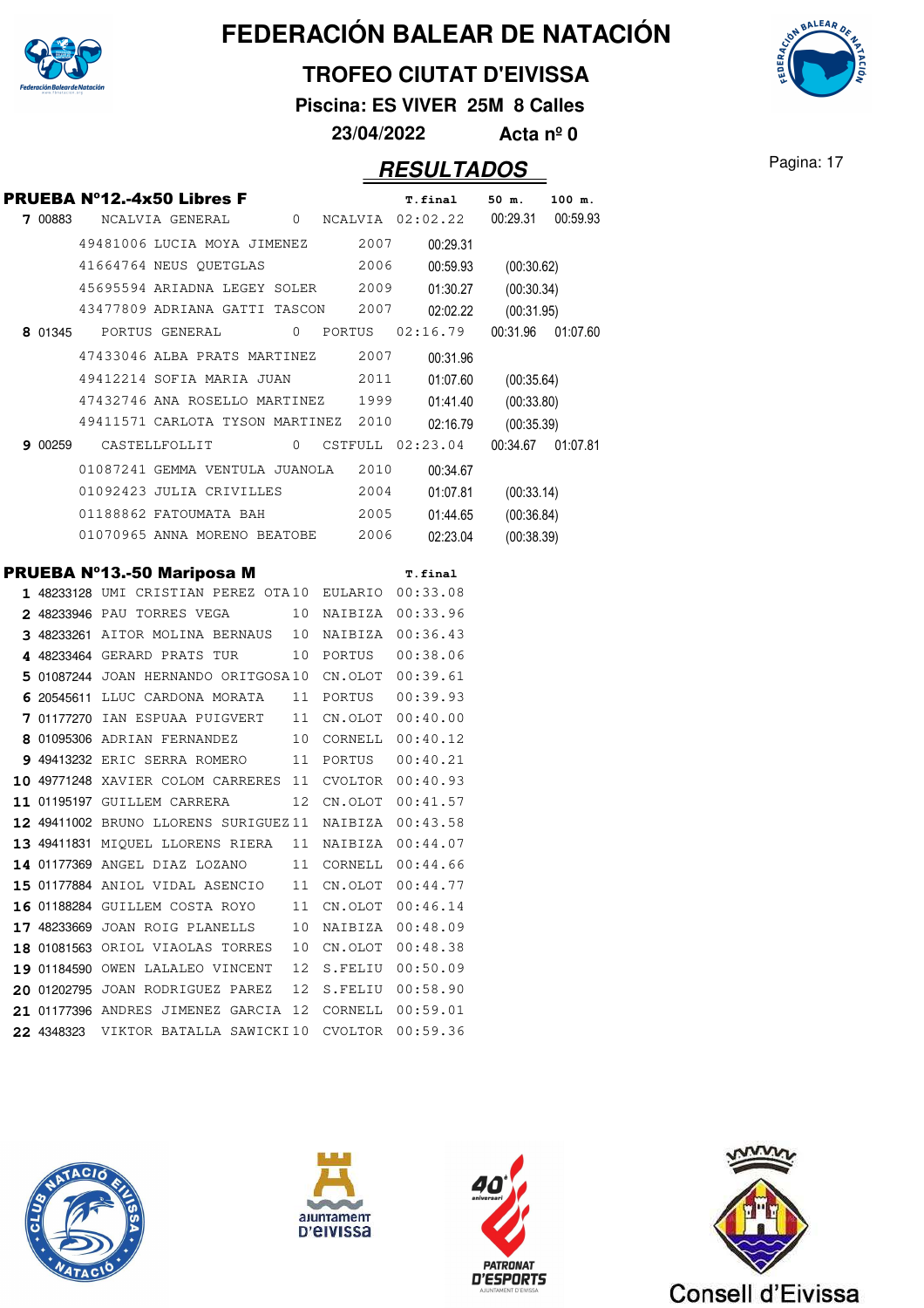# FEDERACIÓN BALEAR DE NATACIÓN

## TROFEO CIUTAT D'EIVISSA

**Piscina: ES VIVER 25M 8 Calles**

**23/04/2022 Acta nº 0**

## RESULTADOS

### PRUEBA Nº12.-4x50 Libres F

| Pos | Código | Nombre | Año | Club | T.final | 50 m. | 100 m. |
|---|---|---|---|---|---|---|---|
| 7 | 00883 | NCALVIA GENERAL | 0 | NCALVIA | 02:02.22 | 00:29.31 | 00:59.93 |
| | 49481006 | LUCIA MOYA JIMENEZ | 2007 | | 00:29.31 | | |
| | 41664764 | NEUS QUETGLAS | 2006 | | 00:59.93 | (00:30.62) | |
| | 45695594 | ARIADNA LEGEY SOLER | 2009 | | 01:30.27 | (00:30.34) | |
| | 43477809 | ADRIANA GATTI TASCON | 2007 | | 02:02.22 | (00:31.95) | |
| 8 | 01345 | PORTUS GENERAL | 0 | PORTUS | 02:16.79 | 00:31.96 | 01:07.60 |
| | 47433046 | ALBA PRATS MARTINEZ | 2007 | | 00:31.96 | | |
| | 49412214 | SOFIA MARIA JUAN | 2011 | | 01:07.60 | (00:35.64) | |
| | 47432746 | ANA ROSELLO MARTINEZ | 1999 | | 01:41.40 | (00:33.80) | |
| | 49411571 | CARLOTA TYSON MARTINEZ | 2010 | | 02:16.79 | (00:35.39) | |
| 9 | 00259 | CASTELLFOLLIT | 0 | CSTFULL | 02:23.04 | 00:34.67 | 01:07.81 |
| | 01087241 | GEMMA VENTULA JUANOLA | 2010 | | 00:34.67 | | |
| | 01092423 | JULIA CRIVILLES | 2004 | | 01:07.81 | (00:33.14) | |
| | 01188862 | FATOUMATA BAH | 2005 | | 01:44.65 | (00:36.84) | |
| | 01070965 | ANNA MORENO BEATOBE | 2006 | | 02:23.04 | (00:38.39) | |

### PRUEBA Nº13.-50 Mariposa M

| Pos | Licencia | Nombre | Año | Club | T.final |
|---|---|---|---|---|---|
| 1 | 48233128 | UMI CRISTIAN PEREZ OTA | 10 | EULARIO | 00:33.08 |
| 2 | 48233946 | PAU TORRES VEGA | 10 | NAIBIZA | 00:33.96 |
| 3 | 48233261 | AITOR MOLINA BERNAUS | 10 | NAIBIZA | 00:36.43 |
| 4 | 48233464 | GERARD PRATS TUR | 10 | PORTUS | 00:38.06 |
| 5 | 01087244 | JOAN HERNANDO ORITGOSA | 10 | CN.OLOT | 00:39.61 |
| 6 | 20545611 | LLUC CARDONA MORATA | 11 | PORTUS | 00:39.93 |
| 7 | 01177270 | IAN ESPUAA PUIGVERT | 11 | CN.OLOT | 00:40.00 |
| 8 | 01095306 | ADRIAN FERNANDEZ | 10 | CORNELL | 00:40.12 |
| 9 | 49413232 | ERIC SERRA ROMERO | 11 | PORTUS | 00:40.21 |
| 10 | 49771248 | XAVIER COLOM CARRERES | 11 | CVOLTOR | 00:40.93 |
| 11 | 01195197 | GUILLEM CARRERA | 12 | CN.OLOT | 00:41.57 |
| 12 | 49411002 | BRUNO LLORENS SURIGUEZ | 11 | NAIBIZA | 00:43.58 |
| 13 | 49411831 | MIQUEL LLORENS RIERA | 11 | NAIBIZA | 00:44.07 |
| 14 | 01177369 | ANGEL DIAZ LOZANO | 11 | CORNELL | 00:44.66 |
| 15 | 01177884 | ANIOL VIDAL ASENCIO | 11 | CN.OLOT | 00:44.77 |
| 16 | 01188284 | GUILLEM COSTA ROYO | 11 | CN.OLOT | 00:46.14 |
| 17 | 48233669 | JOAN ROIG PLANELLS | 10 | NAIBIZA | 00:48.09 |
| 18 | 01081563 | ORIOL VIAOLAS TORRES | 10 | CN.OLOT | 00:48.38 |
| 19 | 01184590 | OWEN LALALEO VINCENT | 12 | S.FELIU | 00:50.09 |
| 20 | 01202795 | JOAN RODRIGUEZ PAREZ | 12 | S.FELIU | 00:58.90 |
| 21 | 01177396 | ANDRES JIMENEZ GARCIA | 12 | CORNELL | 00:59.01 |
| 22 | 4348323 | VIKTOR BATALLA SAWICKI | 10 | CVOLTOR | 00:59.36 |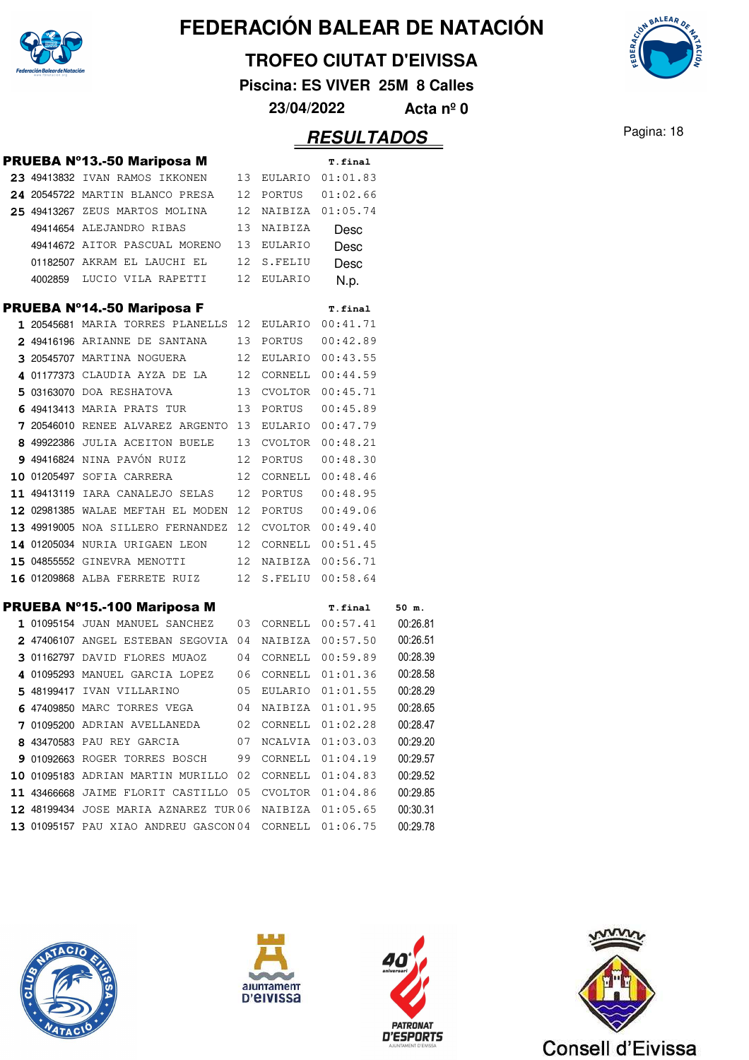# FEDERACIÓN BALEAR DE NATACIÓN

## TROFEO CIUTAT D'EIVISSA

**Piscina: ES VIVER 25M 8 Calles**

**23/04/2022 Acta nº 0**

## RESULTADOS

### PRUEBA Nº13.-50 Mariposa M

| | | | | | T.final |
|---|---|---|---|---|---|
| 23 | 49413832 | IVAN RAMOS IKKONEN | 13 | EULARIO | 01:01.83 |
| 24 | 20545722 | MARTIN BLANCO PRESA | 12 | PORTUS | 01:02.66 |
| 25 | 49413267 | ZEUS MARTOS MOLINA | 12 | NAIBIZA | 01:05.74 |
| | 49414654 | ALEJANDRO RIBAS | 13 | NAIBIZA | Desc |
| | 49414672 | AITOR PASCUAL MORENO | 13 | EULARIO | Desc |
| | 01182507 | AKRAM EL LAUCHI EL | 12 | S.FELIU | Desc |
| | 4002859 | LUCIO VILA RAPETTI | 12 | EULARIO | N.p. |

### PRUEBA Nº14.-50 Mariposa F

| | | | | | T.final |
|---|---|---|---|---|---|
| 1 | 20545681 | MARIA TORRES PLANELLS | 12 | EULARIO | 00:41.71 |
| 2 | 49416196 | ARIANNE DE SANTANA | 13 | PORTUS | 00:42.89 |
| 3 | 20545707 | MARTINA NOGUERA | 12 | EULARIO | 00:43.55 |
| 4 | 01177373 | CLAUDIA AYZA DE LA | 12 | CORNELL | 00:44.59 |
| 5 | 03163070 | DOA RESHATOVA | 13 | CVOLTOR | 00:45.71 |
| 6 | 49413413 | MARIA PRATS TUR | 13 | PORTUS | 00:45.89 |
| 7 | 20546010 | RENEE ALVAREZ ARGENTO | 13 | EULARIO | 00:47.79 |
| 8 | 49922386 | JULIA ACEITON BUELE | 13 | CVOLTOR | 00:48.21 |
| 9 | 49416824 | NINA PAVÓN RUIZ | 12 | PORTUS | 00:48.30 |
| 10 | 01205497 | SOFIA CARRERA | 12 | CORNELL | 00:48.46 |
| 11 | 49413119 | IARA CANALEJO SELAS | 12 | PORTUS | 00:48.95 |
| 12 | 02981385 | WALAE MEFTAH EL MODEN | 12 | PORTUS | 00:49.06 |
| 13 | 49919005 | NOA SILLERO FERNANDEZ | 12 | CVOLTOR | 00:49.40 |
| 14 | 01205034 | NURIA URIGAEN LEON | 12 | CORNELL | 00:51.45 |
| 15 | 04855552 | GINEVRA MENOTTI | 12 | NAIBIZA | 00:56.71 |
| 16 | 01209868 | ALBA FERRETE RUIZ | 12 | S.FELIU | 00:58.64 |

### PRUEBA Nº15.-100 Mariposa M

| | | | | | T.final | 50 m. |
|---|---|---|---|---|---|---|
| 1 | 01095154 | JUAN MANUEL SANCHEZ | 03 | CORNELL | 00:57.41 | 00:26.81 |
| 2 | 47406107 | ANGEL ESTEBAN SEGOVIA | 04 | NAIBIZA | 00:57.50 | 00:26.51 |
| 3 | 01162797 | DAVID FLORES MUAOZ | 04 | CORNELL | 00:59.89 | 00:28.39 |
| 4 | 01095293 | MANUEL GARCIA LOPEZ | 06 | CORNELL | 01:01.36 | 00:28.58 |
| 5 | 48199417 | IVAN VILLARINO | 05 | EULARIO | 01:01.55 | 00:28.29 |
| 6 | 47409850 | MARC TORRES VEGA | 04 | NAIBIZA | 01:01.95 | 00:28.65 |
| 7 | 01095200 | ADRIAN AVELLANEDA | 02 | CORNELL | 01:02.28 | 00:28.47 |
| 8 | 43470583 | PAU REY GARCIA | 07 | NCALVIA | 01:03.03 | 00:29.20 |
| 9 | 01092663 | ROGER TORRES BOSCH | 99 | CORNELL | 01:04.19 | 00:29.57 |
| 10 | 01095183 | ADRIAN MARTIN MURILLO | 02 | CORNELL | 01:04.83 | 00:29.52 |
| 11 | 43466668 | JAIME FLORIT CASTILLO | 05 | CVOLTOR | 01:04.86 | 00:29.85 |
| 12 | 48199434 | JOSE MARIA AZNAREZ TUR | 06 | NAIBIZA | 01:05.65 | 00:30.31 |
| 13 | 01095157 | PAU XIAO ANDREU GASCON | 04 | CORNELL | 01:06.75 | 00:29.78 |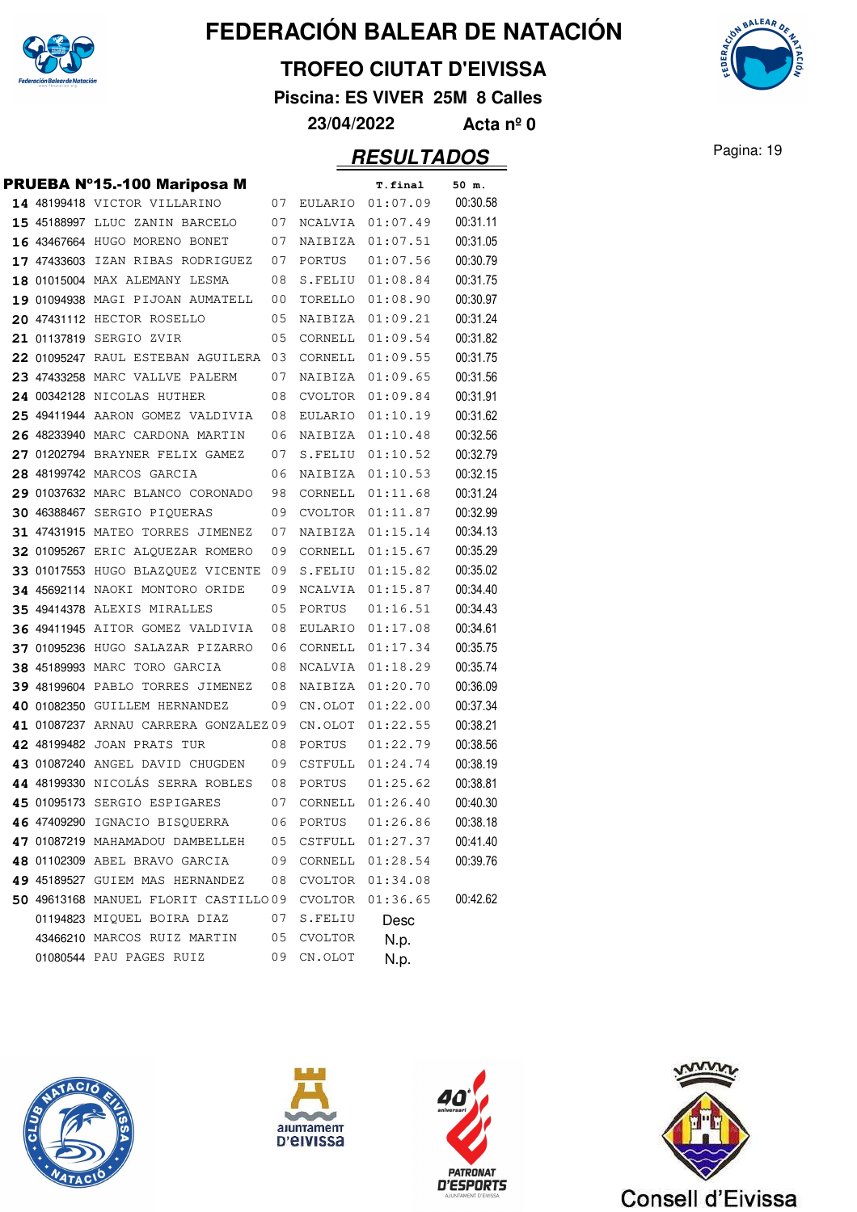# FEDERACIÓN BALEAR DE NATACIÓN

## TROFEO CIUTAT D'EIVISSA

**Piscina: ES VIVER 25M 8 Calles**

**23/04/2022 Acta nº 0**

## *RESULTADOS*

### PRUEBA Nº15.-100 Mariposa M

| Pos | Licencia | Nombre | Año | Club | T.final | 50 m. |
|---|---|---|---|---|---|---|
| 14 | 48199418 | VICTOR VILLARINO | 07 | EULARIO | 01:07.09 | 00:30.58 |
| 15 | 45188997 | LLUC ZANIN BARCELO | 07 | NCALVIA | 01:07.49 | 00:31.11 |
| 16 | 43467664 | HUGO MORENO BONET | 07 | NAIBIZA | 01:07.51 | 00:31.05 |
| 17 | 47433603 | IZAN RIBAS RODRIGUEZ | 07 | PORTUS | 01:07.56 | 00:30.79 |
| 18 | 01015004 | MAX ALEMANY LESMA | 08 | S.FELIU | 01:08.84 | 00:31.75 |
| 19 | 01094938 | MAGI PIJOAN AUMATELL | 00 | TORELLO | 01:08.90 | 00:30.97 |
| 20 | 47431112 | HECTOR ROSELLO | 05 | NAIBIZA | 01:09.21 | 00:31.24 |
| 21 | 01137819 | SERGIO ZVIR | 05 | CORNELL | 01:09.54 | 00:31.82 |
| 22 | 01095247 | RAUL ESTEBAN AGUILERA | 03 | CORNELL | 01:09.55 | 00:31.75 |
| 23 | 47433258 | MARC VALLVE PALERM | 07 | NAIBIZA | 01:09.65 | 00:31.56 |
| 24 | 00342128 | NICOLAS HUTHER | 08 | CVOLTOR | 01:09.84 | 00:31.91 |
| 25 | 49411944 | AARON GOMEZ VALDIVIA | 08 | EULARIO | 01:10.19 | 00:31.62 |
| 26 | 48233940 | MARC CARDONA MARTIN | 06 | NAIBIZA | 01:10.48 | 00:32.56 |
| 27 | 01202794 | BRAYNER FELIX GAMEZ | 07 | S.FELIU | 01:10.52 | 00:32.79 |
| 28 | 48199742 | MARCOS GARCIA | 06 | NAIBIZA | 01:10.53 | 00:32.15 |
| 29 | 01037632 | MARC BLANCO CORONADO | 98 | CORNELL | 01:11.68 | 00:31.24 |
| 30 | 46388467 | SERGIO PIQUERAS | 09 | CVOLTOR | 01:11.87 | 00:32.99 |
| 31 | 47431915 | MATEO TORRES JIMENEZ | 07 | NAIBIZA | 01:15.14 | 00:34.13 |
| 32 | 01095267 | ERIC ALQUEZAR ROMERO | 09 | CORNELL | 01:15.67 | 00:35.29 |
| 33 | 01017553 | HUGO BLAZQUEZ VICENTE | 09 | S.FELIU | 01:15.82 | 00:35.02 |
| 34 | 45692114 | NAOKI MONTORO ORIDE | 09 | NCALVIA | 01:15.87 | 00:34.40 |
| 35 | 49414378 | ALEXIS MIRALLES | 05 | PORTUS | 01:16.51 | 00:34.43 |
| 36 | 49411945 | AITOR GOMEZ VALDIVIA | 08 | EULARIO | 01:17.08 | 00:34.61 |
| 37 | 01095236 | HUGO SALAZAR PIZARRO | 06 | CORNELL | 01:17.34 | 00:35.75 |
| 38 | 45189993 | MARC TORO GARCIA | 08 | NCALVIA | 01:18.29 | 00:35.74 |
| 39 | 48199604 | PABLO TORRES JIMENEZ | 08 | NAIBIZA | 01:20.70 | 00:36.09 |
| 40 | 01082350 | GUILLEM HERNANDEZ | 09 | CN.OLOT | 01:22.00 | 00:37.34 |
| 41 | 01087237 | ARNAU CARRERA GONZALEZ | 09 | CN.OLOT | 01:22.55 | 00:38.21 |
| 42 | 48199482 | JOAN PRATS TUR | 08 | PORTUS | 01:22.79 | 00:38.56 |
| 43 | 01087240 | ANGEL DAVID CHUGDEN | 09 | CSTFULL | 01:24.74 | 00:38.19 |
| 44 | 48199330 | NICOLÁS SERRA ROBLES | 08 | PORTUS | 01:25.62 | 00:38.81 |
| 45 | 01095173 | SERGIO ESPIGARES | 07 | CORNELL | 01:26.40 | 00:40.30 |
| 46 | 47409290 | IGNACIO BISQUERRA | 06 | PORTUS | 01:26.86 | 00:38.18 |
| 47 | 01087219 | MAHAMADOU DAMBELLEH | 05 | CSTFULL | 01:27.37 | 00:41.40 |
| 48 | 01102309 | ABEL BRAVO GARCIA | 09 | CORNELL | 01:28.54 | 00:39.76 |
| 49 | 45189527 | GUIEM MAS HERNANDEZ | 08 | CVOLTOR | 01:34.08 | |
| 50 | 49613168 | MANUEL FLORIT CASTILLO | 09 | CVOLTOR | 01:36.65 | 00:42.62 |
| | 01194823 | MIQUEL BOIRA DIAZ | 07 | S.FELIU | Desc | |
| | 43466210 | MARCOS RUIZ MARTIN | 05 | CVOLTOR | N.p. | |
| | 01080544 | PAU PAGES RUIZ | 09 | CN.OLOT | N.p. | |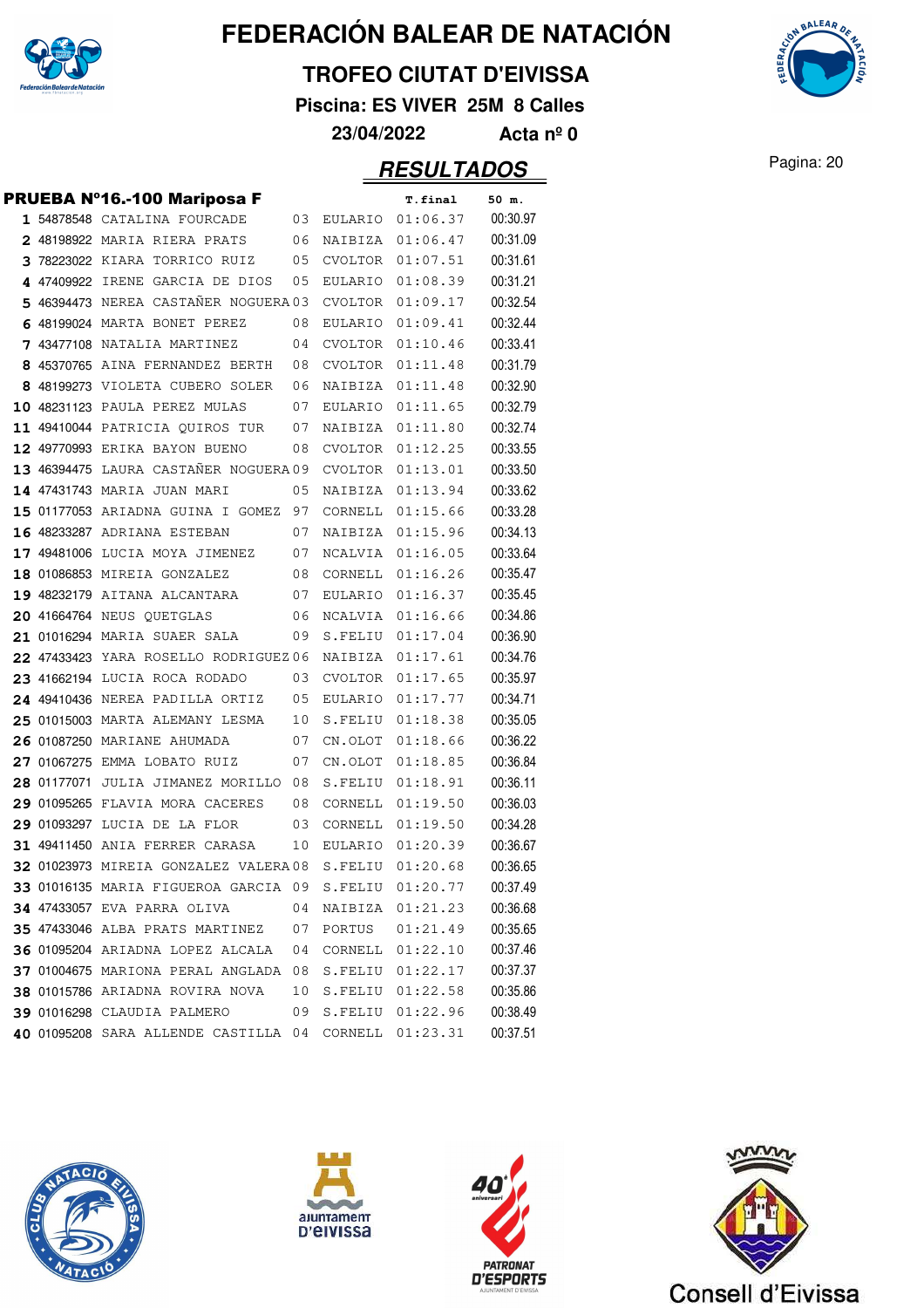# FEDERACIÓN BALEAR DE NATACIÓN

## TROFEO CIUTAT D'EIVISSA

**Piscina: ES VIVER 25M 8 Calles**

**23/04/2022 Acta nº 0**

## RESULTADOS

### PRUEBA Nº16.-100 Mariposa F

| Pos. | Licencia | Nombre | Año | Club | T.final | 50 m. |
|---|---|---|---|---|---|---|
| 1 | 54878548 | CATALINA FOURCADE | 03 | EULARIO | 01:06.37 | 00:30.97 |
| 2 | 48198922 | MARIA RIERA PRATS | 06 | NAIBIZA | 01:06.47 | 00:31.09 |
| 3 | 78223022 | KIARA TORRICO RUIZ | 05 | CVOLTOR | 01:07.51 | 00:31.61 |
| 4 | 47409922 | IRENE GARCIA DE DIOS | 05 | EULARIO | 01:08.39 | 00:31.21 |
| 5 | 46394473 | NEREA CASTAÑER NOGUERA | 03 | CVOLTOR | 01:09.17 | 00:32.54 |
| 6 | 48199024 | MARTA BONET PEREZ | 08 | EULARIO | 01:09.41 | 00:32.44 |
| 7 | 43477108 | NATALIA MARTINEZ | 04 | CVOLTOR | 01:10.46 | 00:33.41 |
| 8 | 45370765 | AINA FERNANDEZ BERTH | 08 | CVOLTOR | 01:11.48 | 00:31.79 |
| 8 | 48199273 | VIOLETA CUBERO SOLER | 06 | NAIBIZA | 01:11.48 | 00:32.90 |
| 10 | 48231123 | PAULA PEREZ MULAS | 07 | EULARIO | 01:11.65 | 00:32.79 |
| 11 | 49410044 | PATRICIA QUIROS TUR | 07 | NAIBIZA | 01:11.80 | 00:32.74 |
| 12 | 49770993 | ERIKA BAYON BUENO | 08 | CVOLTOR | 01:12.25 | 00:33.55 |
| 13 | 46394475 | LAURA CASTAÑER NOGUERA | 09 | CVOLTOR | 01:13.01 | 00:33.50 |
| 14 | 47431743 | MARIA JUAN MARI | 05 | NAIBIZA | 01:13.94 | 00:33.62 |
| 15 | 01177053 | ARIADNA GUINA I GOMEZ | 97 | CORNELL | 01:15.66 | 00:33.28 |
| 16 | 48233287 | ADRIANA ESTEBAN | 07 | NAIBIZA | 01:15.96 | 00:34.13 |
| 17 | 49481006 | LUCIA MOYA JIMENEZ | 07 | NCALVIA | 01:16.05 | 00:33.64 |
| 18 | 01086853 | MIREIA GONZALEZ | 08 | CORNELL | 01:16.26 | 00:35.47 |
| 19 | 48232179 | AITANA ALCANTARA | 07 | EULARIO | 01:16.37 | 00:35.45 |
| 20 | 41664764 | NEUS QUETGLAS | 06 | NCALVIA | 01:16.66 | 00:34.86 |
| 21 | 01016294 | MARIA SUAER SALA | 09 | S.FELIU | 01:17.04 | 00:36.90 |
| 22 | 47433423 | YARA ROSELLO RODRIGUEZ | 06 | NAIBIZA | 01:17.61 | 00:34.76 |
| 23 | 41662194 | LUCIA ROCA RODADO | 03 | CVOLTOR | 01:17.65 | 00:35.97 |
| 24 | 49410436 | NEREA PADILLA ORTIZ | 05 | EULARIO | 01:17.77 | 00:34.71 |
| 25 | 01015003 | MARTA ALEMANY LESMA | 10 | S.FELIU | 01:18.38 | 00:35.05 |
| 26 | 01087250 | MARIANE AHUMADA | 07 | CN.OLOT | 01:18.66 | 00:36.22 |
| 27 | 01067275 | EMMA LOBATO RUIZ | 07 | CN.OLOT | 01:18.85 | 00:36.84 |
| 28 | 01177071 | JULIA JIMANEZ MORILLO | 08 | S.FELIU | 01:18.91 | 00:36.11 |
| 29 | 01095265 | FLAVIA MORA CACERES | 08 | CORNELL | 01:19.50 | 00:36.03 |
| 29 | 01093297 | LUCIA DE LA FLOR | 03 | CORNELL | 01:19.50 | 00:34.28 |
| 31 | 49411450 | ANIA FERRER CARASA | 10 | EULARIO | 01:20.39 | 00:36.67 |
| 32 | 01023973 | MIREIA GONZALEZ VALERA | 08 | S.FELIU | 01:20.68 | 00:36.65 |
| 33 | 01016135 | MARIA FIGUEROA GARCIA | 09 | S.FELIU | 01:20.77 | 00:37.49 |
| 34 | 47433057 | EVA PARRA OLIVA | 04 | NAIBIZA | 01:21.23 | 00:36.68 |
| 35 | 47433046 | ALBA PRATS MARTINEZ | 07 | PORTUS | 01:21.49 | 00:35.65 |
| 36 | 01095204 | ARIADNA LOPEZ ALCALA | 04 | CORNELL | 01:22.10 | 00:37.46 |
| 37 | 01004675 | MARIONA PERAL ANGLADA | 08 | S.FELIU | 01:22.17 | 00:37.37 |
| 38 | 01015786 | ARIADNA ROVIRA NOVA | 10 | S.FELIU | 01:22.58 | 00:35.86 |
| 39 | 01016298 | CLAUDIA PALMERO | 09 | S.FELIU | 01:22.96 | 00:38.49 |
| 40 | 01095208 | SARA ALLENDE CASTILLA | 04 | CORNELL | 01:23.31 | 00:37.51 |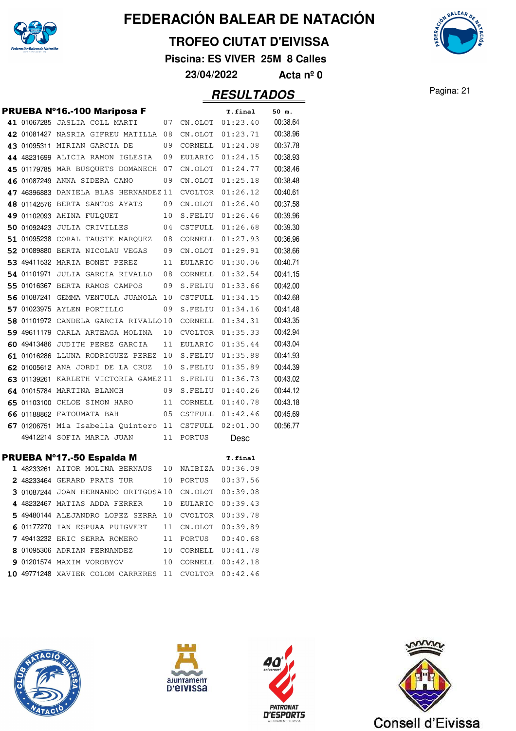# FEDERACIÓN BALEAR DE NATACIÓN

## TROFEO CIUTAT D'EIVISSA

**Piscina: ES VIVER 25M 8 Calles**

**23/04/2022 Acta nº 0**

## RESULTADOS

### PRUEBA Nº16.-100 Mariposa F

| | | | | | T.final | 50 m. |
|---|---|---|---|---|---|---|
| 41 | 01067285 | JASLIA COLL MARTI | 07 | CN.OLOT | 01:23.40 | 00:38.64 |
| 42 | 01081427 | NASRIA GIFREU MATILLA | 08 | CN.OLOT | 01:23.71 | 00:38.96 |
| 43 | 01095311 | MIRIAN GARCIA DE | 09 | CORNELL | 01:24.08 | 00:37.78 |
| 44 | 48231699 | ALICIA RAMON IGLESIA | 09 | EULARIO | 01:24.15 | 00:38.93 |
| 45 | 01179785 | MAR BUSQUETS DOMANECH | 07 | CN.OLOT | 01:24.77 | 00:38.46 |
| 46 | 01087249 | ANNA SIDERA CANO | 09 | CN.OLOT | 01:25.18 | 00:38.48 |
| 47 | 46396883 | DANIELA BLAS HERNANDEZ | 11 | CVOLTOR | 01:26.12 | 00:40.61 |
| 48 | 01142576 | BERTA SANTOS AYATS | 09 | CN.OLOT | 01:26.40 | 00:37.58 |
| 49 | 01102093 | AHINA FULQUET | 10 | S.FELIU | 01:26.46 | 00:39.96 |
| 50 | 01092423 | JULIA CRIVILLES | 04 | CSTFULL | 01:26.68 | 00:39.30 |
| 51 | 01095238 | CORAL TAUSTE MARQUEZ | 08 | CORNELL | 01:27.93 | 00:36.96 |
| 52 | 01089880 | BERTA NICOLAU VEGAS | 09 | CN.OLOT | 01:29.91 | 00:38.66 |
| 53 | 49411532 | MARIA BONET PEREZ | 11 | EULARIO | 01:30.06 | 00:40.71 |
| 54 | 01101971 | JULIA GARCIA RIVALLO | 08 | CORNELL | 01:32.54 | 00:41.15 |
| 55 | 01016367 | BERTA RAMOS CAMPOS | 09 | S.FELIU | 01:33.66 | 00:42.00 |
| 56 | 01087241 | GEMMA VENTULA JUANOLA | 10 | CSTFULL | 01:34.15 | 00:42.68 |
| 57 | 01023975 | AYLEN PORTILLO | 09 | S.FELIU | 01:34.16 | 00:41.48 |
| 58 | 01101972 | CANDELA GARCIA RIVALLO | 10 | CORNELL | 01:34.31 | 00:43.35 |
| 59 | 49611179 | CARLA ARTEAGA MOLINA | 10 | CVOLTOR | 01:35.33 | 00:42.94 |
| 60 | 49413486 | JUDITH PEREZ GARCIA | 11 | EULARIO | 01:35.44 | 00:43.04 |
| 61 | 01016286 | LLUNA RODRIGUEZ PEREZ | 10 | S.FELIU | 01:35.88 | 00:41.93 |
| 62 | 01005612 | ANA JORDI DE LA CRUZ | 10 | S.FELIU | 01:35.89 | 00:44.39 |
| 63 | 01139261 | KARLETH VICTORIA GAMEZ | 11 | S.FELIU | 01:36.73 | 00:43.02 |
| 64 | 01015784 | MARTINA BLANCH | 09 | S.FELIU | 01:40.26 | 00:44.12 |
| 65 | 01103100 | CHLOE SIMON HARO | 11 | CORNELL | 01:40.78 | 00:43.18 |
| 66 | 01188862 | FATOUMATA BAH | 05 | CSTFULL | 01:42.46 | 00:45.69 |
| 67 | 01206751 | Mia Isabella Quintero | 11 | CSTFULL | 02:01.00 | 00:56.77 |
| | 49412214 | SOFIA MARIA JUAN | 11 | PORTUS | Desc | |

### PRUEBA Nº17.-50 Espalda M

| | | | | | T.final |
|---|---|---|---|---|---|
| 1 | 48233261 | AITOR MOLINA BERNAUS | 10 | NAIBIZA | 00:36.09 |
| 2 | 48233464 | GERARD PRATS TUR | 10 | PORTUS | 00:37.56 |
| 3 | 01087244 | JOAN HERNANDO ORITGOSA | 10 | CN.OLOT | 00:39.08 |
| 4 | 48232467 | MATIAS ADDA FERRER | 10 | EULARIO | 00:39.43 |
| 5 | 49480144 | ALEJANDRO LOPEZ SERRA | 10 | CVOLTOR | 00:39.78 |
| 6 | 01177270 | IAN ESPUAA PUIGVERT | 11 | CN.OLOT | 00:39.89 |
| 7 | 49413232 | ERIC SERRA ROMERO | 11 | PORTUS | 00:40.68 |
| 8 | 01095306 | ADRIAN FERNANDEZ | 10 | CORNELL | 00:41.78 |
| 9 | 01201574 | MAXIM VOROBYOV | 10 | CORNELL | 00:42.18 |
| 10 | 49771248 | XAVIER COLOM CARRERES | 11 | CVOLTOR | 00:42.46 |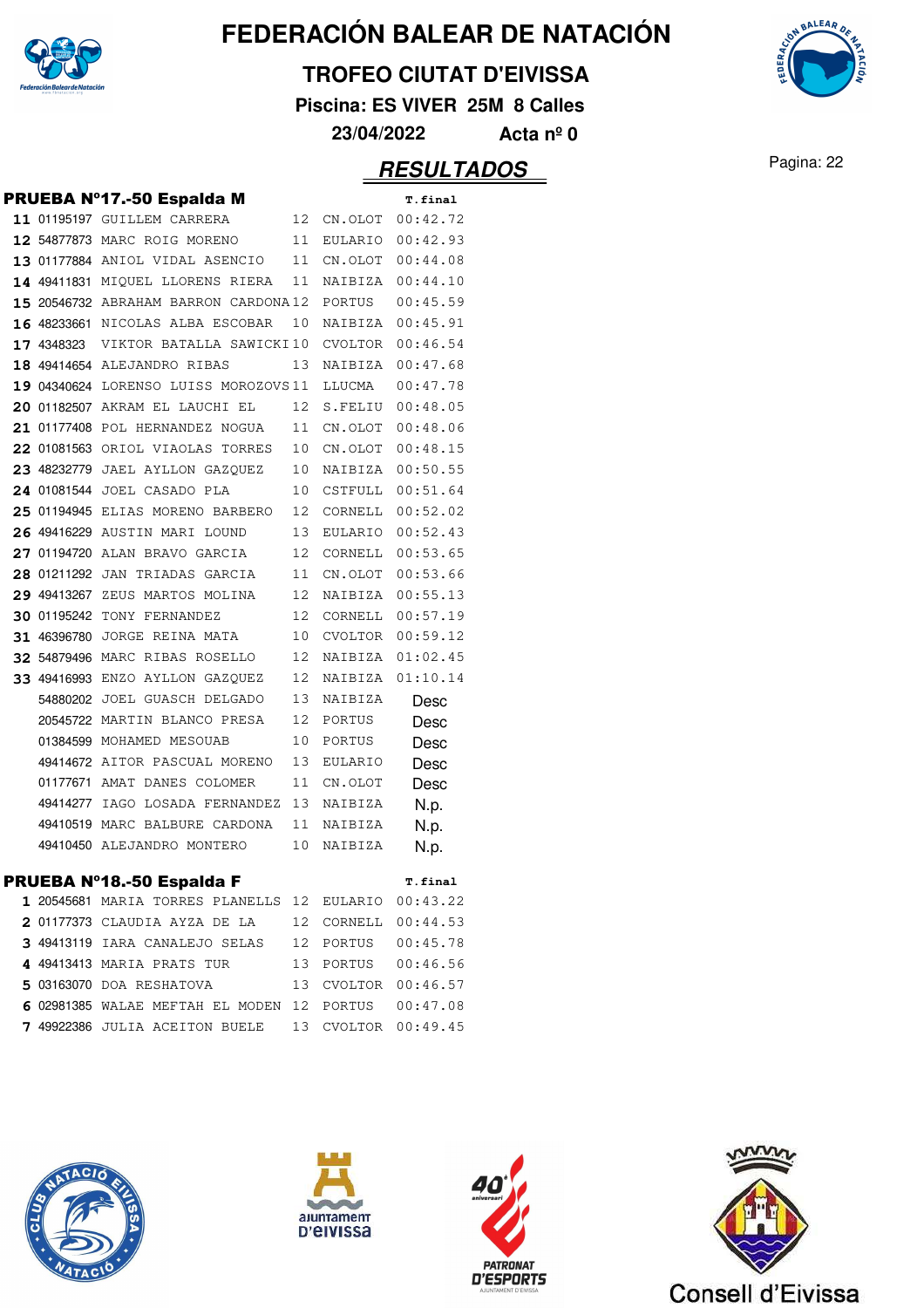# FEDERACIÓN BALEAR DE NATACIÓN

## TROFEO CIUTAT D'EIVISSA

**Piscina: ES VIVER 25M 8 Calles**

**23/04/2022 Acta nº 0**

## RESULTADOS

### PRUEBA Nº17.-50 Espalda M

| Pos. | Licencia | Nombre | Año | Club | T.final |
|---|---|---|---|---|---|
| 11 | 01195197 | GUILLEM CARRERA | 12 | CN.OLOT | 00:42.72 |
| 12 | 54877873 | MARC ROIG MORENO | 11 | EULARIO | 00:42.93 |
| 13 | 01177884 | ANIOL VIDAL ASENCIO | 11 | CN.OLOT | 00:44.08 |
| 14 | 49411831 | MIQUEL LLORENS RIERA | 11 | NAIBIZA | 00:44.10 |
| 15 | 20546732 | ABRAHAM BARRON CARDONA | 12 | PORTUS | 00:45.59 |
| 16 | 48233661 | NICOLAS ALBA ESCOBAR | 10 | NAIBIZA | 00:45.91 |
| 17 | 4348323 | VIKTOR BATALLA SAWICKI | 10 | CVOLTOR | 00:46.54 |
| 18 | 49414654 | ALEJANDRO RIBAS | 13 | NAIBIZA | 00:47.68 |
| 19 | 04340624 | LORENSO LUISS MOROZOVS | 11 | LLUCMA | 00:47.78 |
| 20 | 01182507 | AKRAM EL LAUCHI EL | 12 | S.FELIU | 00:48.05 |
| 21 | 01177408 | POL HERNANDEZ NOGUA | 11 | CN.OLOT | 00:48.06 |
| 22 | 01081563 | ORIOL VIAOLAS TORRES | 10 | CN.OLOT | 00:48.15 |
| 23 | 48232779 | JAEL AYLLON GAZQUEZ | 10 | NAIBIZA | 00:50.55 |
| 24 | 01081544 | JOEL CASADO PLA | 10 | CSTFULL | 00:51.64 |
| 25 | 01194945 | ELIAS MORENO BARBERO | 12 | CORNELL | 00:52.02 |
| 26 | 49416229 | AUSTIN MARI LOUND | 13 | EULARIO | 00:52.43 |
| 27 | 01194720 | ALAN BRAVO GARCIA | 12 | CORNELL | 00:53.65 |
| 28 | 01211292 | JAN TRIADAS GARCIA | 11 | CN.OLOT | 00:53.66 |
| 29 | 49413267 | ZEUS MARTOS MOLINA | 12 | NAIBIZA | 00:55.13 |
| 30 | 01195242 | TONY FERNANDEZ | 12 | CORNELL | 00:57.19 |
| 31 | 46396780 | JORGE REINA MATA | 10 | CVOLTOR | 00:59.12 |
| 32 | 54879496 | MARC RIBAS ROSELLO | 12 | NAIBIZA | 01:02.45 |
| 33 | 49416993 | ENZO AYLLON GAZQUEZ | 12 | NAIBIZA | 01:10.14 |
| | 54880202 | JOEL GUASCH DELGADO | 13 | NAIBIZA | Desc |
| | 20545722 | MARTIN BLANCO PRESA | 12 | PORTUS | Desc |
| | 01384599 | MOHAMED MESOUAB | 10 | PORTUS | Desc |
| | 49414672 | AITOR PASCUAL MORENO | 13 | EULARIO | Desc |
| | 01177671 | AMAT DANES COLOMER | 11 | CN.OLOT | Desc |
| | 49414277 | IAGO LOSADA FERNANDEZ | 13 | NAIBIZA | N.p. |
| | 49410519 | MARC BALBURE CARDONA | 11 | NAIBIZA | N.p. |
| | 49410450 | ALEJANDRO MONTERO | 10 | NAIBIZA | N.p. |

### PRUEBA Nº18.-50 Espalda F

| Pos. | Licencia | Nombre | Año | Club | T.final |
|---|---|---|---|---|---|
| 1 | 20545681 | MARIA TORRES PLANELLS | 12 | EULARIO | 00:43.22 |
| 2 | 01177373 | CLAUDIA AYZA DE LA | 12 | CORNELL | 00:44.53 |
| 3 | 49413119 | IARA CANALEJO SELAS | 12 | PORTUS | 00:45.78 |
| 4 | 49413413 | MARIA PRATS TUR | 13 | PORTUS | 00:46.56 |
| 5 | 03163070 | DOA RESHATOVA | 13 | CVOLTOR | 00:46.57 |
| 6 | 02981385 | WALAE MEFTAH EL MODEN | 12 | PORTUS | 00:47.08 |
| 7 | 49922386 | JULIA ACEITON BUELE | 13 | CVOLTOR | 00:49.45 |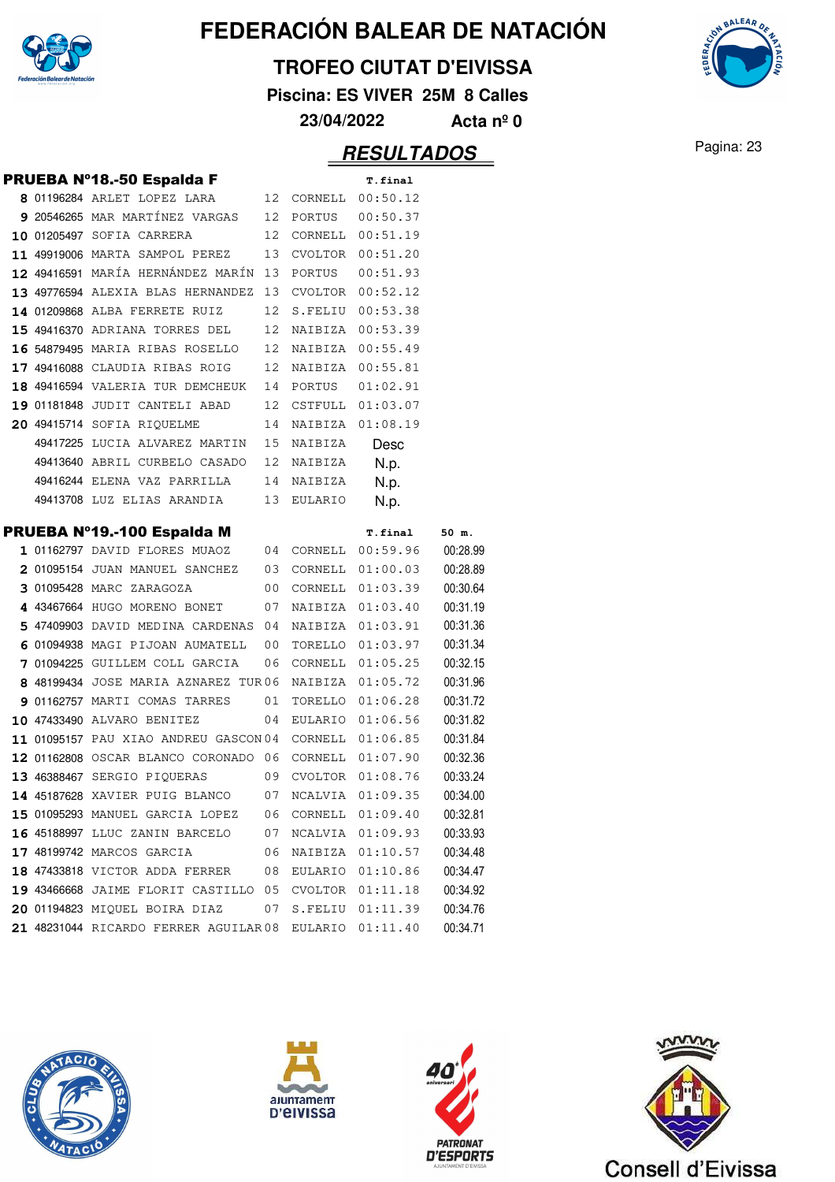# FEDERACIÓN BALEAR DE NATACIÓN

## TROFEO CIUTAT D'EIVISSA

**Piscina: ES VIVER 25M 8 Calles**

**23/04/2022 Acta nº 0**

## RESULTADOS

### PRUEBA Nº18.-50 Espalda F

| Pos. | Licencia | Nombre | Año | Club | T.final |
|---|---|---|---|---|---|
| 8 | 01196284 | ARLET LOPEZ LARA | 12 | CORNELL | 00:50.12 |
| 9 | 20546265 | MAR MARTÍNEZ VARGAS | 12 | PORTUS | 00:50.37 |
| 10 | 01205497 | SOFIA CARRERA | 12 | CORNELL | 00:51.19 |
| 11 | 49919006 | MARTA SAMPOL PEREZ | 13 | CVOLTOR | 00:51.20 |
| 12 | 49416591 | MARÍA HERNÁNDEZ MARÍN | 13 | PORTUS | 00:51.93 |
| 13 | 49776594 | ALEXIA BLAS HERNANDEZ | 13 | CVOLTOR | 00:52.12 |
| 14 | 01209868 | ALBA FERRETE RUIZ | 12 | S.FELIU | 00:53.38 |
| 15 | 49416370 | ADRIANA TORRES DEL | 12 | NAIBIZA | 00:53.39 |
| 16 | 54879495 | MARIA RIBAS ROSELLO | 12 | NAIBIZA | 00:55.49 |
| 17 | 49416088 | CLAUDIA RIBAS ROIG | 12 | NAIBIZA | 00:55.81 |
| 18 | 49416594 | VALERIA TUR DEMCHEUK | 14 | PORTUS | 01:02.91 |
| 19 | 01181848 | JUDIT CANTELI ABAD | 12 | CSTFULL | 01:03.07 |
| 20 | 49415714 | SOFIA RIQUELME | 14 | NAIBIZA | 01:08.19 |
| | 49417225 | LUCIA ALVAREZ MARTIN | 15 | NAIBIZA | Desc |
| | 49413640 | ABRIL CURBELO CASADO | 12 | NAIBIZA | N.p. |
| | 49416244 | ELENA VAZ PARRILLA | 14 | NAIBIZA | N.p. |
| | 49413708 | LUZ ELIAS ARANDIA | 13 | EULARIO | N.p. |

### PRUEBA Nº19.-100 Espalda M

| Pos. | Licencia | Nombre | Año | Club | T.final | 50 m. |
|---|---|---|---|---|---|---|
| 1 | 01162797 | DAVID FLORES MUAOZ | 04 | CORNELL | 00:59.96 | 00:28.99 |
| 2 | 01095154 | JUAN MANUEL SANCHEZ | 03 | CORNELL | 01:00.03 | 00:28.89 |
| 3 | 01095428 | MARC ZARAGOZA | 00 | CORNELL | 01:03.39 | 00:30.64 |
| 4 | 43467664 | HUGO MORENO BONET | 07 | NAIBIZA | 01:03.40 | 00:31.19 |
| 5 | 47409903 | DAVID MEDINA CARDENAS | 04 | NAIBIZA | 01:03.91 | 00:31.36 |
| 6 | 01094938 | MAGI PIJOAN AUMATELL | 00 | TORELLO | 01:03.97 | 00:31.34 |
| 7 | 01094225 | GUILLEM COLL GARCIA | 06 | CORNELL | 01:05.25 | 00:32.15 |
| 8 | 48199434 | JOSE MARIA AZNAREZ TUR | 06 | NAIBIZA | 01:05.72 | 00:31.96 |
| 9 | 01162757 | MARTI COMAS TARRES | 01 | TORELLO | 01:06.28 | 00:31.72 |
| 10 | 47433490 | ALVARO BENITEZ | 04 | EULARIO | 01:06.56 | 00:31.82 |
| 11 | 01095157 | PAU XIAO ANDREU GASCON | 04 | CORNELL | 01:06.85 | 00:31.84 |
| 12 | 01162808 | OSCAR BLANCO CORONADO | 06 | CORNELL | 01:07.90 | 00:32.36 |
| 13 | 46388467 | SERGIO PIQUERAS | 09 | CVOLTOR | 01:08.76 | 00:33.24 |
| 14 | 45187628 | XAVIER PUIG BLANCO | 07 | NCALVIA | 01:09.35 | 00:34.00 |
| 15 | 01095293 | MANUEL GARCIA LOPEZ | 06 | CORNELL | 01:09.40 | 00:32.81 |
| 16 | 45188997 | LLUC ZANIN BARCELO | 07 | NCALVIA | 01:09.93 | 00:33.93 |
| 17 | 48199742 | MARCOS GARCIA | 06 | NAIBIZA | 01:10.57 | 00:34.48 |
| 18 | 47433818 | VICTOR ADDA FERRER | 08 | EULARIO | 01:10.86 | 00:34.47 |
| 19 | 43466668 | JAIME FLORIT CASTILLO | 05 | CVOLTOR | 01:11.18 | 00:34.92 |
| 20 | 01194823 | MIQUEL BOIRA DIAZ | 07 | S.FELIU | 01:11.39 | 00:34.76 |
| 21 | 48231044 | RICARDO FERRER AGUILAR | 08 | EULARIO | 01:11.40 | 00:34.71 |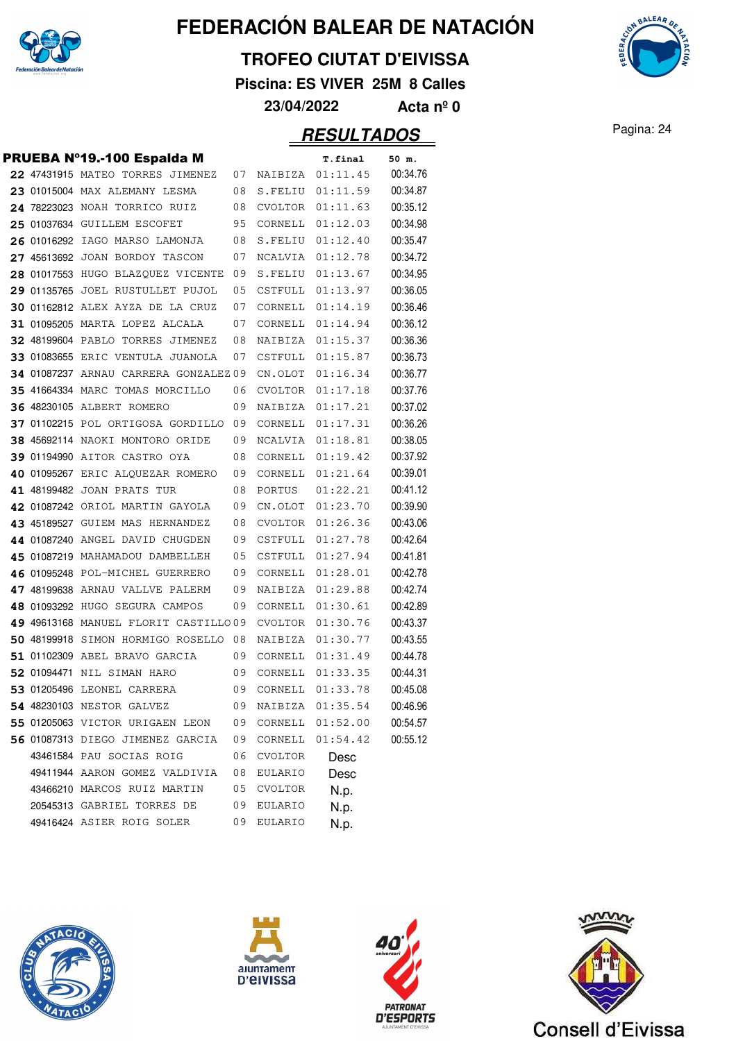# FEDERACIÓN BALEAR DE NATACIÓN

## TROFEO CIUTAT D'EIVISSA

**Piscina: ES VIVER 25M 8 Calles**

**23/04/2022 Acta nº 0**

## RESULTADOS

### PRUEBA Nº19.-100 Espalda M

| Pos. | Licencia | Nombre | Año | Club | T.final | 50 m. |
|---|---|---|---|---|---|---|
| 22 | 47431915 | MATEO TORRES JIMENEZ | 07 | NAIBIZA | 01:11.45 | 00:34.76 |
| 23 | 01015004 | MAX ALEMANY LESMA | 08 | S.FELIU | 01:11.59 | 00:34.87 |
| 24 | 78223023 | NOAH TORRICO RUIZ | 08 | CVOLTOR | 01:11.63 | 00:35.12 |
| 25 | 01037634 | GUILLEM ESCOFET | 95 | CORNELL | 01:12.03 | 00:34.98 |
| 26 | 01016292 | IAGO MARSO LAMONJA | 08 | S.FELIU | 01:12.40 | 00:35.47 |
| 27 | 45613692 | JOAN BORDOY TASCON | 07 | NCALVIA | 01:12.78 | 00:34.72 |
| 28 | 01017553 | HUGO BLAZQUEZ VICENTE | 09 | S.FELIU | 01:13.67 | 00:34.95 |
| 29 | 01135765 | JOEL RUSTULLET PUJOL | 05 | CSTFULL | 01:13.97 | 00:36.05 |
| 30 | 01162812 | ALEX AYZA DE LA CRUZ | 07 | CORNELL | 01:14.19 | 00:36.46 |
| 31 | 01095205 | MARTA LOPEZ ALCALA | 07 | CORNELL | 01:14.94 | 00:36.12 |
| 32 | 48199604 | PABLO TORRES JIMENEZ | 08 | NAIBIZA | 01:15.37 | 00:36.36 |
| 33 | 01083655 | ERIC VENTULA JUANOLA | 07 | CSTFULL | 01:15.87 | 00:36.73 |
| 34 | 01087237 | ARNAU CARRERA GONZALEZ | 09 | CN.OLOT | 01:16.34 | 00:36.77 |
| 35 | 41664334 | MARC TOMAS MORCILLO | 06 | CVOLTOR | 01:17.18 | 00:37.76 |
| 36 | 48230105 | ALBERT ROMERO | 09 | NAIBIZA | 01:17.21 | 00:37.02 |
| 37 | 01102215 | POL ORTIGOSA GORDILLO | 09 | CORNELL | 01:17.31 | 00:36.26 |
| 38 | 45692114 | NAOKI MONTORO ORIDE | 09 | NCALVIA | 01:18.81 | 00:38.05 |
| 39 | 01194990 | AITOR CASTRO OYA | 08 | CORNELL | 01:19.42 | 00:37.92 |
| 40 | 01095267 | ERIC ALQUEZAR ROMERO | 09 | CORNELL | 01:21.64 | 00:39.01 |
| 41 | 48199482 | JOAN PRATS TUR | 08 | PORTUS | 01:22.21 | 00:41.12 |
| 42 | 01087242 | ORIOL MARTIN GAYOLA | 09 | CN.OLOT | 01:23.70 | 00:39.90 |
| 43 | 45189527 | GUIEM MAS HERNANDEZ | 08 | CVOLTOR | 01:26.36 | 00:43.06 |
| 44 | 01087240 | ANGEL DAVID CHUGDEN | 09 | CSTFULL | 01:27.78 | 00:42.64 |
| 45 | 01087219 | MAHAMADOU DAMBELLEH | 05 | CSTFULL | 01:27.94 | 00:41.81 |
| 46 | 01095248 | POL-MICHEL GUERRERO | 09 | CORNELL | 01:28.01 | 00:42.78 |
| 47 | 48199638 | ARNAU VALLVE PALERM | 09 | NAIBIZA | 01:29.88 | 00:42.74 |
| 48 | 01093292 | HUGO SEGURA CAMPOS | 09 | CORNELL | 01:30.61 | 00:42.89 |
| 49 | 49613168 | MANUEL FLORIT CASTILLO | 09 | CVOLTOR | 01:30.76 | 00:43.37 |
| 50 | 48199918 | SIMON HORMIGO ROSELLO | 08 | NAIBIZA | 01:30.77 | 00:43.55 |
| 51 | 01102309 | ABEL BRAVO GARCIA | 09 | CORNELL | 01:31.49 | 00:44.78 |
| 52 | 01094471 | NIL SIMAN HARO | 09 | CORNELL | 01:33.35 | 00:44.31 |
| 53 | 01205496 | LEONEL CARRERA | 09 | CORNELL | 01:33.78 | 00:45.08 |
| 54 | 48230103 | NESTOR GALVEZ | 09 | NAIBIZA | 01:35.54 | 00:46.96 |
| 55 | 01205063 | VICTOR URIGAEN LEON | 09 | CORNELL | 01:52.00 | 00:54.57 |
| 56 | 01087313 | DIEGO JIMENEZ GARCIA | 09 | CORNELL | 01:54.42 | 00:55.12 |
| | 43461584 | PAU SOCIAS ROIG | 06 | CVOLTOR | Desc | |
| | 49411944 | AARON GOMEZ VALDIVIA | 08 | EULARIO | Desc | |
| | 43466210 | MARCOS RUIZ MARTIN | 05 | CVOLTOR | N.p. | |
| | 20545313 | GABRIEL TORRES DE | 09 | EULARIO | N.p. | |
| | 49416424 | ASIER ROIG SOLER | 09 | EULARIO | N.p. | |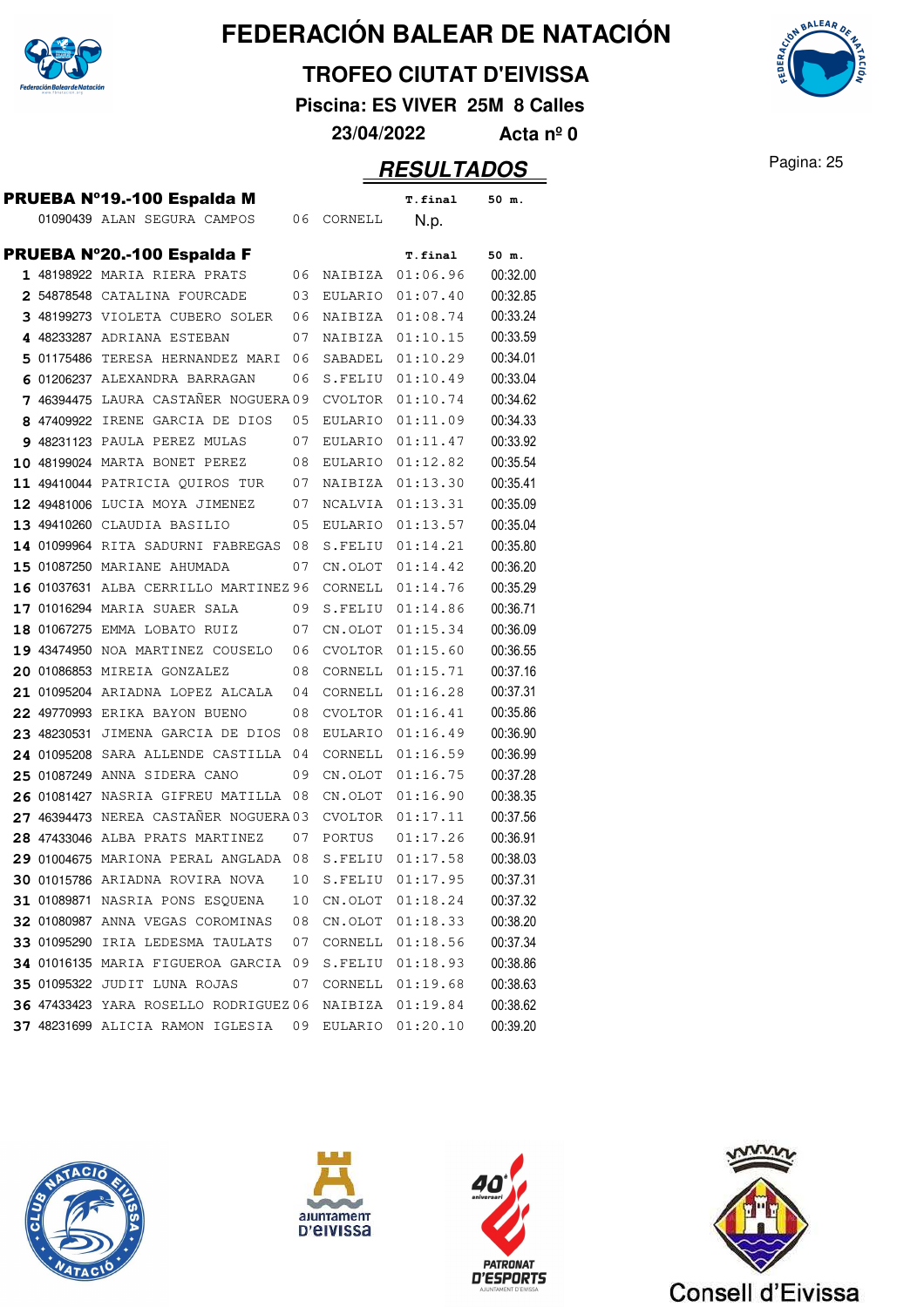# FEDERACIÓN BALEAR DE NATACIÓN

## TROFEO CIUTAT D'EIVISSA

**Piscina: ES VIVER 25M 8 Calles**

**23/04/2022 Acta nº 0**

## RESULTADOS

### PRUEBA Nº19.-100 Espalda M

| | Licencia | Nombre | Año | Club | T.final | 50 m. |
|---|---|---|---|---|---|---|
| | 01090439 | ALAN SEGURA CAMPOS | 06 | CORNELL | N.p. | |

### PRUEBA Nº20.-100 Espalda F

| Pos. | Licencia | Nombre | Año | Club | T.final | 50 m. |
|---|---|---|---|---|---|---|
| 1 | 48198922 | MARIA RIERA PRATS | 06 | NAIBIZA | 01:06.96 | 00:32.00 |
| 2 | 54878548 | CATALINA FOURCADE | 03 | EULARIO | 01:07.40 | 00:32.85 |
| 3 | 48199273 | VIOLETA CUBERO SOLER | 06 | NAIBIZA | 01:08.74 | 00:33.24 |
| 4 | 48233287 | ADRIANA ESTEBAN | 07 | NAIBIZA | 01:10.15 | 00:33.59 |
| 5 | 01175486 | TERESA HERNANDEZ MARI | 06 | SABADEL | 01:10.29 | 00:34.01 |
| 6 | 01206237 | ALEXANDRA BARRAGAN | 06 | S.FELIU | 01:10.49 | 00:33.04 |
| 7 | 46394475 | LAURA CASTAÑER NOGUERA | 09 | CVOLTOR | 01:10.74 | 00:34.62 |
| 8 | 47409922 | IRENE GARCIA DE DIOS | 05 | EULARIO | 01:11.09 | 00:34.33 |
| 9 | 48231123 | PAULA PEREZ MULAS | 07 | EULARIO | 01:11.47 | 00:33.92 |
| 10 | 48199024 | MARTA BONET PEREZ | 08 | EULARIO | 01:12.82 | 00:35.54 |
| 11 | 49410044 | PATRICIA QUIROS TUR | 07 | NAIBIZA | 01:13.30 | 00:35.41 |
| 12 | 49481006 | LUCIA MOYA JIMENEZ | 07 | NCALVIA | 01:13.31 | 00:35.09 |
| 13 | 49410260 | CLAUDIA BASILIO | 05 | EULARIO | 01:13.57 | 00:35.04 |
| 14 | 01099964 | RITA SADURNI FABREGAS | 08 | S.FELIU | 01:14.21 | 00:35.80 |
| 15 | 01087250 | MARIANE AHUMADA | 07 | CN.OLOT | 01:14.42 | 00:36.20 |
| 16 | 01037631 | ALBA CERRILLO MARTINEZ | 96 | CORNELL | 01:14.76 | 00:35.29 |
| 17 | 01016294 | MARIA SUAER SALA | 09 | S.FELIU | 01:14.86 | 00:36.71 |
| 18 | 01067275 | EMMA LOBATO RUIZ | 07 | CN.OLOT | 01:15.34 | 00:36.09 |
| 19 | 43474950 | NOA MARTINEZ COUSELO | 06 | CVOLTOR | 01:15.60 | 00:36.55 |
| 20 | 01086853 | MIREIA GONZALEZ | 08 | CORNELL | 01:15.71 | 00:37.16 |
| 21 | 01095204 | ARIADNA LOPEZ ALCALA | 04 | CORNELL | 01:16.28 | 00:37.31 |
| 22 | 49770993 | ERIKA BAYON BUENO | 08 | CVOLTOR | 01:16.41 | 00:35.86 |
| 23 | 48230531 | JIMENA GARCIA DE DIOS | 08 | EULARIO | 01:16.49 | 00:36.90 |
| 24 | 01095208 | SARA ALLENDE CASTILLA | 04 | CORNELL | 01:16.59 | 00:36.99 |
| 25 | 01087249 | ANNA SIDERA CANO | 09 | CN.OLOT | 01:16.75 | 00:37.28 |
| 26 | 01081427 | NASRIA GIFREU MATILLA | 08 | CN.OLOT | 01:16.90 | 00:38.35 |
| 27 | 46394473 | NEREA CASTAÑER NOGUERA | 03 | CVOLTOR | 01:17.11 | 00:37.56 |
| 28 | 47433046 | ALBA PRATS MARTINEZ | 07 | PORTUS | 01:17.26 | 00:36.91 |
| 29 | 01004675 | MARIONA PERAL ANGLADA | 08 | S.FELIU | 01:17.58 | 00:38.03 |
| 30 | 01015786 | ARIADNA ROVIRA NOVA | 10 | S.FELIU | 01:17.95 | 00:37.31 |
| 31 | 01089871 | NASRIA PONS ESQUENA | 10 | CN.OLOT | 01:18.24 | 00:37.32 |
| 32 | 01080987 | ANNA VEGAS COROMINAS | 08 | CN.OLOT | 01:18.33 | 00:38.20 |
| 33 | 01095290 | IRIA LEDESMA TAULATS | 07 | CORNELL | 01:18.56 | 00:37.34 |
| 34 | 01016135 | MARIA FIGUEROA GARCIA | 09 | S.FELIU | 01:18.93 | 00:38.86 |
| 35 | 01095322 | JUDIT LUNA ROJAS | 07 | CORNELL | 01:19.68 | 00:38.63 |
| 36 | 47433423 | YARA ROSELLO RODRIGUEZ | 06 | NAIBIZA | 01:19.84 | 00:38.62 |
| 37 | 48231699 | ALICIA RAMON IGLESIA | 09 | EULARIO | 01:20.10 | 00:39.20 |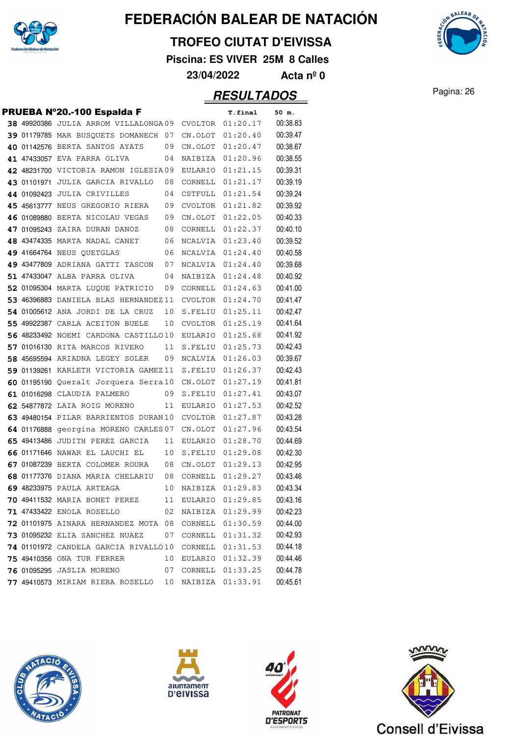# FEDERACIÓN BALEAR DE NATACIÓN

## TROFEO CIUTAT D'EIVISSA

**Piscina: ES VIVER 25M 8 Calles**

**23/04/2022 Acta nº 0**

## RESULTADOS

### PRUEBA Nº20.-100 Espalda F

| Pos. | Licencia | Nombre | Año | Club | T.final | 50 m. |
|---|---|---|---|---|---|---|
| 38 | 49920386 | JULIA ARROM VILLALONGA | 09 | CVOLTOR | 01:20.17 | 00:38.83 |
| 39 | 01179785 | MAR BUSQUETS DOMANECH | 07 | CN.OLOT | 01:20.40 | 00:39.47 |
| 40 | 01142576 | BERTA SANTOS AYATS | 09 | CN.OLOT | 01:20.47 | 00:38.67 |
| 41 | 47433057 | EVA PARRA OLIVA | 04 | NAIBIZA | 01:20.96 | 00:38.55 |
| 42 | 48231700 | VICTORIA RAMON IGLESIA | 09 | EULARIO | 01:21.15 | 00:39.31 |
| 43 | 01101971 | JULIA GARCIA RIVALLO | 08 | CORNELL | 01:21.17 | 00:39.19 |
| 44 | 01092423 | JULIA CRIVILLES | 04 | CSTFULL | 01:21.54 | 00:39.24 |
| 45 | 45613777 | NEUS GREGORIO RIERA | 09 | CVOLTOR | 01:21.82 | 00:39.92 |
| 46 | 01089880 | BERTA NICOLAU VEGAS | 09 | CN.OLOT | 01:22.05 | 00:40.33 |
| 47 | 01095243 | ZAIRA DURAN DANOZ | 08 | CORNELL | 01:22.37 | 00:40.10 |
| 48 | 43474335 | MARTA NADAL CANET | 06 | NCALVIA | 01:23.40 | 00:39.52 |
| 49 | 41664764 | NEUS QUETGLAS | 06 | NCALVIA | 01:24.40 | 00:40.58 |
| 49 | 43477809 | ADRIANA GATTI TASCON | 07 | NCALVIA | 01:24.40 | 00:39.68 |
| 51 | 47433047 | ALBA PARRA OLIVA | 04 | NAIBIZA | 01:24.48 | 00:40.92 |
| 52 | 01095304 | MARTA LUQUE PATRICIO | 09 | CORNELL | 01:24.63 | 00:41.00 |
| 53 | 46396883 | DANIELA BLAS HERNANDEZ | 11 | CVOLTOR | 01:24.70 | 00:41.47 |
| 54 | 01005612 | ANA JORDI DE LA CRUZ | 10 | S.FELIU | 01:25.11 | 00:42.47 |
| 55 | 49922387 | CARLA ACEITON BUELE | 10 | CVOLTOR | 01:25.19 | 00:41.64 |
| 56 | 48233492 | NOEMI CARDONA CASTILLO | 10 | EULARIO | 01:25.68 | 00:41.92 |
| 57 | 01016130 | RITA MARCOS RIVERO | 11 | S.FELIU | 01:25.73 | 00:42.43 |
| 58 | 45695594 | ARIADNA LEGEY SOLER | 09 | NCALVIA | 01:26.03 | 00:39.67 |
| 59 | 01139261 | KARLETH VICTORIA GAMEZ | 11 | S.FELIU | 01:26.37 | 00:42.43 |
| 60 | 01195190 | Queralt Jorquera Serra | 10 | CN.OLOT | 01:27.19 | 00:41.81 |
| 61 | 01016298 | CLAUDIA PALMERO | 09 | S.FELIU | 01:27.41 | 00:43.07 |
| 62 | 54877872 | LAIA ROIG MORENO | 11 | EULARIO | 01:27.53 | 00:42.52 |
| 63 | 49480154 | PILAR BARRIENTOS DURAN | 10 | CVOLTOR | 01:27.87 | 00:43.28 |
| 64 | 01176888 | georgina MORENO CARLES | 07 | CN.OLOT | 01:27.96 | 00:43.54 |
| 65 | 49413486 | JUDITH PEREZ GARCIA | 11 | EULARIO | 01:28.70 | 00:44.69 |
| 66 | 01171646 | NAWAR EL LAUCHI EL | 10 | S.FELIU | 01:29.08 | 00:42.30 |
| 67 | 01087239 | BERTA COLOMER ROURA | 08 | CN.OLOT | 01:29.13 | 00:42.95 |
| 68 | 01177376 | DIANA MARIA CHELARIU | 08 | CORNELL | 01:29.27 | 00:43.46 |
| 69 | 48233975 | PAULA ARTEAGA | 10 | NAIBIZA | 01:29.83 | 00:43.34 |
| 70 | 49411532 | MARIA BONET PEREZ | 11 | EULARIO | 01:29.85 | 00:43.16 |
| 71 | 47433422 | ENOLA ROSELLO | 02 | NAIBIZA | 01:29.99 | 00:42.23 |
| 72 | 01101975 | AINARA HERNANDEZ MOTA | 08 | CORNELL | 01:30.59 | 00:44.00 |
| 73 | 01095232 | ELIA SANCHEZ NUAEZ | 07 | CORNELL | 01:31.32 | 00:42.93 |
| 74 | 01101972 | CANDELA GARCIA RIVALLO | 10 | CORNELL | 01:31.53 | 00:44.18 |
| 75 | 49410356 | ONA TUR FERRER | 10 | EULARIO | 01:32.39 | 00:44.46 |
| 76 | 01095295 | JASLIA MORENO | 07 | CORNELL | 01:33.25 | 00:44.78 |
| 77 | 49410573 | MIRIAM RIERA ROSELLO | 10 | NAIBIZA | 01:33.91 | 00:45.61 |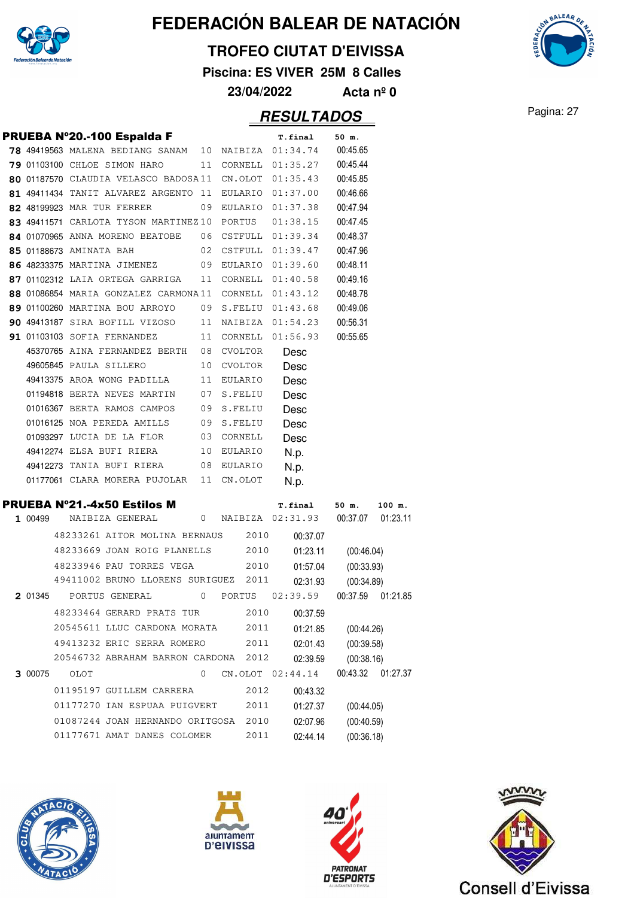# FEDERACIÓN BALEAR DE NATACIÓN

## TROFEO CIUTAT D'EIVISSA

**Piscina: ES VIVER 25M 8 Calles**

**23/04/2022 Acta nº 0**

## RESULTADOS

### PRUEBA Nº20.-100 Espalda F

| | Licencia | Nombre | Año | Club | T.final | 50 m. |
|---|---|---|---|---|---|---|
| 78 | 49419563 | MALENA BEDIANG SANAM | 10 | NAIBIZA | 01:34.74 | 00:45.65 |
| 79 | 01103100 | CHLOE SIMON HARO | 11 | CORNELL | 01:35.27 | 00:45.44 |
| 80 | 01187570 | CLAUDIA VELASCO BADOSA | 11 | CN.OLOT | 01:35.43 | 00:45.85 |
| 81 | 49411434 | TANIT ALVAREZ ARGENTO | 11 | EULARIO | 01:37.00 | 00:46.66 |
| 82 | 48199923 | MAR TUR FERRER | 09 | EULARIO | 01:37.38 | 00:47.94 |
| 83 | 49411571 | CARLOTA TYSON MARTINEZ | 10 | PORTUS | 01:38.15 | 00:47.45 |
| 84 | 01070965 | ANNA MORENO BEATOBE | 06 | CSTFULL | 01:39.34 | 00:48.37 |
| 85 | 01188673 | AMINATA BAH | 02 | CSTFULL | 01:39.47 | 00:47.96 |
| 86 | 48233375 | MARTINA JIMENEZ | 09 | EULARIO | 01:39.60 | 00:48.11 |
| 87 | 01102312 | LAIA ORTEGA GARRIGA | 11 | CORNELL | 01:40.58 | 00:49.16 |
| 88 | 01086854 | MARIA GONZALEZ CARMONA | 11 | CORNELL | 01:43.12 | 00:48.78 |
| 89 | 01100260 | MARTINA BOU ARROYO | 09 | S.FELIU | 01:43.68 | 00:49.06 |
| 90 | 49413187 | SIRA BOFILL VIZOSO | 11 | NAIBIZA | 01:54.23 | 00:56.31 |
| 91 | 01103103 | SOFIA FERNANDEZ | 11 | CORNELL | 01:56.93 | 00:55.65 |
| | 45370765 | AINA FERNANDEZ BERTH | 08 | CVOLTOR | Desc | |
| | 49605845 | PAULA SILLERO | 10 | CVOLTOR | Desc | |
| | 49413375 | AROA WONG PADILLA | 11 | EULARIO | Desc | |
| | 01194818 | BERTA NEVES MARTIN | 07 | S.FELIU | Desc | |
| | 01016367 | BERTA RAMOS CAMPOS | 09 | S.FELIU | Desc | |
| | 01016125 | NOA PEREDA AMILLS | 09 | S.FELIU | Desc | |
| | 01093297 | LUCIA DE LA FLOR | 03 | CORNELL | Desc | |
| | 49412274 | ELSA BUFI RIERA | 10 | EULARIO | N.p. | |
| | 49412273 | TANIA BUFI RIERA | 08 | EULARIO | N.p. | |
| | 01177061 | CLARA MORERA PUJOLAR | 11 | CN.OLOT | N.p. | |

### PRUEBA Nº21.-4x50 Estilos M

| | Licencia | Nombre | Año | Club | T.final | 50 m. | 100 m. |
|---|---|---|---|---|---|---|---|
| 1 | 00499 | NAIBIZA GENERAL | 0 | NAIBIZA | 02:31.93 | 00:37.07 | 01:23.11 |
| | 48233261 | AITOR MOLINA BERNAUS | 2010 | | 00:37.07 | | |
| | 48233669 | JOAN ROIG PLANELLS | 2010 | | 01:23.11 | (00:46.04) | |
| | 48233946 | PAU TORRES VEGA | 2010 | | 01:57.04 | (00:33.93) | |
| | 49411002 | BRUNO LLORENS SURIGUEZ | 2011 | | 02:31.93 | (00:34.89) | |
| 2 | 01345 | PORTUS GENERAL | 0 | PORTUS | 02:39.59 | 00:37.59 | 01:21.85 |
| | 48233464 | GERARD PRATS TUR | 2010 | | 00:37.59 | | |
| | 20545611 | LLUC CARDONA MORATA | 2011 | | 01:21.85 | (00:44.26) | |
| | 49413232 | ERIC SERRA ROMERO | 2011 | | 02:01.43 | (00:39.58) | |
| | 20546732 | ABRAHAM BARRON CARDONA | 2012 | | 02:39.59 | (00:38.16) | |
| 3 | 00075 | OLOT | 0 | CN.OLOT | 02:44.14 | 00:43.32 | 01:27.37 |
| | 01195197 | GUILLEM CARRERA | 2012 | | 00:43.32 | | |
| | 01177270 | IAN ESPUAA PUIGVERT | 2011 | | 01:27.37 | (00:44.05) | |
| | 01087244 | JOAN HERNANDO ORITGOSA | 2010 | | 02:07.96 | (00:40.59) | |
| | 01177671 | AMAT DANES COLOMER | 2011 | | 02:44.14 | (00:36.18) | |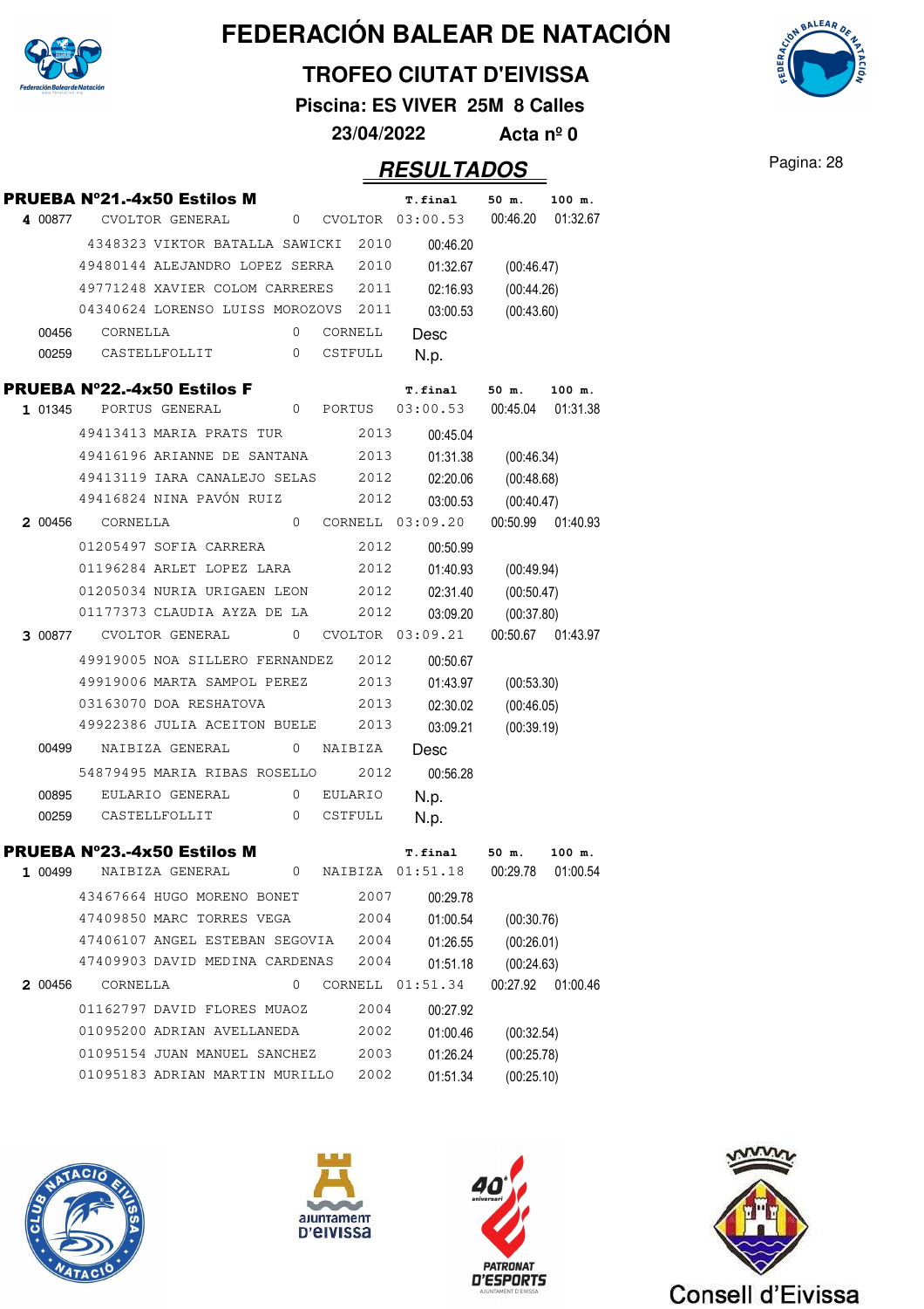# FEDERACIÓN BALEAR DE NATACIÓN

## TROFEO CIUTAT D'EIVISSA

**Piscina: ES VIVER 25M 8 Calles**

**23/04/2022 Acta nº 0**

## RESULTADOS

### PRUEBA Nº21.-4x50 Estilos M

| | | | | | T.final | 50 m. | 100 m. |
|---|---|---|---|---|---|---|---|
| 4 | 00877 | CVOLTOR GENERAL | 0 | CVOLTOR | 03:00.53 | 00:46.20 | 01:32.67 |
| | | 4348323 VIKTOR BATALLA SAWICKI | 2010 | | 00:46.20 | | |
| | | 49480144 ALEJANDRO LOPEZ SERRA | 2010 | | 01:32.67 | (00:46.47) | |
| | | 49771248 XAVIER COLOM CARRERES | 2011 | | 02:16.93 | (00:44.26) | |
| | | 04340624 LORENSO LUISS MOROZOVS | 2011 | | 03:00.53 | (00:43.60) | |
| | 00456 | CORNELLA | 0 | CORNELL | Desc | | |
| | 00259 | CASTELLFOLLIT | 0 | CSTFULL | N.p. | | |

### PRUEBA Nº22.-4x50 Estilos F

| | | | | | T.final | 50 m. | 100 m. |
|---|---|---|---|---|---|---|---|
| 1 | 01345 | PORTUS GENERAL | 0 | PORTUS | 03:00.53 | 00:45.04 | 01:31.38 |
| | | 49413413 MARIA PRATS TUR | 2013 | | 00:45.04 | | |
| | | 49416196 ARIANNE DE SANTANA | 2013 | | 01:31.38 | (00:46.34) | |
| | | 49413119 IARA CANALEJO SELAS | 2012 | | 02:20.06 | (00:48.68) | |
| | | 49416824 NINA PAVÓN RUIZ | 2012 | | 03:00.53 | (00:40.47) | |
| 2 | 00456 | CORNELLA | 0 | CORNELL | 03:09.20 | 00:50.99 | 01:40.93 |
| | | 01205497 SOFIA CARRERA | 2012 | | 00:50.99 | | |
| | | 01196284 ARLET LOPEZ LARA | 2012 | | 01:40.93 | (00:49.94) | |
| | | 01205034 NURIA URIGAEN LEON | 2012 | | 02:31.40 | (00:50.47) | |
| | | 01177373 CLAUDIA AYZA DE LA | 2012 | | 03:09.20 | (00:37.80) | |
| 3 | 00877 | CVOLTOR GENERAL | 0 | CVOLTOR | 03:09.21 | 00:50.67 | 01:43.97 |
| | | 49919005 NOA SILLERO FERNANDEZ | 2012 | | 00:50.67 | | |
| | | 49919006 MARTA SAMPOL PEREZ | 2013 | | 01:43.97 | (00:53.30) | |
| | | 03163070 DOA RESHATOVA | 2013 | | 02:30.02 | (00:46.05) | |
| | | 49922386 JULIA ACEITON BUELE | 2013 | | 03:09.21 | (00:39.19) | |
| | 00499 | NAIBIZA GENERAL | 0 | NAIBIZA | Desc | | |
| | | 54879495 MARIA RIBAS ROSELLO | 2012 | | 00:56.28 | | |
| | 00895 | EULARIO GENERAL | 0 | EULARIO | N.p. | | |
| | 00259 | CASTELLFOLLIT | 0 | CSTFULL | N.p. | | |

### PRUEBA Nº23.-4x50 Estilos M

| | | | | | T.final | 50 m. | 100 m. |
|---|---|---|---|---|---|---|---|
| 1 | 00499 | NAIBIZA GENERAL | 0 | NAIBIZA | 01:51.18 | 00:29.78 | 01:00.54 |
| | | 43467664 HUGO MORENO BONET | 2007 | | 00:29.78 | | |
| | | 47409850 MARC TORRES VEGA | 2004 | | 01:00.54 | (00:30.76) | |
| | | 47406107 ANGEL ESTEBAN SEGOVIA | 2004 | | 01:26.55 | (00:26.01) | |
| | | 47409903 DAVID MEDINA CARDENAS | 2004 | | 01:51.18 | (00:24.63) | |
| 2 | 00456 | CORNELLA | 0 | CORNELL | 01:51.34 | 00:27.92 | 01:00.46 |
| | | 01162797 DAVID FLORES MUAOZ | 2004 | | 00:27.92 | | |
| | | 01095200 ADRIAN AVELLANEDA | 2002 | | 01:00.46 | (00:32.54) | |
| | | 01095154 JUAN MANUEL SANCHEZ | 2003 | | 01:26.24 | (00:25.78) | |
| | | 01095183 ADRIAN MARTIN MURILLO | 2002 | | 01:51.34 | (00:25.10) | |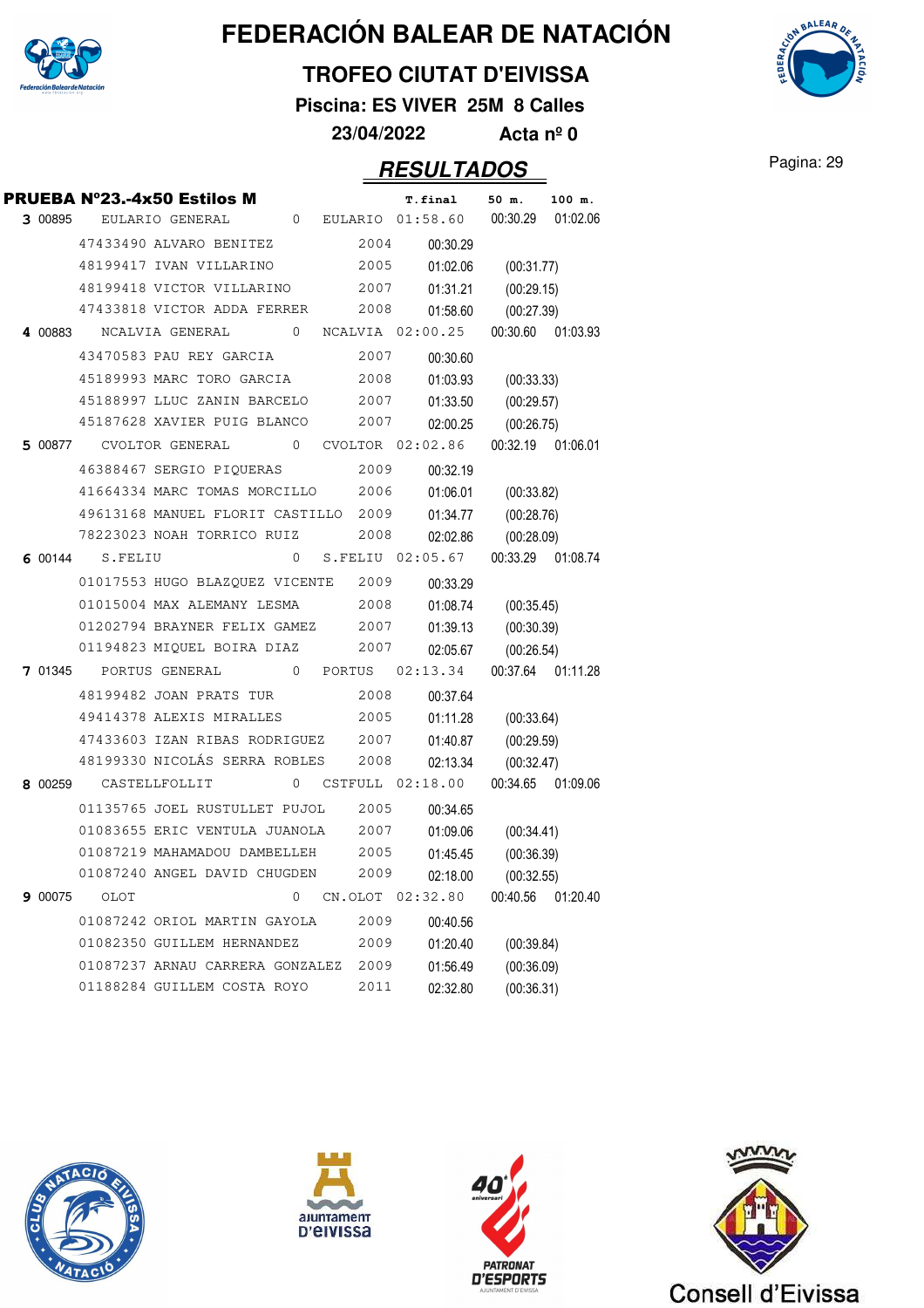# FEDERACIÓN BALEAR DE NATACIÓN

## TROFEO CIUTAT D'EIVISSA

**Piscina: ES VIVER 25M 8 Calles**

**23/04/2022 Acta nº 0**

## *RESULTADOS*

### PRUEBA Nº23.-4x50 Estilos M

| | | | | | T.final | 50 m. | 100 m. |
|---|---|---|---|---|---|---|---|
| **3** | 00895 | EULARIO GENERAL | 0 | EULARIO | 01:58.60 | 00:30.29 | 01:02.06 |
| | | 47433490 ALVARO BENITEZ | 2004 | | 00:30.29 | | |
| | | 48199417 IVAN VILLARINO | 2005 | | 01:02.06 | (00:31.77) | |
| | | 48199418 VICTOR VILLARINO | 2007 | | 01:31.21 | (00:29.15) | |
| | | 47433818 VICTOR ADDA FERRER | 2008 | | 01:58.60 | (00:27.39) | |
| **4** | 00883 | NCALVIA GENERAL | 0 | NCALVIA | 02:00.25 | 00:30.60 | 01:03.93 |
| | | 43470583 PAU REY GARCIA | 2007 | | 00:30.60 | | |
| | | 45189993 MARC TORO GARCIA | 2008 | | 01:03.93 | (00:33.33) | |
| | | 45188997 LLUC ZANIN BARCELO | 2007 | | 01:33.50 | (00:29.57) | |
| | | 45187628 XAVIER PUIG BLANCO | 2007 | | 02:00.25 | (00:26.75) | |
| **5** | 00877 | CVOLTOR GENERAL | 0 | CVOLTOR | 02:02.86 | 00:32.19 | 01:06.01 |
| | | 46388467 SERGIO PIQUERAS | 2009 | | 00:32.19 | | |
| | | 41664334 MARC TOMAS MORCILLO | 2006 | | 01:06.01 | (00:33.82) | |
| | | 49613168 MANUEL FLORIT CASTILLO | 2009 | | 01:34.77 | (00:28.76) | |
| | | 78223023 NOAH TORRICO RUIZ | 2008 | | 02:02.86 | (00:28.09) | |
| **6** | 00144 | S.FELIU | 0 | S.FELIU | 02:05.67 | 00:33.29 | 01:08.74 |
| | | 01017553 HUGO BLAZQUEZ VICENTE | 2009 | | 00:33.29 | | |
| | | 01015004 MAX ALEMANY LESMA | 2008 | | 01:08.74 | (00:35.45) | |
| | | 01202794 BRAYNER FELIX GAMEZ | 2007 | | 01:39.13 | (00:30.39) | |
| | | 01194823 MIQUEL BOIRA DIAZ | 2007 | | 02:05.67 | (00:26.54) | |
| **7** | 01345 | PORTUS GENERAL | 0 | PORTUS | 02:13.34 | 00:37.64 | 01:11.28 |
| | | 48199482 JOAN PRATS TUR | 2008 | | 00:37.64 | | |
| | | 49414378 ALEXIS MIRALLES | 2005 | | 01:11.28 | (00:33.64) | |
| | | 47433603 IZAN RIBAS RODRIGUEZ | 2007 | | 01:40.87 | (00:29.59) | |
| | | 48199330 NICOLÁS SERRA ROBLES | 2008 | | 02:13.34 | (00:32.47) | |
| **8** | 00259 | CASTELLFOLLIT | 0 | CSTFULL | 02:18.00 | 00:34.65 | 01:09.06 |
| | | 01135765 JOEL RUSTULLET PUJOL | 2005 | | 00:34.65 | | |
| | | 01083655 ERIC VENTULA JUANOLA | 2007 | | 01:09.06 | (00:34.41) | |
| | | 01087219 MAHAMADOU DAMBELLEH | 2005 | | 01:45.45 | (00:36.39) | |
| | | 01087240 ANGEL DAVID CHUGDEN | 2009 | | 02:18.00 | (00:32.55) | |
| **9** | 00075 | OLOT | 0 | CN.OLOT | 02:32.80 | 00:40.56 | 01:20.40 |
| | | 01087242 ORIOL MARTIN GAYOLA | 2009 | | 00:40.56 | | |
| | | 01082350 GUILLEM HERNANDEZ | 2009 | | 01:20.40 | (00:39.84) | |
| | | 01087237 ARNAU CARRERA GONZALEZ | 2009 | | 01:56.49 | (00:36.09) | |
| | | 01188284 GUILLEM COSTA ROYO | 2011 | | 02:32.80 | (00:36.31) | |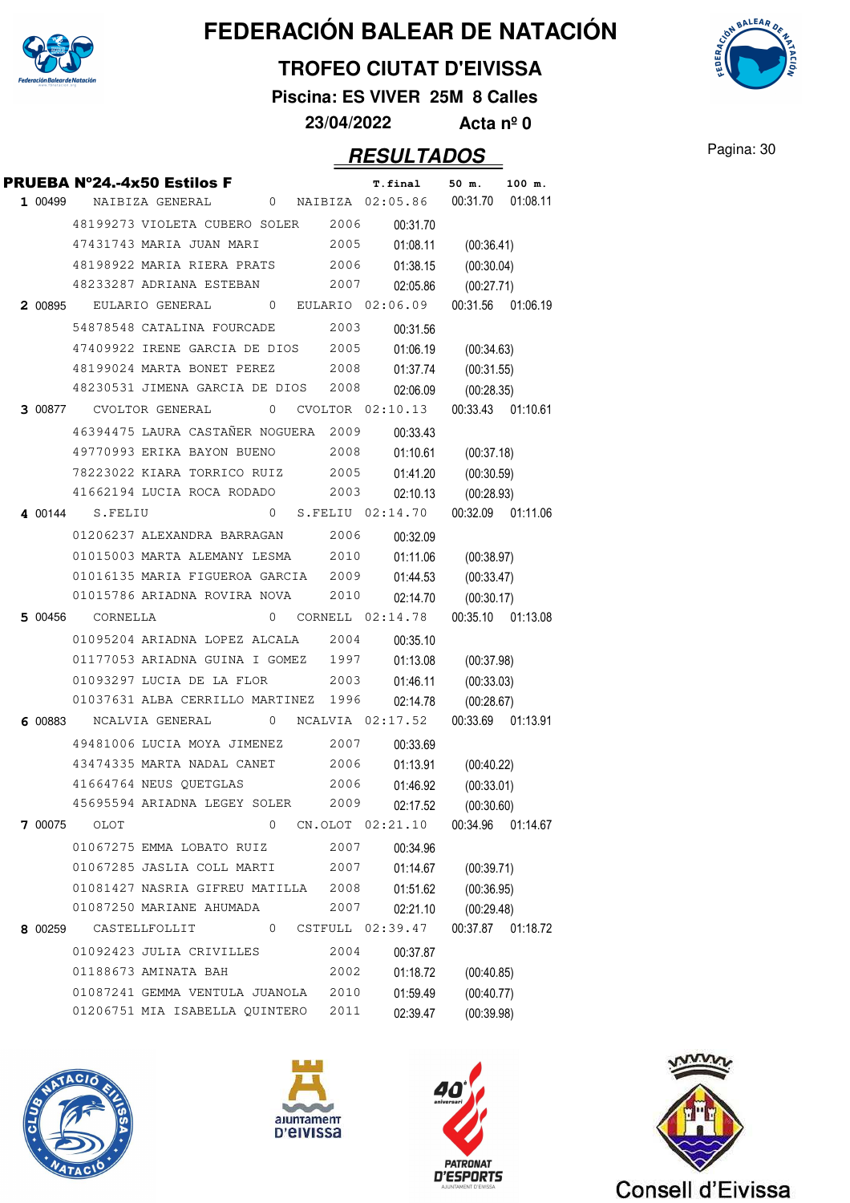# FEDERACIÓN BALEAR DE NATACIÓN

## TROFEO CIUTAT D'EIVISSA

**Piscina: ES VIVER 25M 8 Calles**

**23/04/2022 Acta nº 0**

## RESULTADOS

### PRUEBA Nº24.-4x50 Estilos F

| | | | | | T.final | 50 m. | 100 m. |
|---|---|---|---|---|---|---|---|
| 1 | 00499 | NAIBIZA GENERAL | 0 | NAIBIZA | 02:05.86 | 00:31.70 | 01:08.11 |
| | | 48199273 VIOLETA CUBERO SOLER | 2006 | | 00:31.70 | | |
| | | 47431743 MARIA JUAN MARI | 2005 | | 01:08.11 | (00:36.41) | |
| | | 48198922 MARIA RIERA PRATS | 2006 | | 01:38.15 | (00:30.04) | |
| | | 48233287 ADRIANA ESTEBAN | 2007 | | 02:05.86 | (00:27.71) | |
| 2 | 00895 | EULARIO GENERAL | 0 | EULARIO | 02:06.09 | 00:31.56 | 01:06.19 |
| | | 54878548 CATALINA FOURCADE | 2003 | | 00:31.56 | | |
| | | 47409922 IRENE GARCIA DE DIOS | 2005 | | 01:06.19 | (00:34.63) | |
| | | 48199024 MARTA BONET PEREZ | 2008 | | 01:37.74 | (00:31.55) | |
| | | 48230531 JIMENA GARCIA DE DIOS | 2008 | | 02:06.09 | (00:28.35) | |
| 3 | 00877 | CVOLTOR GENERAL | 0 | CVOLTOR | 02:10.13 | 00:33.43 | 01:10.61 |
| | | 46394475 LAURA CASTAÑER NOGUERA | 2009 | | 00:33.43 | | |
| | | 49770993 ERIKA BAYON BUENO | 2008 | | 01:10.61 | (00:37.18) | |
| | | 78223022 KIARA TORRICO RUIZ | 2005 | | 01:41.20 | (00:30.59) | |
| | | 41662194 LUCIA ROCA RODADO | 2003 | | 02:10.13 | (00:28.93) | |
| 4 | 00144 | S.FELIU | 0 | S.FELIU | 02:14.70 | 00:32.09 | 01:11.06 |
| | | 01206237 ALEXANDRA BARRAGAN | 2006 | | 00:32.09 | | |
| | | 01015003 MARTA ALEMANY LESMA | 2010 | | 01:11.06 | (00:38.97) | |
| | | 01016135 MARIA FIGUEROA GARCIA | 2009 | | 01:44.53 | (00:33.47) | |
| | | 01015786 ARIADNA ROVIRA NOVA | 2010 | | 02:14.70 | (00:30.17) | |
| 5 | 00456 | CORNELLA | 0 | CORNELL | 02:14.78 | 00:35.10 | 01:13.08 |
| | | 01095204 ARIADNA LOPEZ ALCALA | 2004 | | 00:35.10 | | |
| | | 01177053 ARIADNA GUINA I GOMEZ | 1997 | | 01:13.08 | (00:37.98) | |
| | | 01093297 LUCIA DE LA FLOR | 2003 | | 01:46.11 | (00:33.03) | |
| | | 01037631 ALBA CERRILLO MARTINEZ | 1996 | | 02:14.78 | (00:28.67) | |
| 6 | 00883 | NCALVIA GENERAL | 0 | NCALVIA | 02:17.52 | 00:33.69 | 01:13.91 |
| | | 49481006 LUCIA MOYA JIMENEZ | 2007 | | 00:33.69 | | |
| | | 43474335 MARTA NADAL CANET | 2006 | | 01:13.91 | (00:40.22) | |
| | | 41664764 NEUS QUETGLAS | 2006 | | 01:46.92 | (00:33.01) | |
| | | 45695594 ARIADNA LEGEY SOLER | 2009 | | 02:17.52 | (00:30.60) | |
| 7 | 00075 | OLOT | 0 | CN.OLOT | 02:21.10 | 00:34.96 | 01:14.67 |
| | | 01067275 EMMA LOBATO RUIZ | 2007 | | 00:34.96 | | |
| | | 01067285 JASLIA COLL MARTI | 2007 | | 01:14.67 | (00:39.71) | |
| | | 01081427 NASRIA GIFREU MATILLA | 2008 | | 01:51.62 | (00:36.95) | |
| | | 01087250 MARIANE AHUMADA | 2007 | | 02:21.10 | (00:29.48) | |
| 8 | 00259 | CASTELLFOLLIT | 0 | CSTFULL | 02:39.47 | 00:37.87 | 01:18.72 |
| | | 01092423 JULIA CRIVILLES | 2004 | | 00:37.87 | | |
| | | 01188673 AMINATA BAH | 2002 | | 01:18.72 | (00:40.85) | |
| | | 01087241 GEMMA VENTULA JUANOLA | 2010 | | 01:59.49 | (00:40.77) | |
| | | 01206751 MIA ISABELLA QUINTERO | 2011 | | 02:39.47 | (00:39.98) | |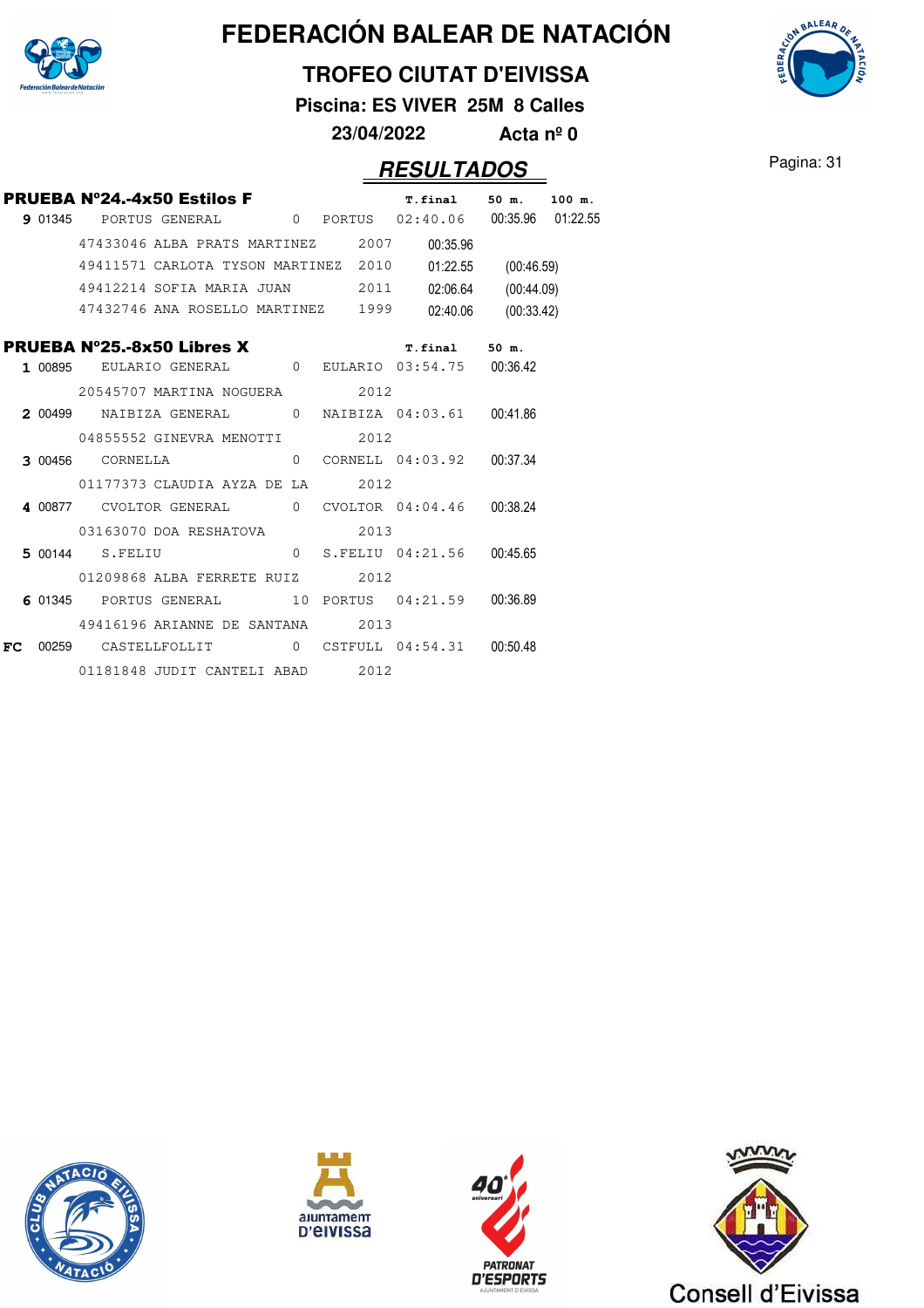# FEDERACIÓN BALEAR DE NATACIÓN

## TROFEO CIUTAT D'EIVISSA

**Piscina: ES VIVER 25M 8 Calles**

**23/04/2022 Acta nº 0**

## RESULTADOS

**PRUEBA Nº24.-4x50 Estilos F**

| | | | | | T.final | 50 m. | 100 m. |
|---|---|---|---|---|---|---|---|
| **9** | 01345 | PORTUS GENERAL | 0 | PORTUS | 02:40.06 | 00:35.96 | 01:22.55 |
| | | 47433046 ALBA PRATS MARTINEZ | 2007 | | 00:35.96 | | |
| | | 49411571 CARLOTA TYSON MARTINEZ | 2010 | | 01:22.55 | (00:46.59) | |
| | | 49412214 SOFIA MARIA JUAN | 2011 | | 02:06.64 | (00:44.09) | |
| | | 47432746 ANA ROSELLO MARTINEZ | 1999 | | 02:40.06 | (00:33.42) | |

**PRUEBA Nº25.-8x50 Libres X**

| | | | | | T.final | 50 m. |
|---|---|---|---|---|---|---|
| **1** | 00895 | EULARIO GENERAL | 0 | EULARIO | 03:54.75 | 00:36.42 |
| | | 20545707 MARTINA NOGUERA | 2012 | | | |
| **2** | 00499 | NAIBIZA GENERAL | 0 | NAIBIZA | 04:03.61 | 00:41.86 |
| | | 04855552 GINEVRA MENOTTI | 2012 | | | |
| **3** | 00456 | CORNELLA | 0 | CORNELL | 04:03.92 | 00:37.34 |
| | | 01177373 CLAUDIA AYZA DE LA | 2012 | | | |
| **4** | 00877 | CVOLTOR GENERAL | 0 | CVOLTOR | 04:04.46 | 00:38.24 |
| | | 03163070 DOA RESHATOVA | 2013 | | | |
| **5** | 00144 | S.FELIU | 0 | S.FELIU | 04:21.56 | 00:45.65 |
| | | 01209868 ALBA FERRETE RUIZ | 2012 | | | |
| **6** | 01345 | PORTUS GENERAL | 10 | PORTUS | 04:21.59 | 00:36.89 |
| | | 49416196 ARIANNE DE SANTANA | 2013 | | | |
| **FC** | 00259 | CASTELLFOLLIT | 0 | CSTFULL | 04:54.31 | 00:50.48 |
| | | 01181848 JUDIT CANTELI ABAD | 2012 | | | |

Consell d'Eivissa